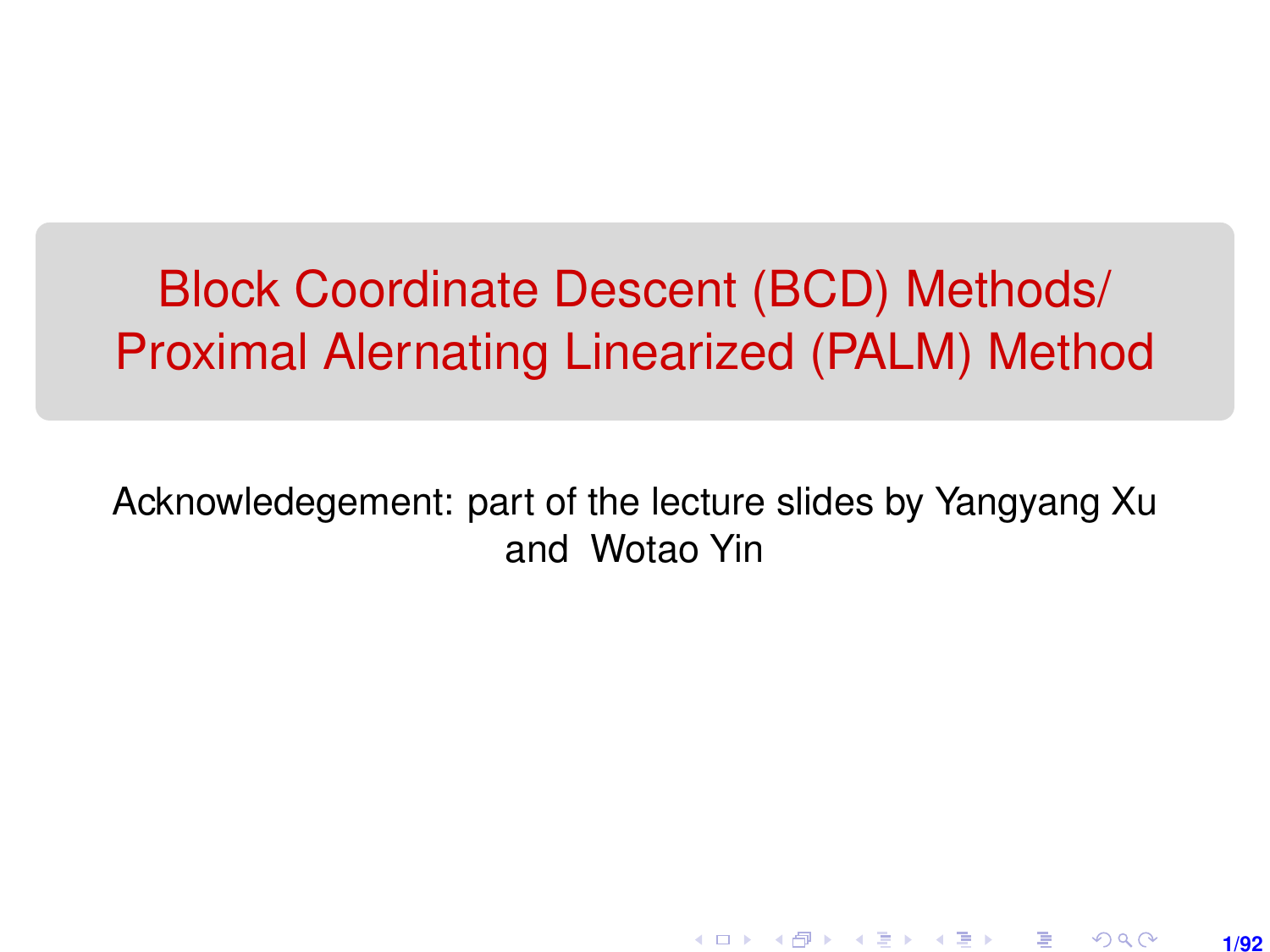# Block Coordinate Descent (BCD) Methods/ Proximal Alernating Linearized (PALM) Method

Acknowledegement: part of the lecture slides by Yangyang Xu and Wotao Yin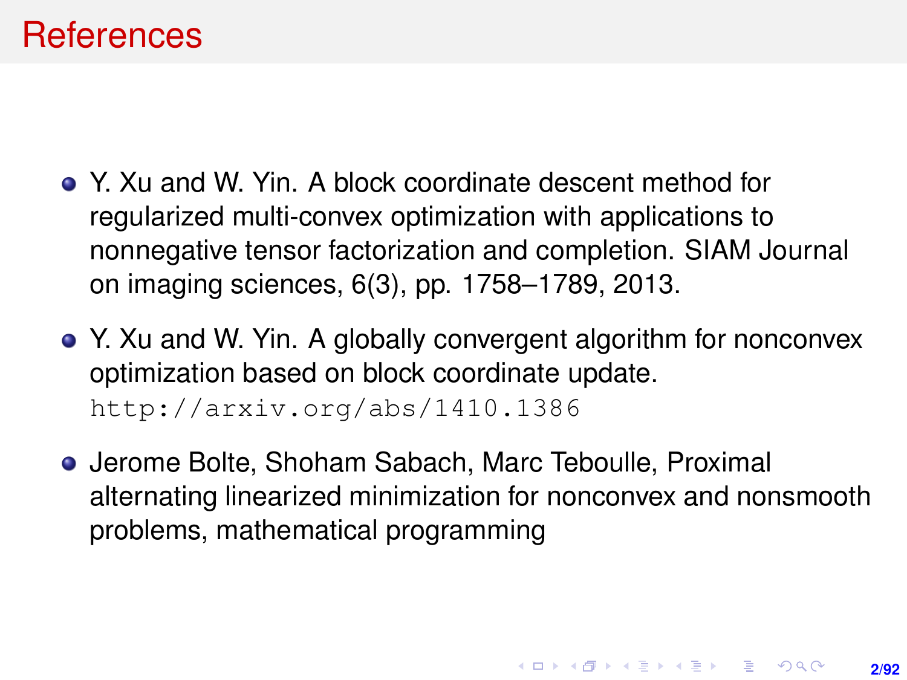# References

- Y. Xu and W. Yin. A block coordinate descent method for regularized multi-convex optimization with applications to nonnegative tensor factorization and completion. SIAM Journal on imaging sciences, 6(3), pp. 1758–1789, 2013.
- Y. Xu and W. Yin. A globally convergent algorithm for nonconvex optimization based on block coordinate update. `http://arxiv.org/abs/1410.1386`
- Jerome Bolte, Shoham Sabach, Marc Teboulle, Proximal alternating linearized minimization for nonconvex and nonsmooth problems, mathematical programming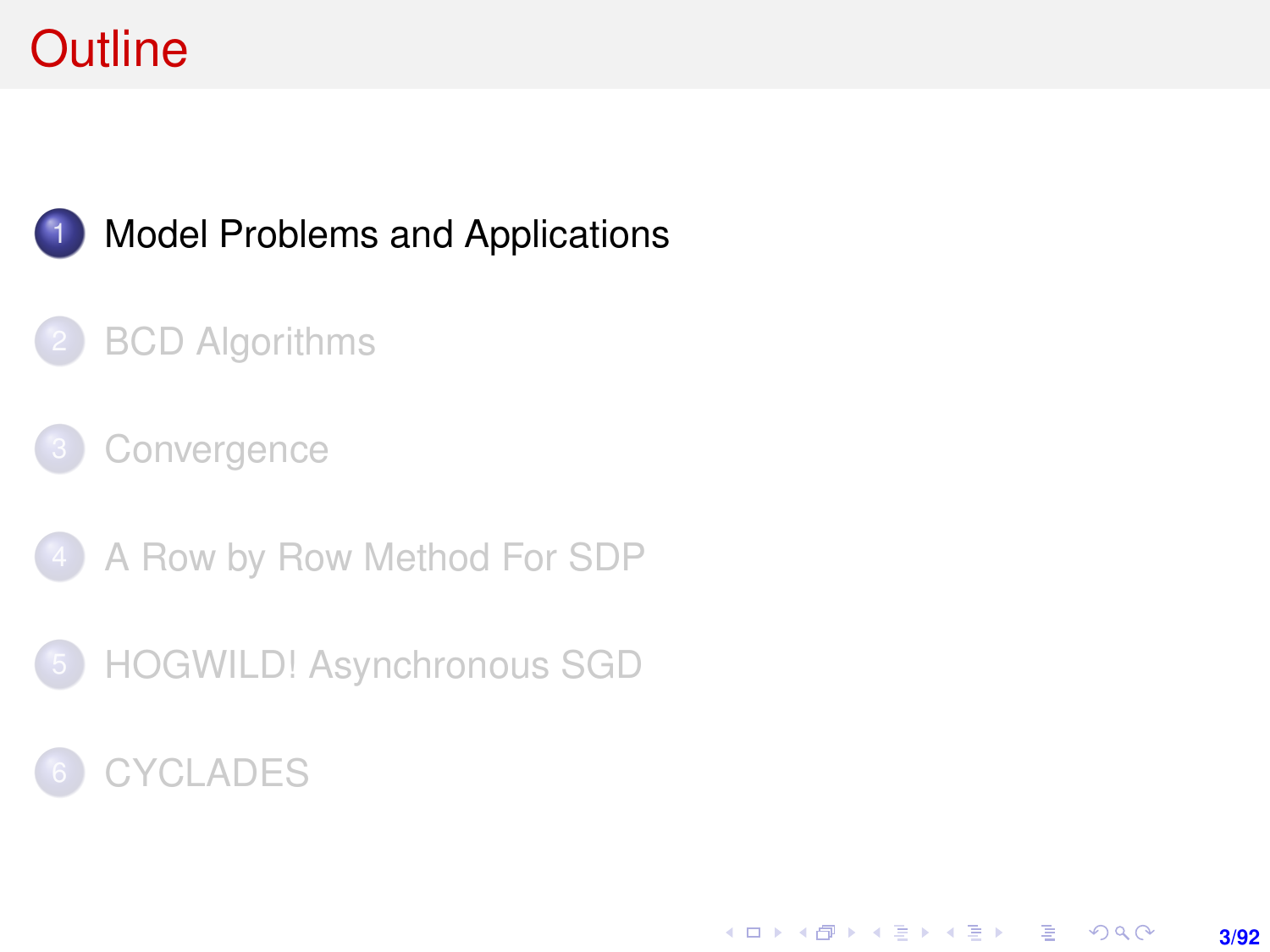# Outline

1. Model Problems and Applications
2. BCD Algorithms
3. Convergence
4. A Row by Row Method For SDP
5. HOGWILD! Asynchronous SGD
6. CYCLADES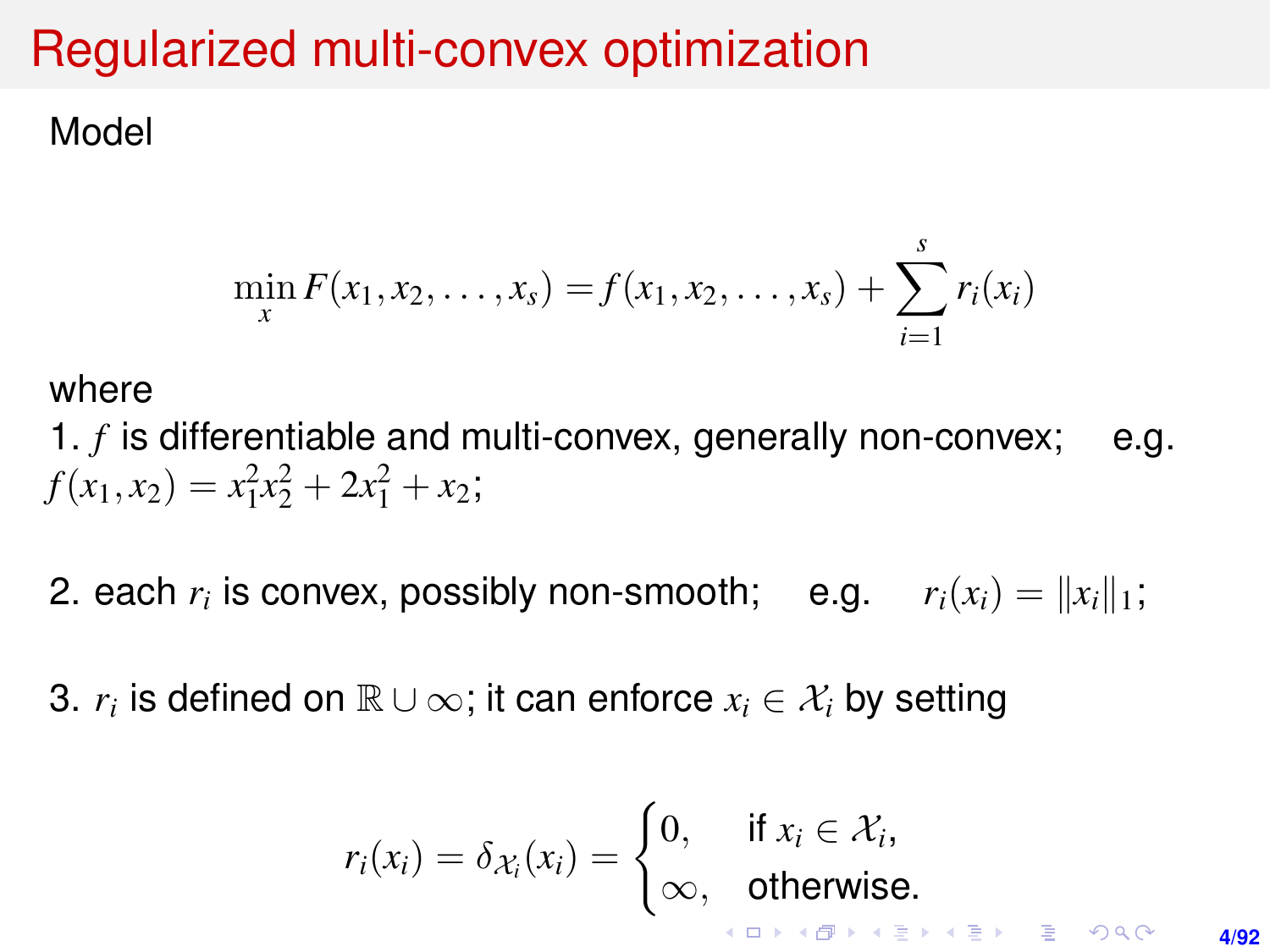# Regularized multi-convex optimization

Model

$$\min_x F(x_1, x_2, \ldots, x_s) = f(x_1, x_2, \ldots, x_s) + \sum_{i=1}^{s} r_i(x_i)$$

where

1. $f$ is differentiable and multi-convex, generally non-convex; e.g. $f(x_1, x_2) = x_1^2 x_2^2 + 2x_1^2 + x_2$;

2. each $r_i$ is convex, possibly non-smooth; e.g. $r_i(x_i) = \|x_i\|_1$;

3. $r_i$ is defined on $\mathbb{R} \cup \infty$; it can enforce $x_i \in \mathcal{X}_i$ by setting

$$r_i(x_i) = \delta_{\mathcal{X}_i}(x_i) = \begin{cases} 0, & \text{if } x_i \in \mathcal{X}_i, \\ \infty, & \text{otherwise.} \end{cases}$$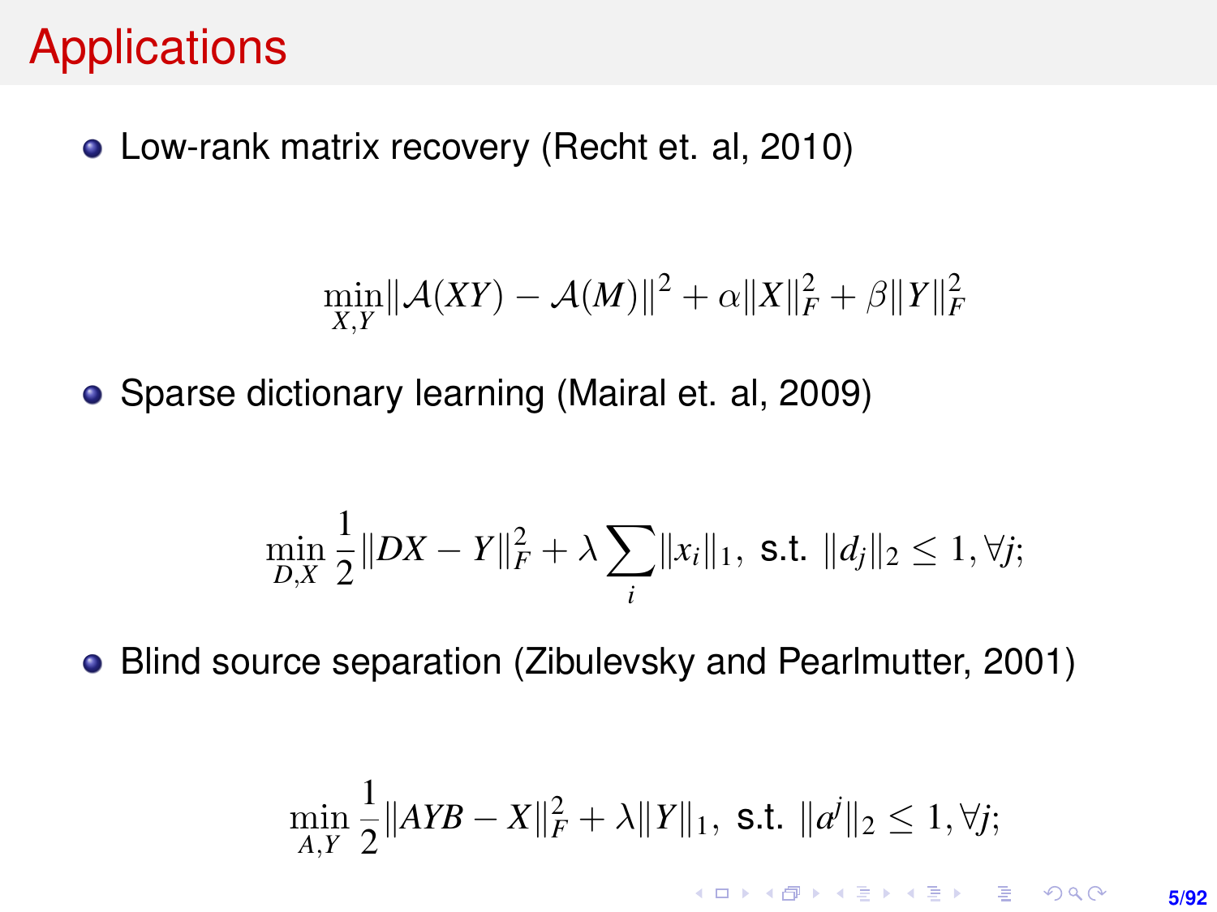# Applications

- Low-rank matrix recovery (Recht et. al, 2010)

$$\min_{X,Y} \|\mathcal{A}(XY) - \mathcal{A}(M)\|^2 + \alpha\|X\|_F^2 + \beta\|Y\|_F^2$$

- Sparse dictionary learning (Mairal et. al, 2009)

$$\min_{D,X} \frac{1}{2}\|DX - Y\|_F^2 + \lambda \sum_i \|x_i\|_1, \text{ s.t. } \|d_j\|_2 \leq 1, \forall j;$$

- Blind source separation (Zibulevsky and Pearlmutter, 2001)

$$\min_{A,Y} \frac{1}{2}\|AYB - X\|_F^2 + \lambda\|Y\|_1, \text{ s.t. } \|a^j\|_2 \leq 1, \forall j;$$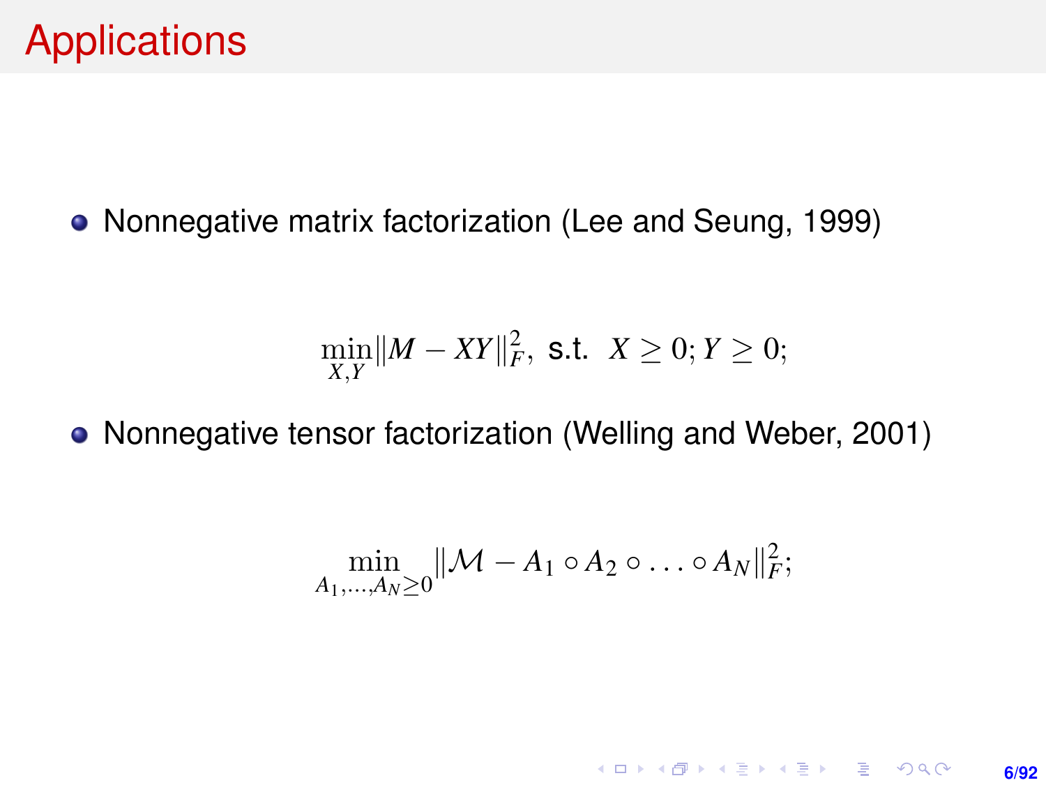# Applications

- Nonnegative matrix factorization (Lee and Seung, 1999)

$$\min_{X,Y} \|M - XY\|_F^2, \text{ s.t. } X \geq 0; Y \geq 0;$$

- Nonnegative tensor factorization (Welling and Weber, 2001)

$$\min_{A_1,\ldots,A_N \geq 0} \|\mathcal{M} - A_1 \circ A_2 \circ \ldots \circ A_N\|_F^2;$$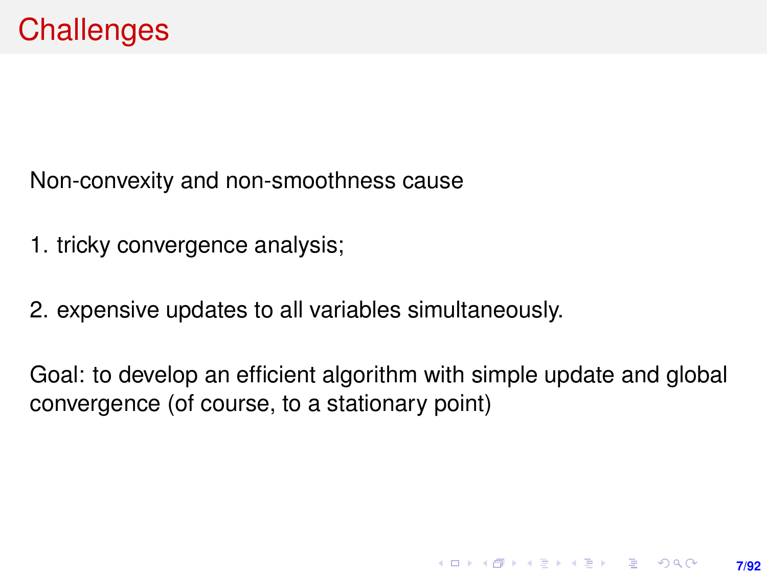# Challenges

Non-convexity and non-smoothness cause

1. tricky convergence analysis;
2. expensive updates to all variables simultaneously.

Goal: to develop an efficient algorithm with simple update and global convergence (of course, to a stationary point)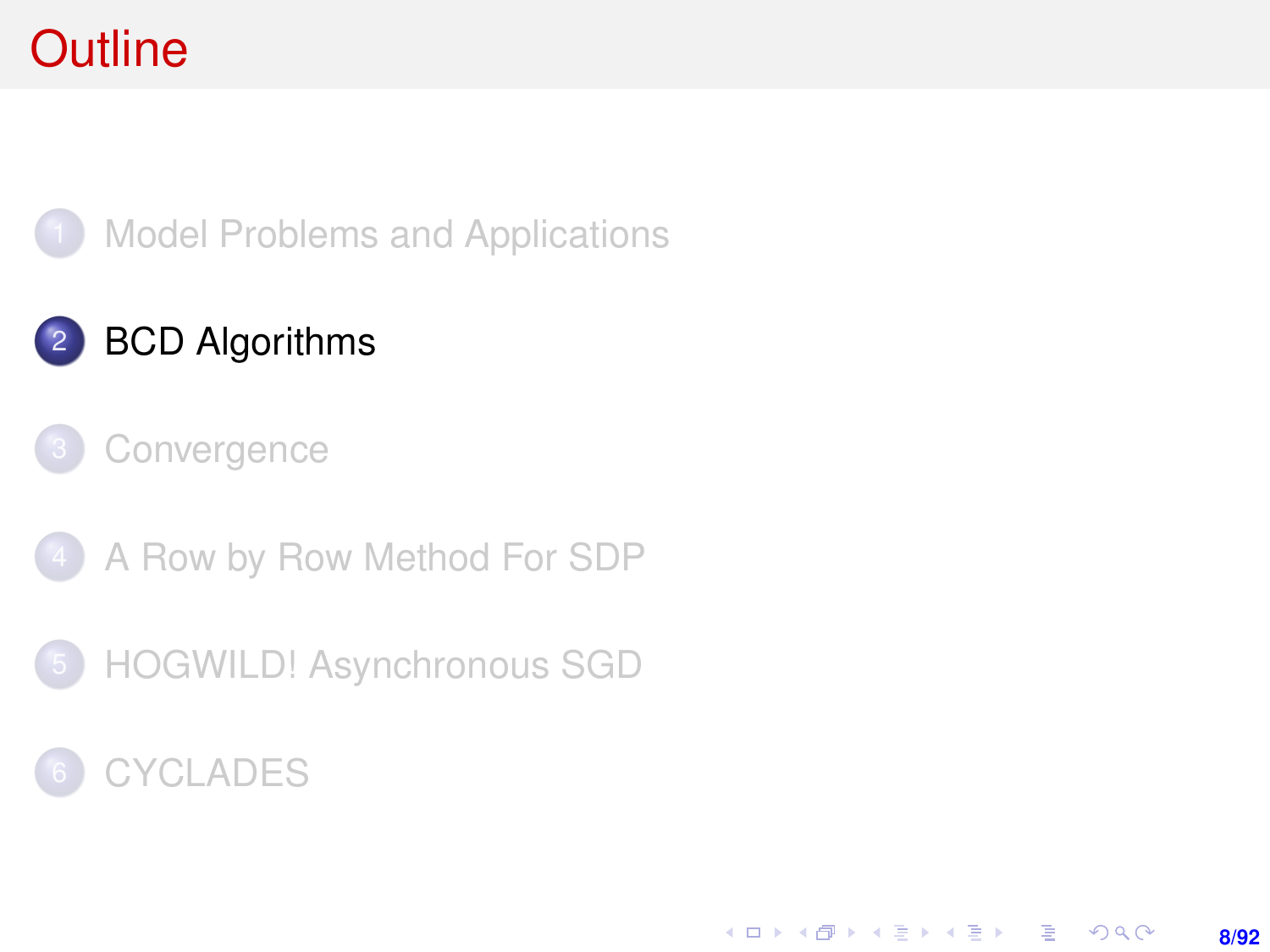# Outline

1. Model Problems and Applications
2. **BCD Algorithms**
3. Convergence
4. A Row by Row Method For SDP
5. HOGWILD! Asynchronous SGD
6. CYCLADES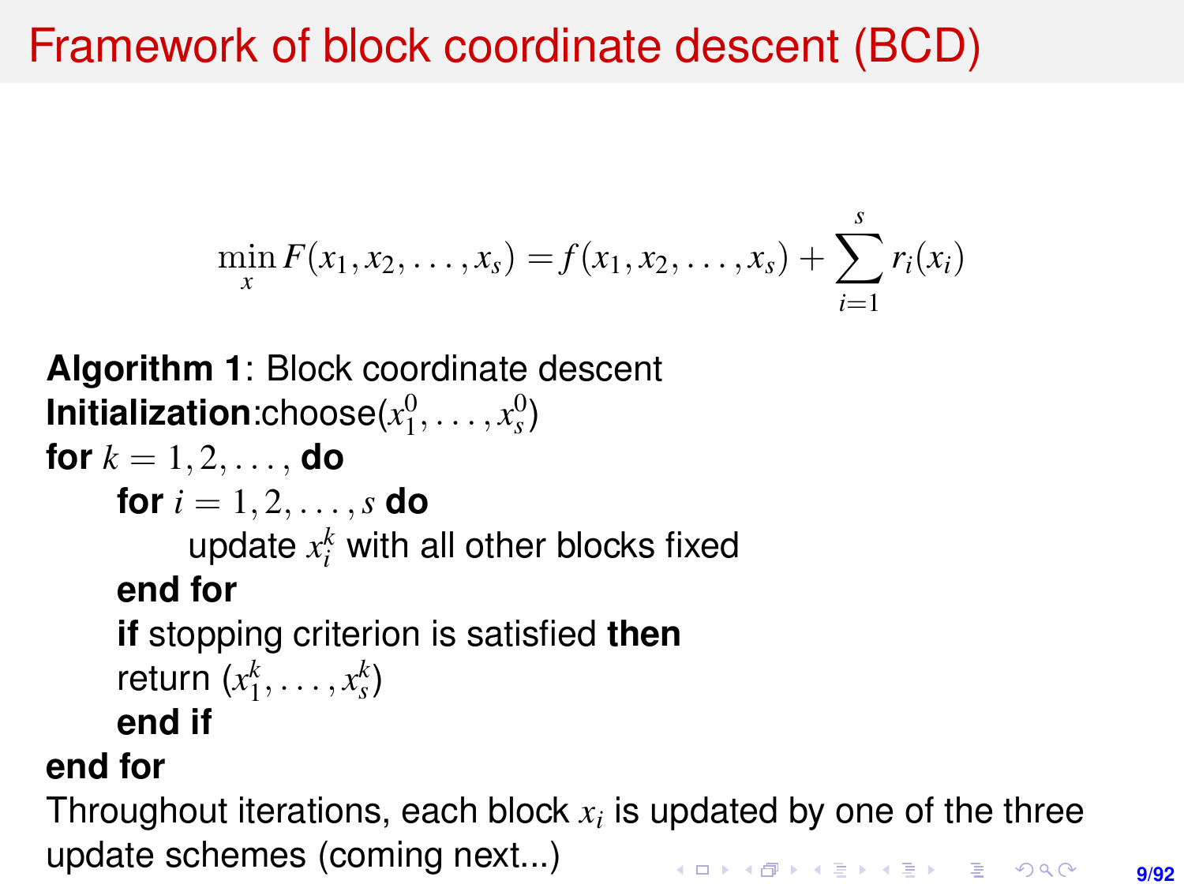# Framework of block coordinate descent (BCD)

$$\min_x F(x_1, x_2, \ldots, x_s) = f(x_1, x_2, \ldots, x_s) + \sum_{i=1}^{s} r_i(x_i)$$

**Algorithm 1**: Block coordinate descent
**Initialization**:choose$(x_1^0, \ldots, x_s^0)$
**for** $k = 1, 2, \ldots,$ **do**
  **for** $i = 1, 2, \ldots, s$ **do**
    update $x_i^k$ with all other blocks fixed
  **end for**
  **if** stopping criterion is satisfied **then**
  return $(x_1^k, \ldots, x_s^k)$
  **end if**
**end for**

Throughout iterations, each block $x_i$ is updated by one of the three update schemes (coming next...)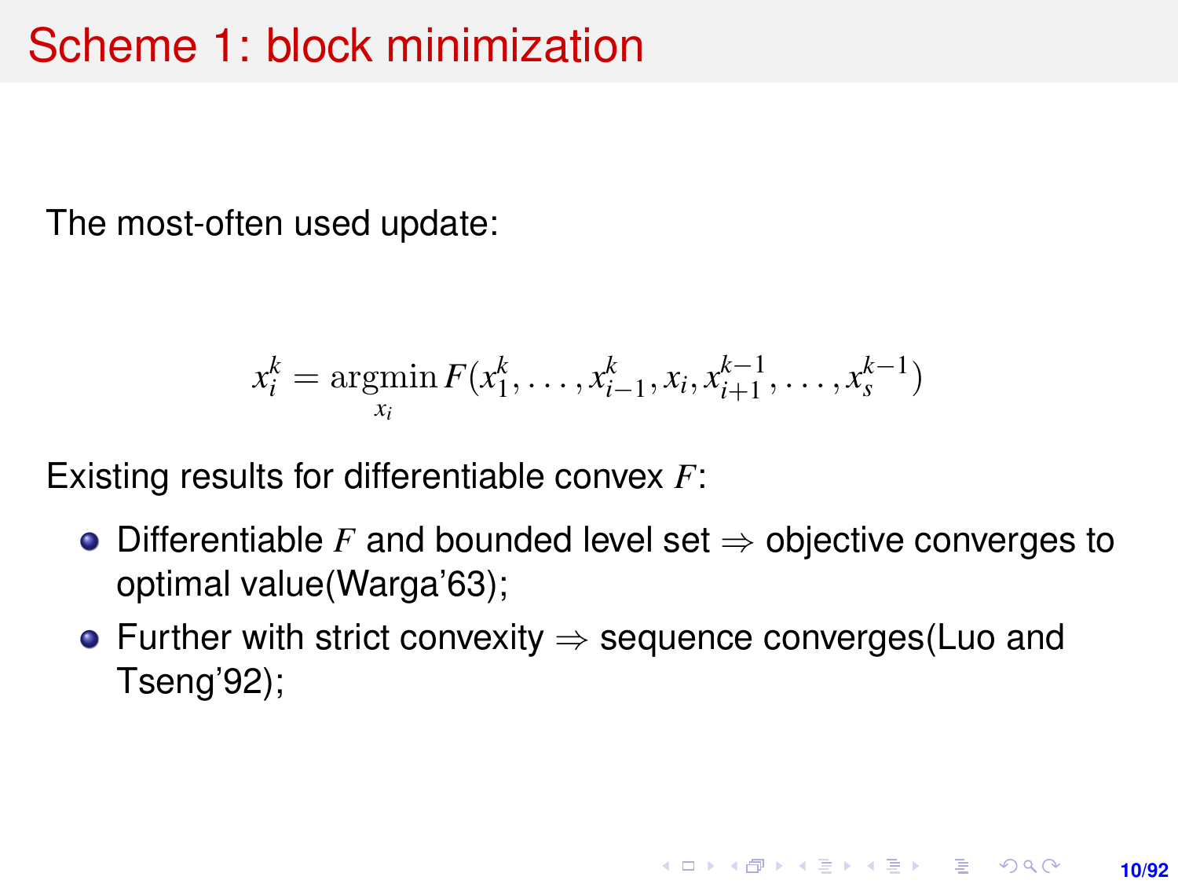# Scheme 1: block minimization

The most-often used update:

$$x_i^k = \operatorname*{argmin}_{x_i} F(x_1^k, \ldots, x_{i-1}^k, x_i, x_{i+1}^{k-1}, \ldots, x_s^{k-1})$$

Existing results for differentiable convex $F$:

- Differentiable $F$ and bounded level set $\Rightarrow$ objective converges to optimal value(Warga'63);
- Further with strict convexity $\Rightarrow$ sequence converges(Luo and Tseng'92);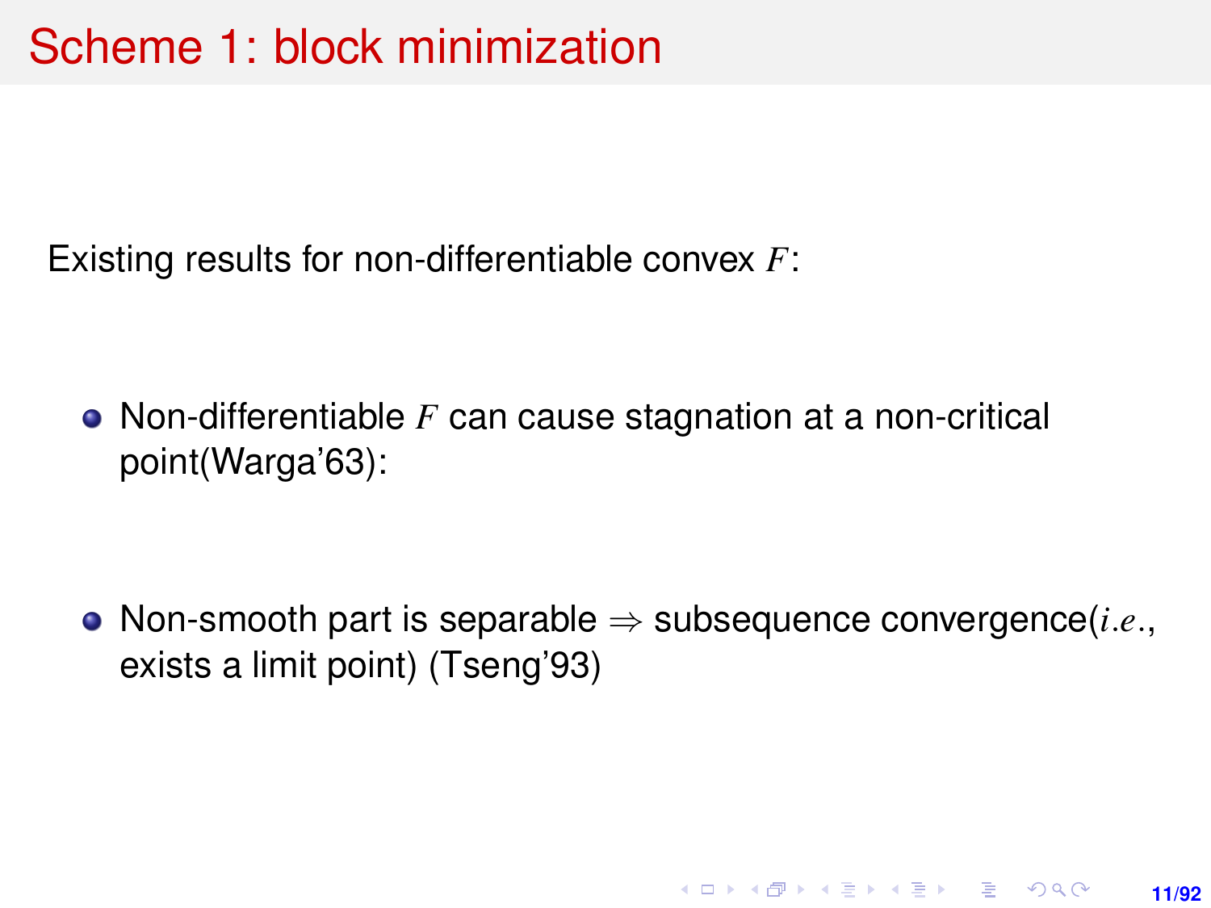# Scheme 1: block minimization

Existing results for non-differentiable convex $F$:

- Non-differentiable $F$ can cause stagnation at a non-critical point(Warga'63):
- Non-smooth part is separable $\Rightarrow$ subsequence convergence($i.e.$, exists a limit point) (Tseng'93)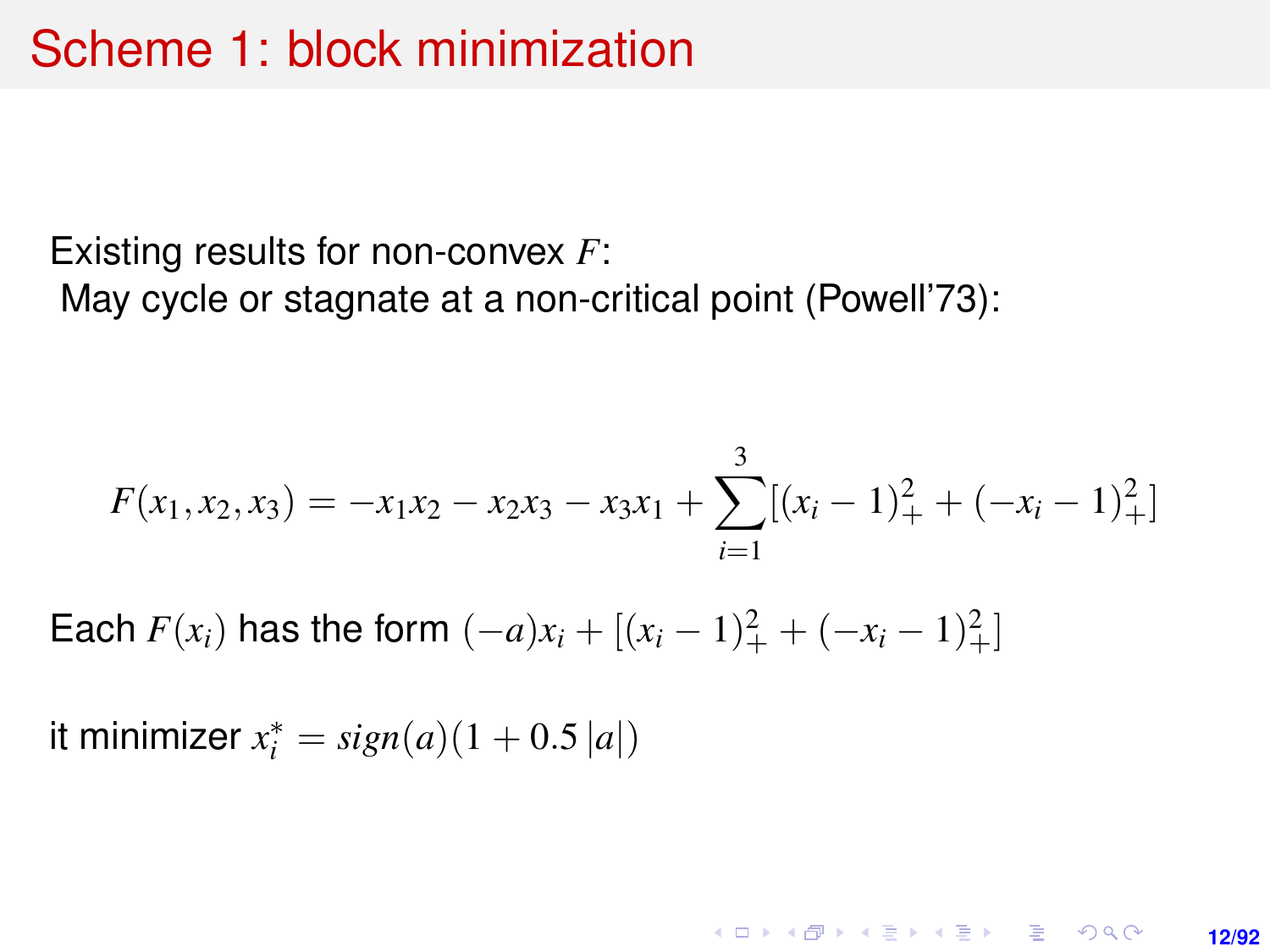# Scheme 1: block minimization

Existing results for non-convex $F$:
May cycle or stagnate at a non-critical point (Powell'73):

$$F(x_1, x_2, x_3) = -x_1x_2 - x_2x_3 - x_3x_1 + \sum_{i=1}^{3}[(x_i - 1)_+^2 + (-x_i - 1)_+^2]$$

Each $F(x_i)$ has the form $(-a)x_i + [(x_i - 1)_+^2 + (-x_i - 1)_+^2]$

it minimizer $x_i^* = sign(a)(1 + 0.5\,|a|)$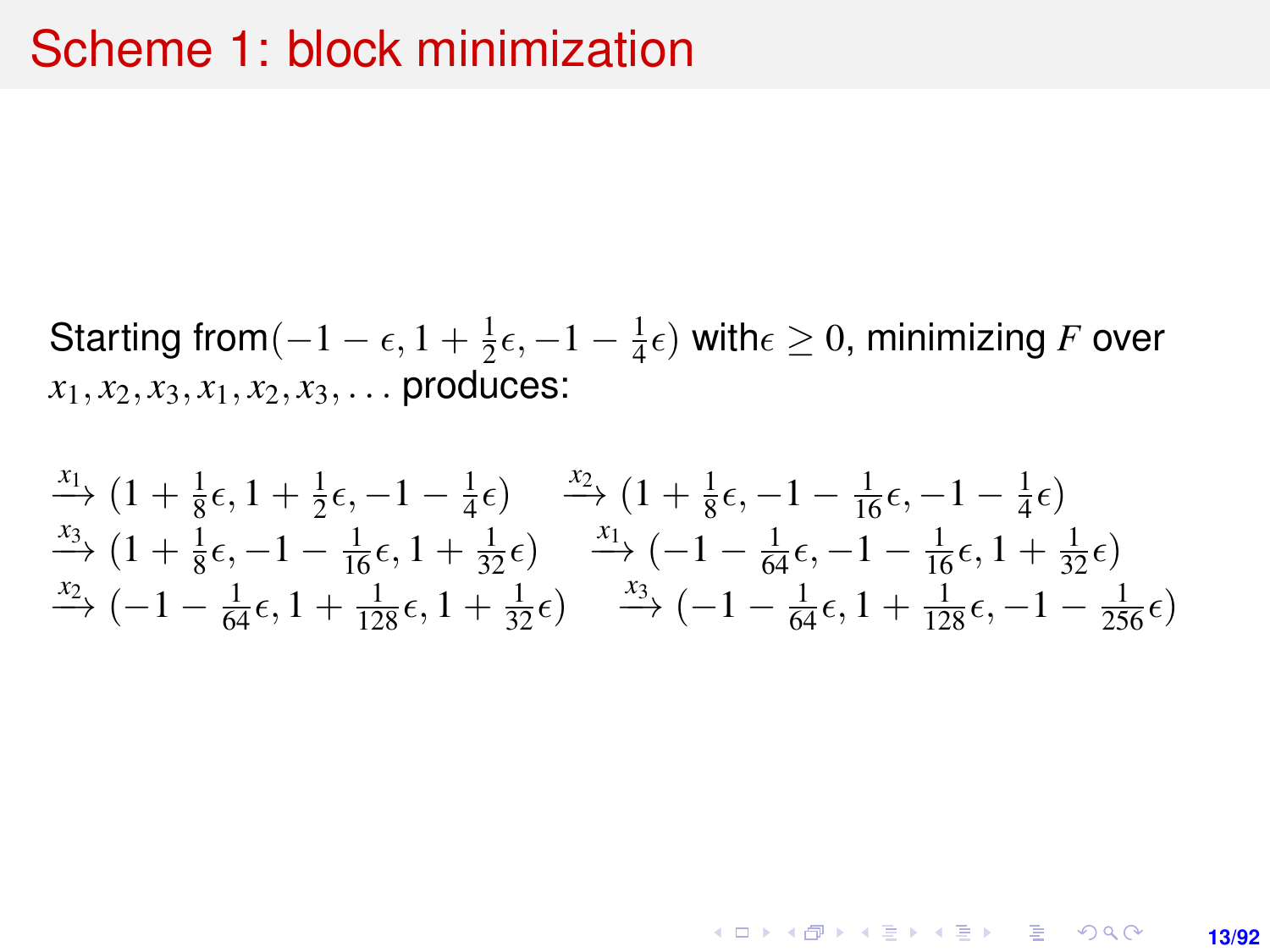# Scheme 1: block minimization

Starting from $(-1-\epsilon, 1+\frac{1}{2}\epsilon, -1-\frac{1}{4}\epsilon)$ with $\epsilon \geq 0$, minimizing $F$ over $x_1, x_2, x_3, x_1, x_2, x_3, \ldots$ produces:

$$
\begin{aligned}
&\xrightarrow{x_1} (1+\tfrac{1}{8}\epsilon, 1+\tfrac{1}{2}\epsilon, -1-\tfrac{1}{4}\epsilon) \quad \xrightarrow{x_2} (1+\tfrac{1}{8}\epsilon, -1-\tfrac{1}{16}\epsilon, -1-\tfrac{1}{4}\epsilon) \\
&\xrightarrow{x_3} (1+\tfrac{1}{8}\epsilon, -1-\tfrac{1}{16}\epsilon, 1+\tfrac{1}{32}\epsilon) \quad \xrightarrow{x_1} (-1-\tfrac{1}{64}\epsilon, -1-\tfrac{1}{16}\epsilon, 1+\tfrac{1}{32}\epsilon) \\
&\xrightarrow{x_2} (-1-\tfrac{1}{64}\epsilon, 1+\tfrac{1}{128}\epsilon, 1+\tfrac{1}{32}\epsilon) \quad \xrightarrow{x_3} (-1-\tfrac{1}{64}\epsilon, 1+\tfrac{1}{128}\epsilon, -1-\tfrac{1}{256}\epsilon)
\end{aligned}
$$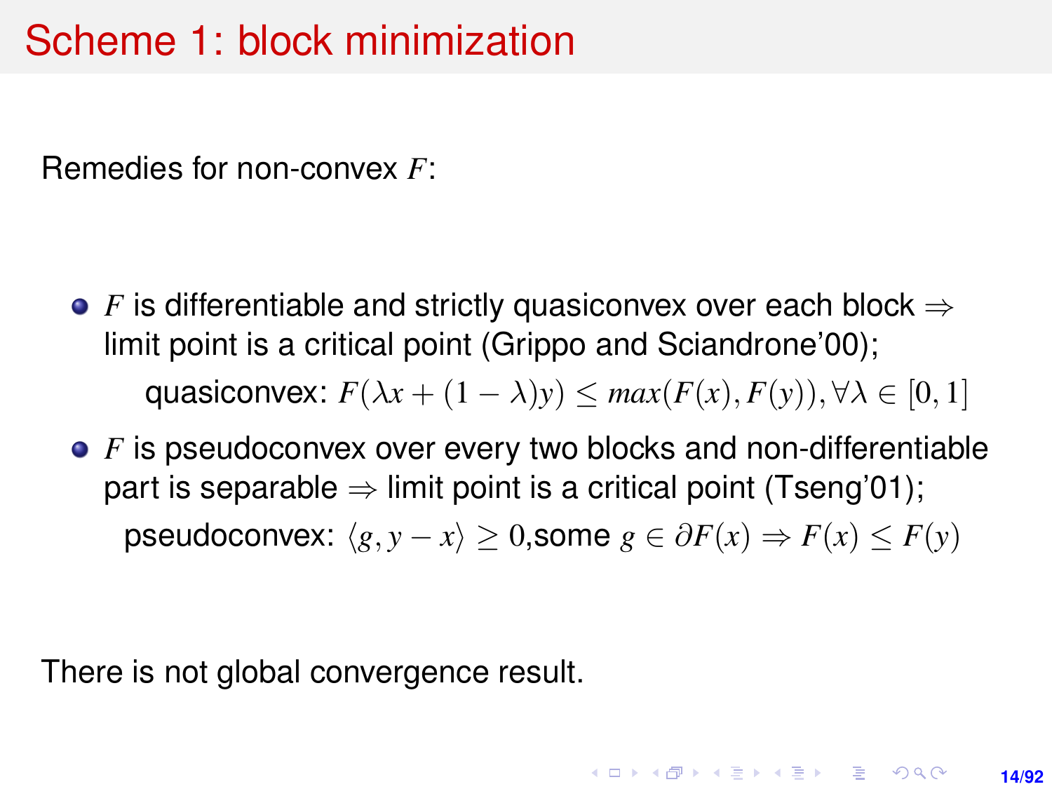# Scheme 1: block minimization

Remedies for non-convex $F$:

- $F$ is differentiable and strictly quasiconvex over each block $\Rightarrow$ limit point is a critical point (Grippo and Sciandrone'00);

  quasiconvex: $F(\lambda x + (1-\lambda)y) \leq max(F(x), F(y)), \forall \lambda \in [0,1]$

- $F$ is pseudoconvex over every two blocks and non-differentiable part is separable $\Rightarrow$ limit point is a critical point (Tseng'01);

  pseudoconvex: $\langle g, y - x \rangle \geq 0$,some $g \in \partial F(x) \Rightarrow F(x) \leq F(y)$

There is not global convergence result.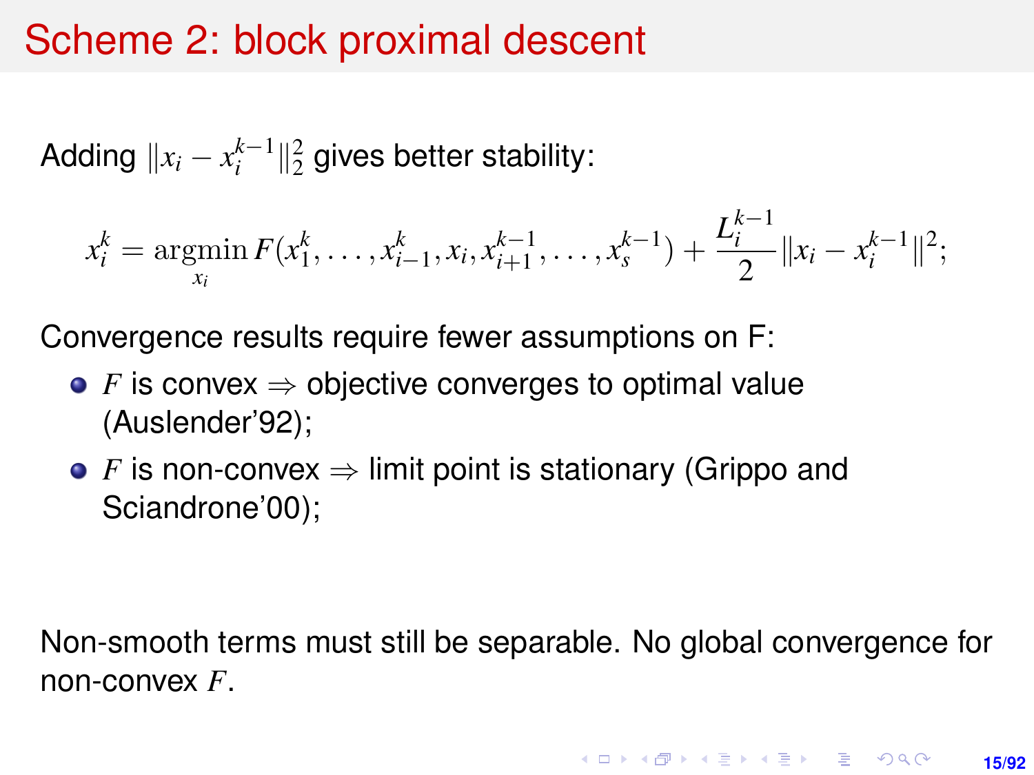# Scheme 2: block proximal descent

Adding $\|x_i - x_i^{k-1}\|_2^2$ gives better stability:

$$x_i^k = \operatorname*{argmin}_{x_i} F(x_1^k, \ldots, x_{i-1}^k, x_i, x_{i+1}^{k-1}, \ldots, x_s^{k-1}) + \frac{L_i^{k-1}}{2}\|x_i - x_i^{k-1}\|^2;$$

Convergence results require fewer assumptions on F:

- $F$ is convex $\Rightarrow$ objective converges to optimal value (Auslender'92);
- $F$ is non-convex $\Rightarrow$ limit point is stationary (Grippo and Sciandrone'00);

Non-smooth terms must still be separable. No global convergence for non-convex $F$.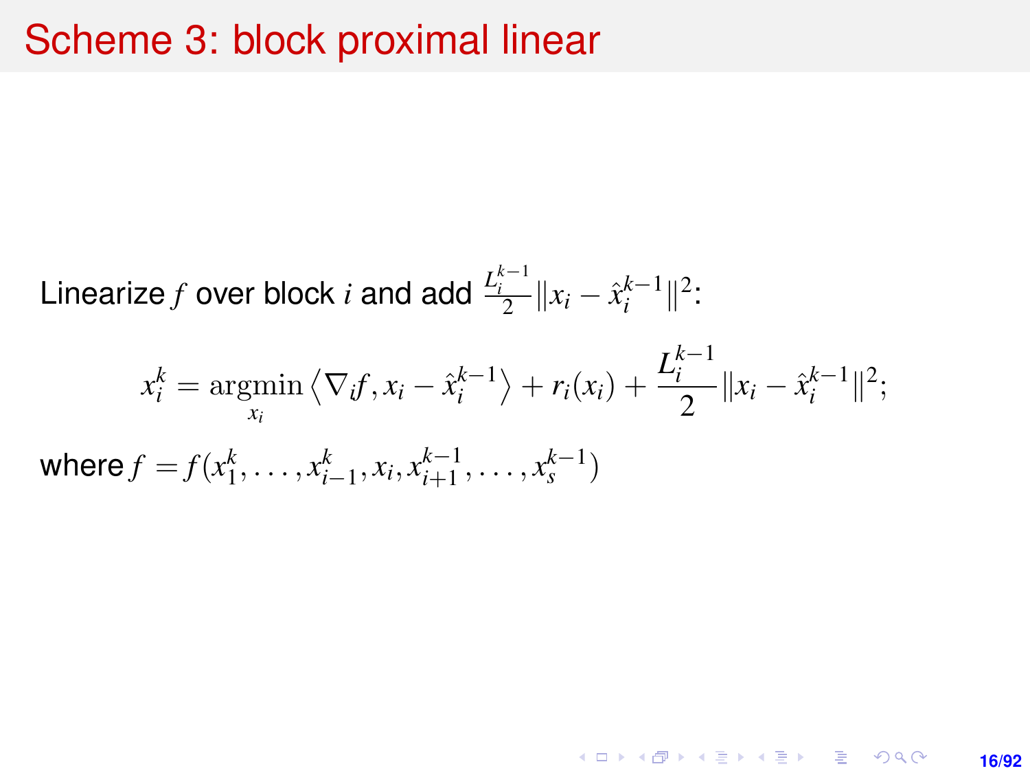# Scheme 3: block proximal linear

Linearize $f$ over block $i$ and add $\frac{L_i^{k-1}}{2}\|x_i - \hat{x}_i^{k-1}\|^2$:

$$x_i^k = \underset{x_i}{\operatorname{argmin}} \left\langle \nabla_i f, x_i - \hat{x}_i^{k-1} \right\rangle + r_i(x_i) + \frac{L_i^{k-1}}{2}\|x_i - \hat{x}_i^{k-1}\|^2;$$

where $f = f(x_1^k, \ldots, x_{i-1}^k, x_i, x_{i+1}^{k-1}, \ldots, x_s^{k-1})$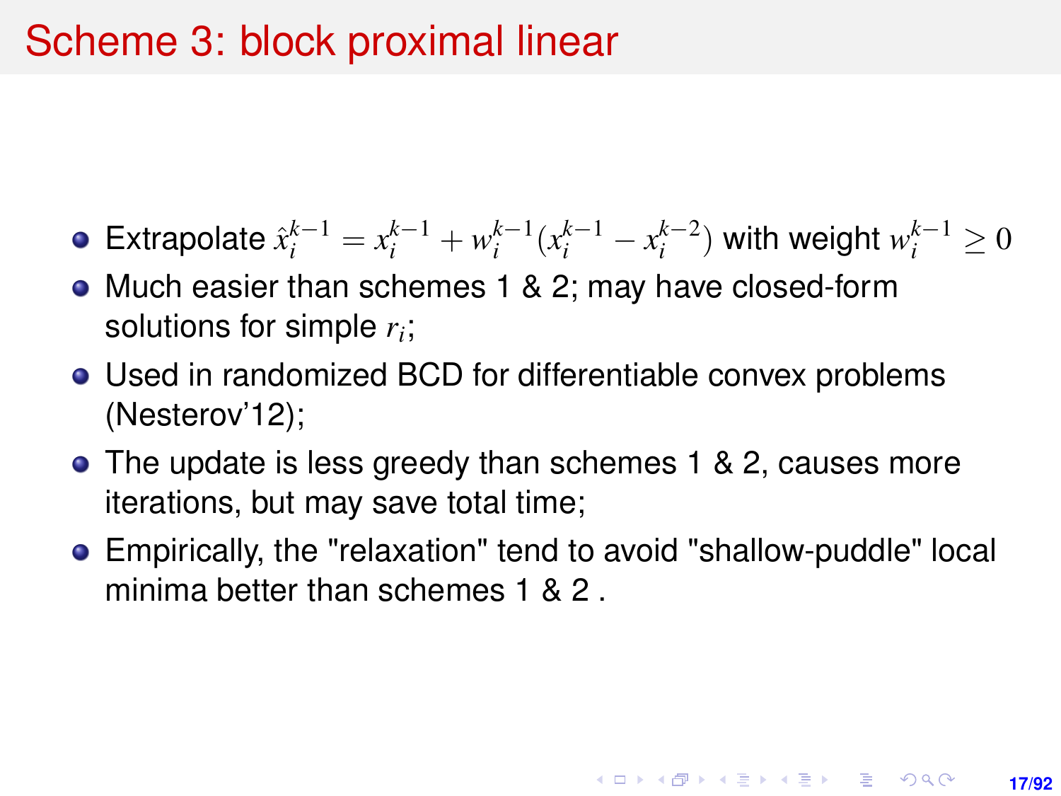# Scheme 3: block proximal linear

- Extrapolate $\hat{x}_i^{k-1} = x_i^{k-1} + w_i^{k-1}(x_i^{k-1} - x_i^{k-2})$ with weight $w_i^{k-1} \geq 0$
- Much easier than schemes 1 & 2; may have closed-form solutions for simple $r_i$;
- Used in randomized BCD for differentiable convex problems (Nesterov'12);
- The update is less greedy than schemes 1 & 2, causes more iterations, but may save total time;
- Empirically, the "relaxation" tend to avoid "shallow-puddle" local minima better than schemes 1 & 2 .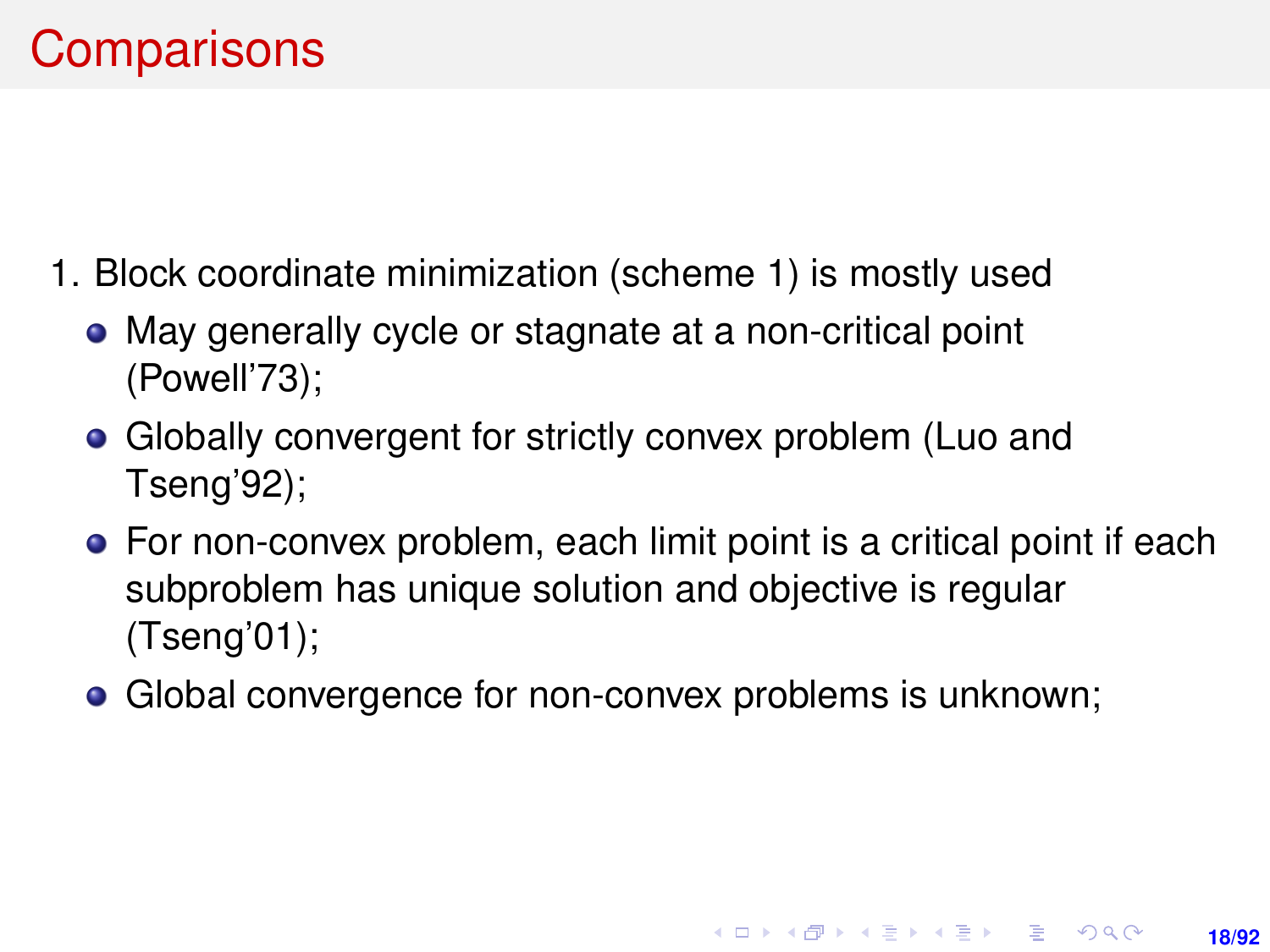# Comparisons

1. Block coordinate minimization (scheme 1) is mostly used
   - May generally cycle or stagnate at a non-critical point (Powell'73);
   - Globally convergent for strictly convex problem (Luo and Tseng'92);
   - For non-convex problem, each limit point is a critical point if each subproblem has unique solution and objective is regular (Tseng'01);
   - Global convergence for non-convex problems is unknown;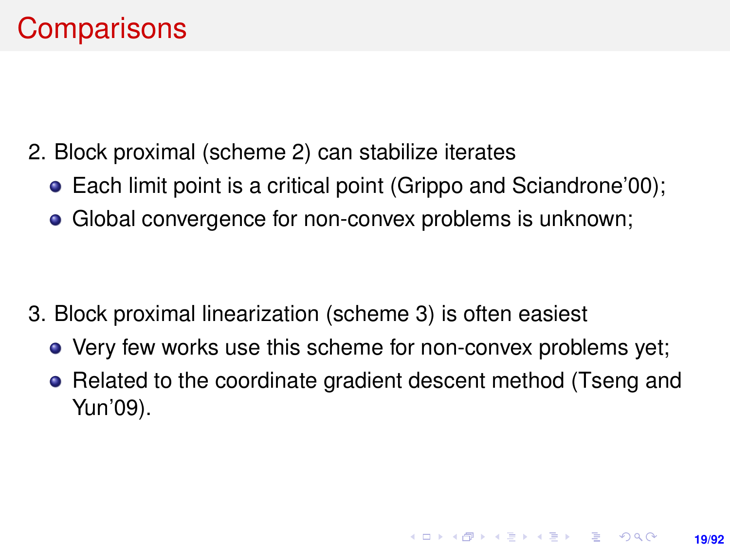# Comparisons

2. Block proximal (scheme 2) can stabilize iterates
   - Each limit point is a critical point (Grippo and Sciandrone'00);
   - Global convergence for non-convex problems is unknown;

3. Block proximal linearization (scheme 3) is often easiest
   - Very few works use this scheme for non-convex problems yet;
   - Related to the coordinate gradient descent method (Tseng and Yun'09).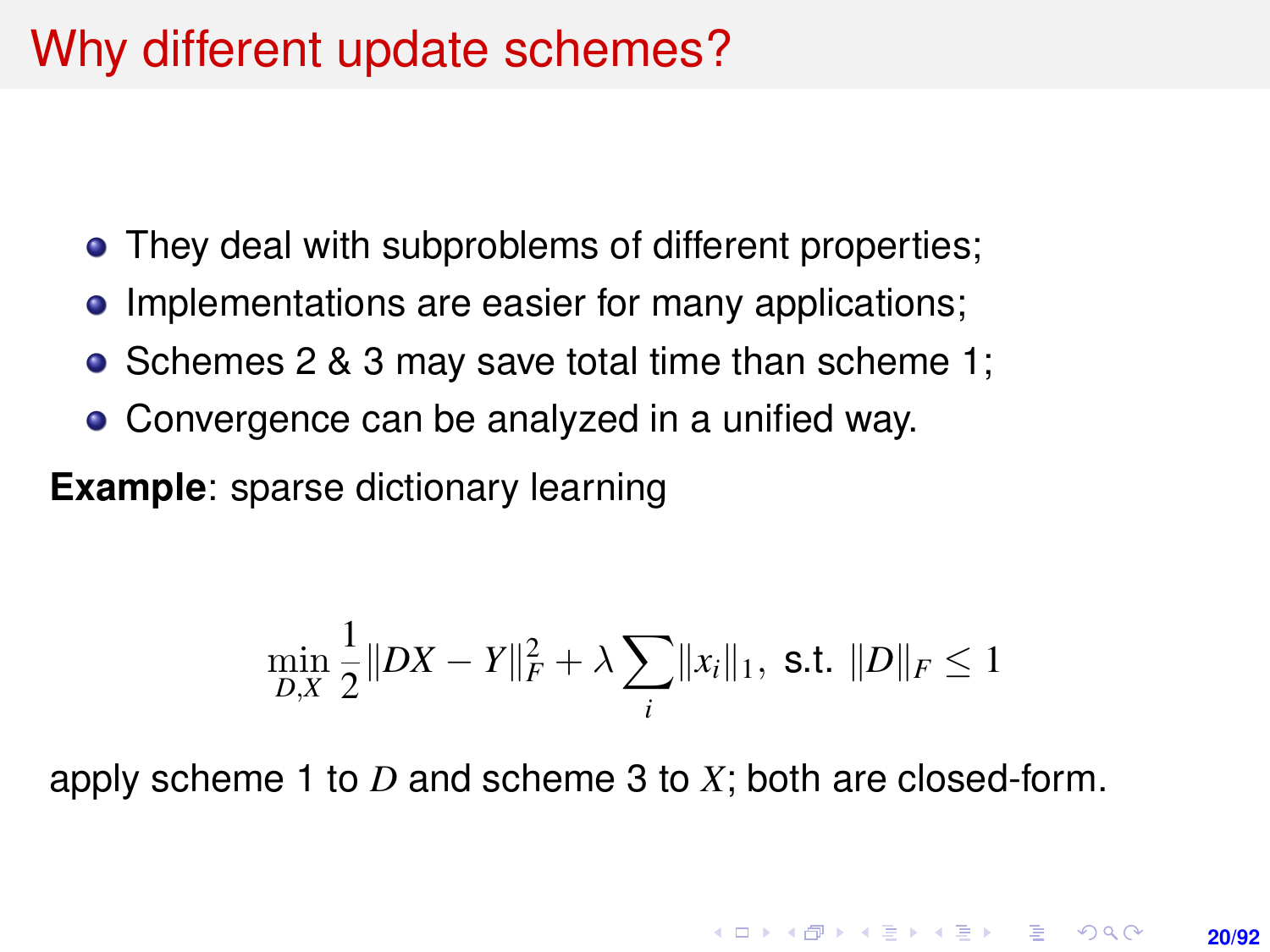# Why different update schemes?

- They deal with subproblems of different properties;
- Implementations are easier for many applications;
- Schemes 2 & 3 may save total time than scheme 1;
- Convergence can be analyzed in a unified way.

**Example**: sparse dictionary learning

$$\min_{D,X} \frac{1}{2}\|DX - Y\|_F^2 + \lambda \sum_i \|x_i\|_1, \text{ s.t. } \|D\|_F \leq 1$$

apply scheme 1 to $D$ and scheme 3 to $X$; both are closed-form.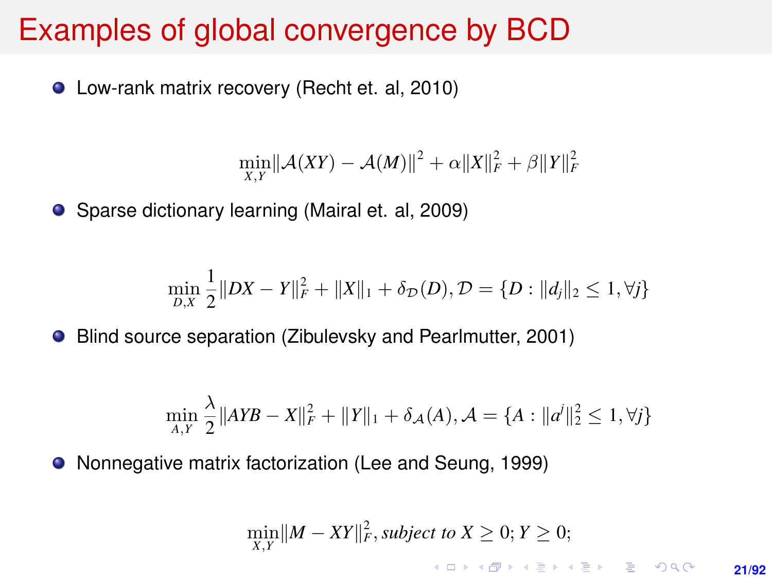# Examples of global convergence by BCD

- Low-rank matrix recovery (Recht et. al, 2010)

$$\min_{X,Y} \|\mathcal{A}(XY) - \mathcal{A}(M)\|^2 + \alpha\|X\|_F^2 + \beta\|Y\|_F^2$$

- Sparse dictionary learning (Mairal et. al, 2009)

$$\min_{D,X} \frac{1}{2}\|DX - Y\|_F^2 + \|X\|_1 + \delta_{\mathcal{D}}(D), \mathcal{D} = \{D : \|d_j\|_2 \leq 1, \forall j\}$$

- Blind source separation (Zibulevsky and Pearlmutter, 2001)

$$\min_{A,Y} \frac{\lambda}{2}\|AYB - X\|_F^2 + \|Y\|_1 + \delta_{\mathcal{A}}(A), \mathcal{A} = \{A : \|a^j\|_2^2 \leq 1, \forall j\}$$

- Nonnegative matrix factorization (Lee and Seung, 1999)

$$\min_{X,Y} \|M - XY\|_F^2, \textit{subject to } X \geq 0; Y \geq 0;$$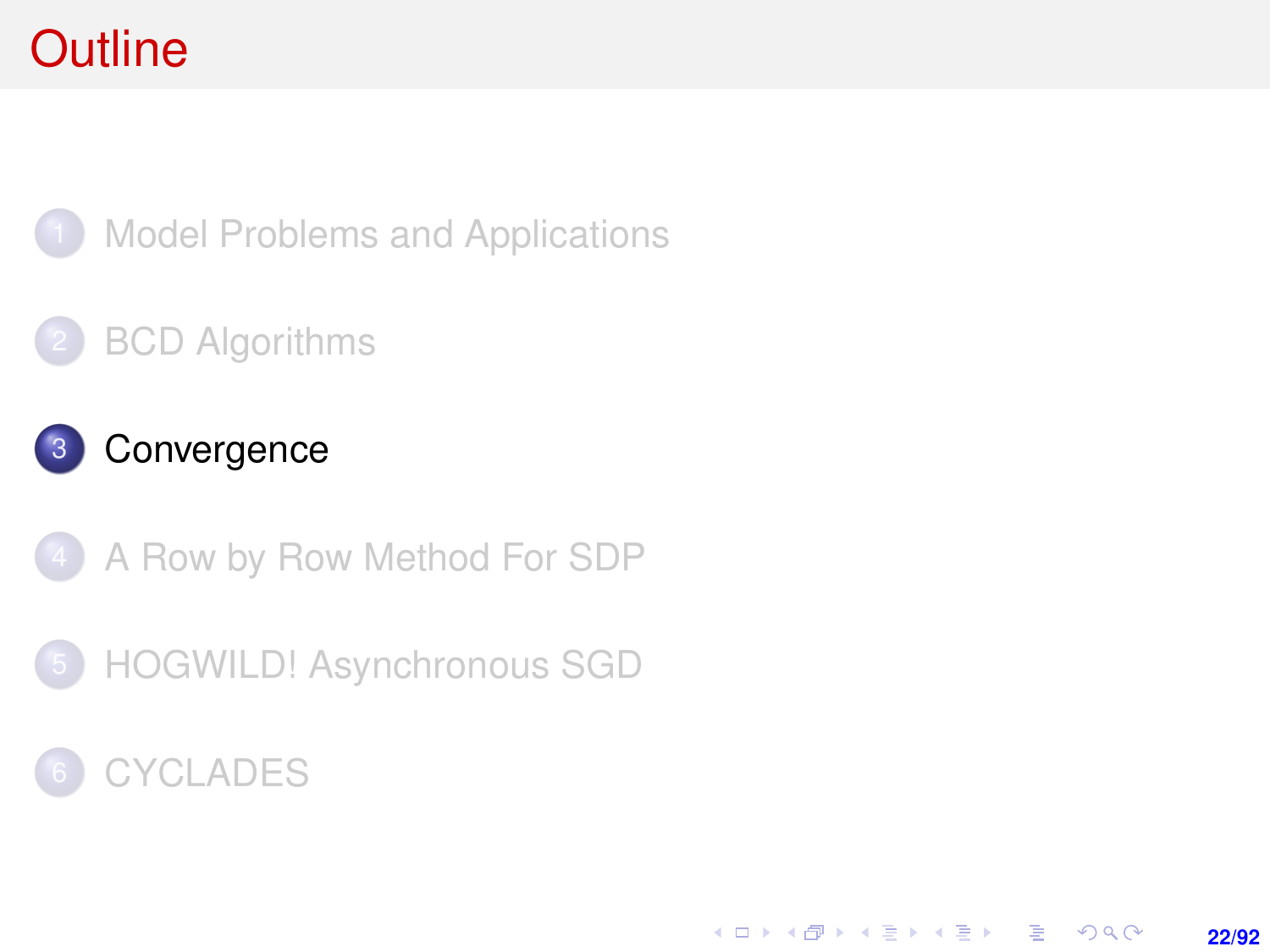# Outline

1. Model Problems and Applications
2. BCD Algorithms
3. **Convergence**
4. A Row by Row Method For SDP
5. HOGWILD! Asynchronous SGD
6. CYCLADES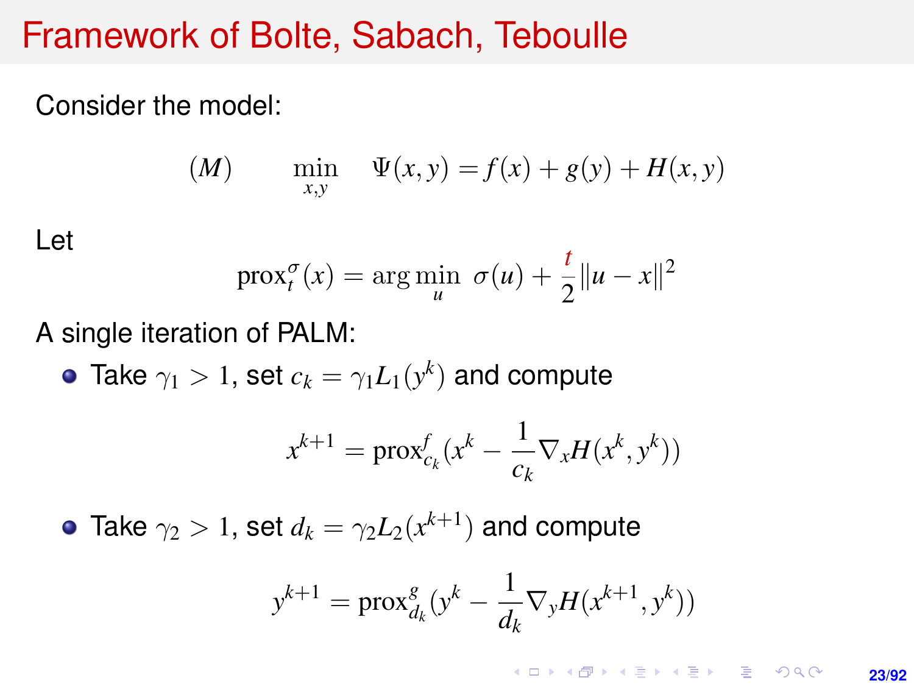# Framework of Bolte, Sabach, Teboulle

Consider the model:

$$(M) \qquad \min_{x,y} \quad \Psi(x,y) = f(x) + g(y) + H(x,y)$$

Let

$$\text{prox}_t^{\sigma}(x) = \arg\min_u \; \sigma(u) + \frac{t}{2}\|u - x\|^2$$

A single iteration of PALM:

- Take $\gamma_1 > 1$, set $c_k = \gamma_1 L_1(y^k)$ and compute

$$x^{k+1} = \text{prox}_{c_k}^{f}(x^k - \frac{1}{c_k}\nabla_x H(x^k, y^k))$$

- Take $\gamma_2 > 1$, set $d_k = \gamma_2 L_2(x^{k+1})$ and compute

$$y^{k+1} = \text{prox}_{d_k}^{g}(y^k - \frac{1}{d_k}\nabla_y H(x^{k+1}, y^k))$$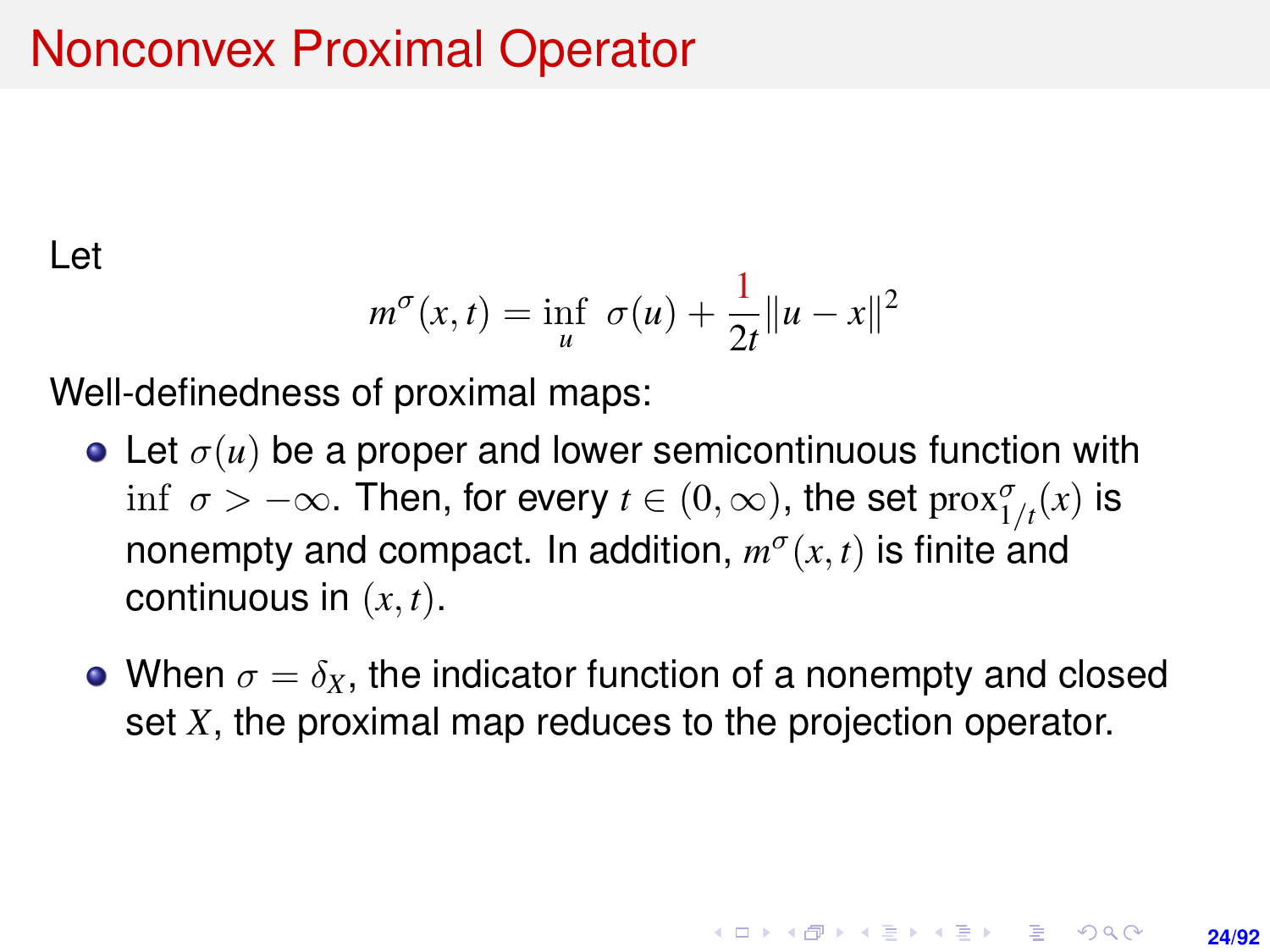# Nonconvex Proximal Operator

Let

$$m^{\sigma}(x,t) = \inf_{u} \; \sigma(u) + \frac{1}{2t}\|u - x\|^2$$

Well-definedness of proximal maps:

- Let $\sigma(u)$ be a proper and lower semicontinuous function with $\inf \; \sigma > -\infty$. Then, for every $t \in (0, \infty)$, the set $\text{prox}^{\sigma}_{1/t}(x)$ is nonempty and compact. In addition, $m^{\sigma}(x,t)$ is finite and continuous in $(x,t)$.

- When $\sigma = \delta_X$, the indicator function of a nonempty and closed set $X$, the proximal map reduces to the projection operator.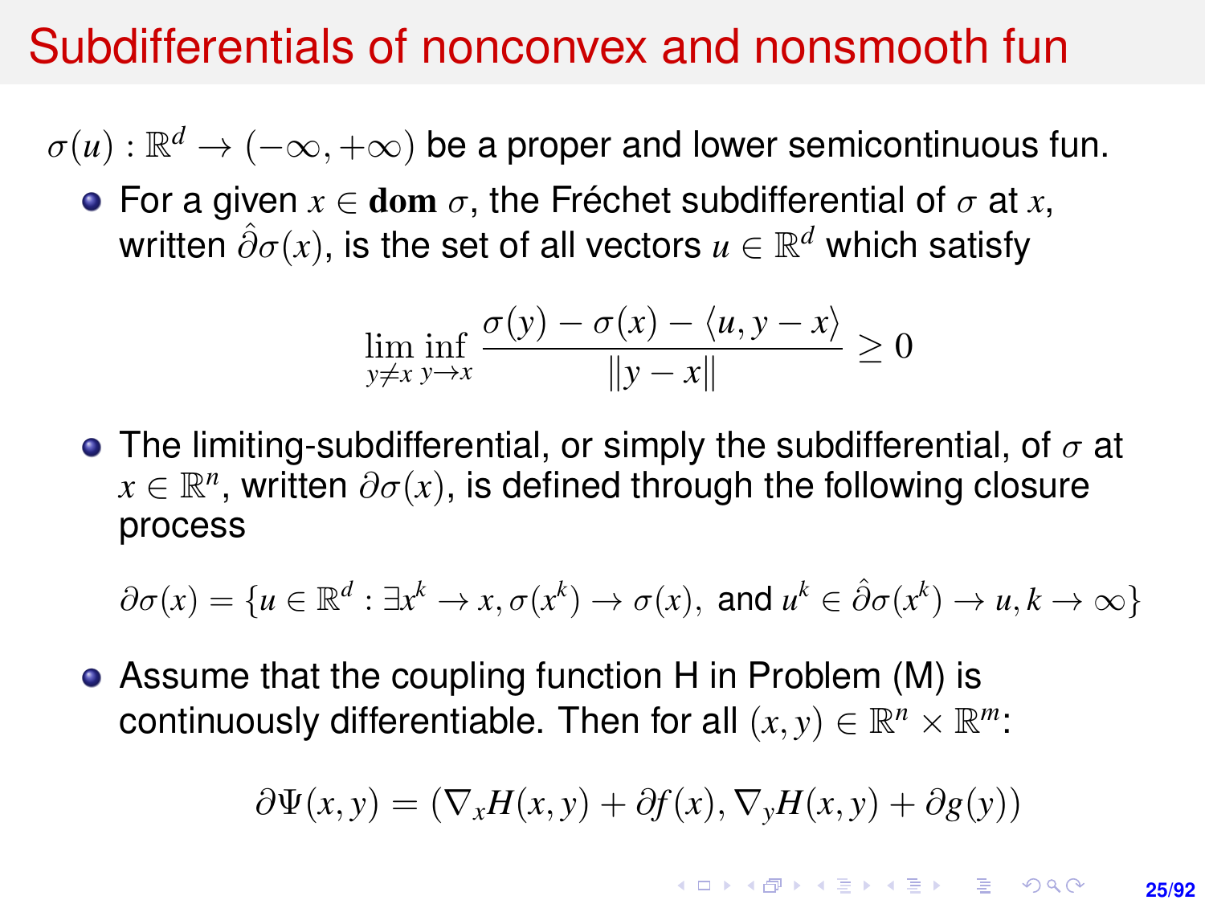# Subdifferentials of nonconvex and nonsmooth fun

$\sigma(u) : \mathbb{R}^d \to (-\infty, +\infty)$ be a proper and lower semicontinuous fun.

- For a given $x \in \mathbf{dom}\ \sigma$, the Fréchet subdifferential of $\sigma$ at $x$, written $\hat{\partial}\sigma(x)$, is the set of all vectors $u \in \mathbb{R}^d$ which satisfy

$$\liminf_{y \neq x \ y \to x} \frac{\sigma(y) - \sigma(x) - \langle u, y - x \rangle}{\|y - x\|} \geq 0$$

- The limiting-subdifferential, or simply the subdifferential, of $\sigma$ at $x \in \mathbb{R}^n$, written $\partial\sigma(x)$, is defined through the following closure process

$$\partial\sigma(x) = \{u \in \mathbb{R}^d : \exists x^k \to x, \sigma(x^k) \to \sigma(x), \text{ and } u^k \in \hat{\partial}\sigma(x^k) \to u, k \to \infty\}$$

- Assume that the coupling function H in Problem (M) is continuously differentiable. Then for all $(x, y) \in \mathbb{R}^n \times \mathbb{R}^m$:

$$\partial\Psi(x, y) = (\nabla_x H(x, y) + \partial f(x), \nabla_y H(x, y) + \partial g(y))$$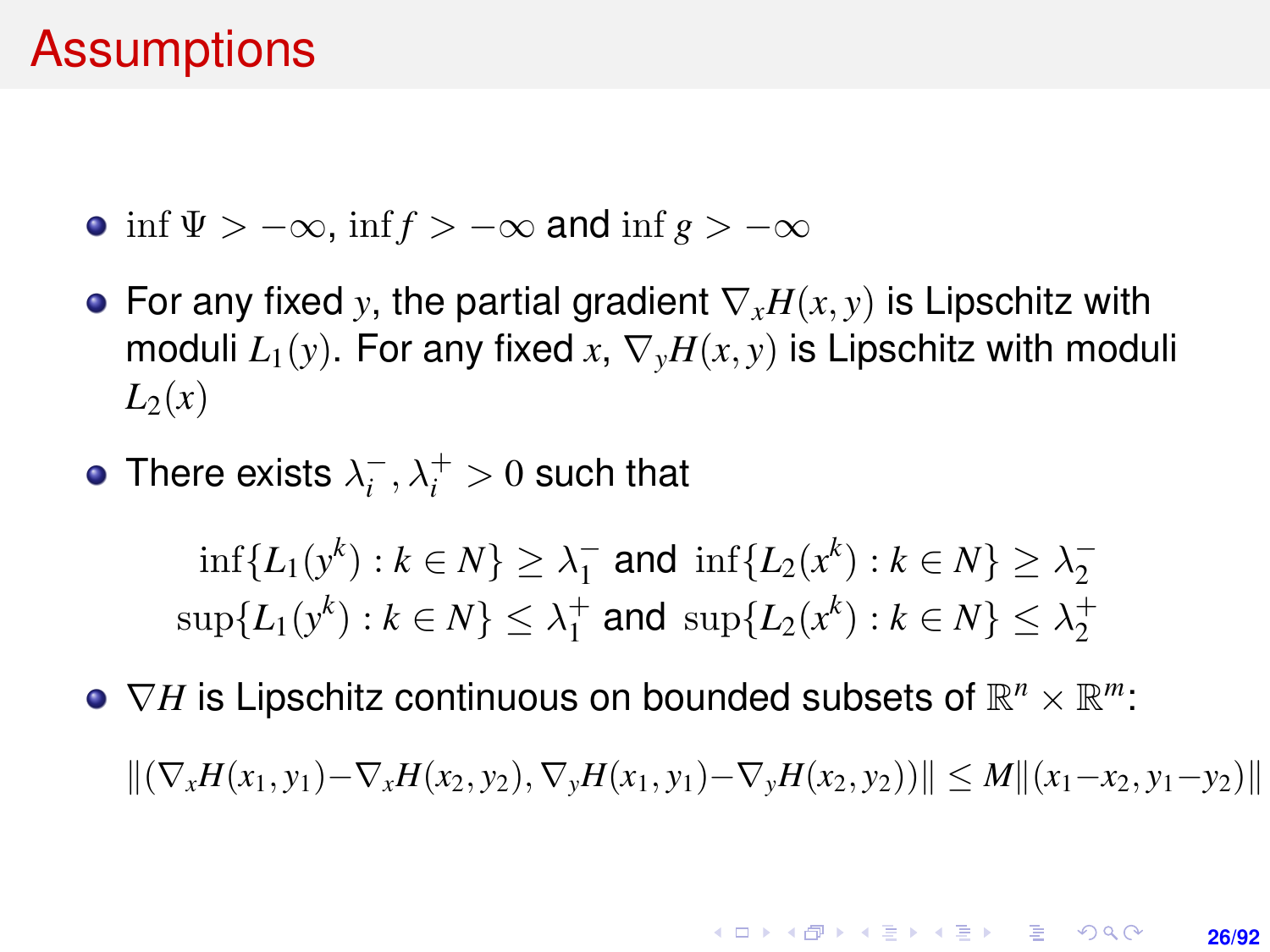# Assumptions

- $\inf \Psi > -\infty$, $\inf f > -\infty$ and $\inf g > -\infty$
- For any fixed $y$, the partial gradient $\nabla_x H(x, y)$ is Lipschitz with moduli $L_1(y)$. For any fixed $x$, $\nabla_y H(x, y)$ is Lipschitz with moduli $L_2(x)$
- There exists $\lambda_i^-, \lambda_i^+ > 0$ such that

$$\inf\{L_1(y^k) : k \in N\} \geq \lambda_1^- \text{ and } \inf\{L_2(x^k) : k \in N\} \geq \lambda_2^-$$
$$\sup\{L_1(y^k) : k \in N\} \leq \lambda_1^+ \text{ and } \sup\{L_2(x^k) : k \in N\} \leq \lambda_2^+$$

- $\nabla H$ is Lipschitz continuous on bounded subsets of $\mathbb{R}^n \times \mathbb{R}^m$:

$$\|(\nabla_x H(x_1, y_1) - \nabla_x H(x_2, y_2), \nabla_y H(x_1, y_1) - \nabla_y H(x_2, y_2))\| \leq M\|(x_1 - x_2, y_1 - y_2)\|$$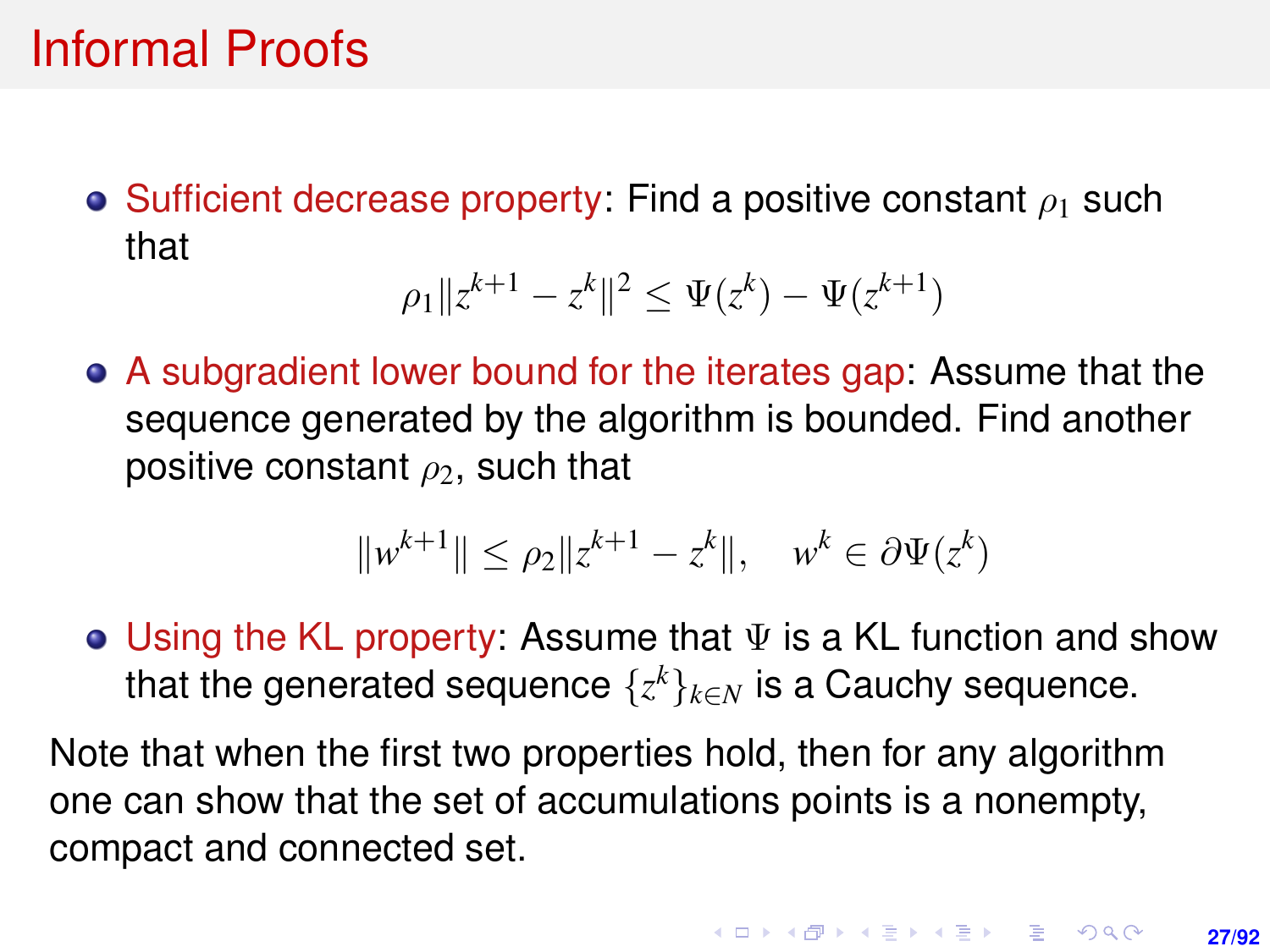# Informal Proofs

- Sufficient decrease property: Find a positive constant $\rho_1$ such that

$$\rho_1 \|z^{k+1} - z^k\|^2 \leq \Psi(z^k) - \Psi(z^{k+1})$$

- A subgradient lower bound for the iterates gap: Assume that the sequence generated by the algorithm is bounded. Find another positive constant $\rho_2$, such that

$$\|w^{k+1}\| \leq \rho_2 \|z^{k+1} - z^k\|, \quad w^k \in \partial\Psi(z^k)$$

- Using the KL property: Assume that $\Psi$ is a KL function and show that the generated sequence $\{z^k\}_{k \in N}$ is a Cauchy sequence.

Note that when the first two properties hold, then for any algorithm one can show that the set of accumulations points is a nonempty, compact and connected set.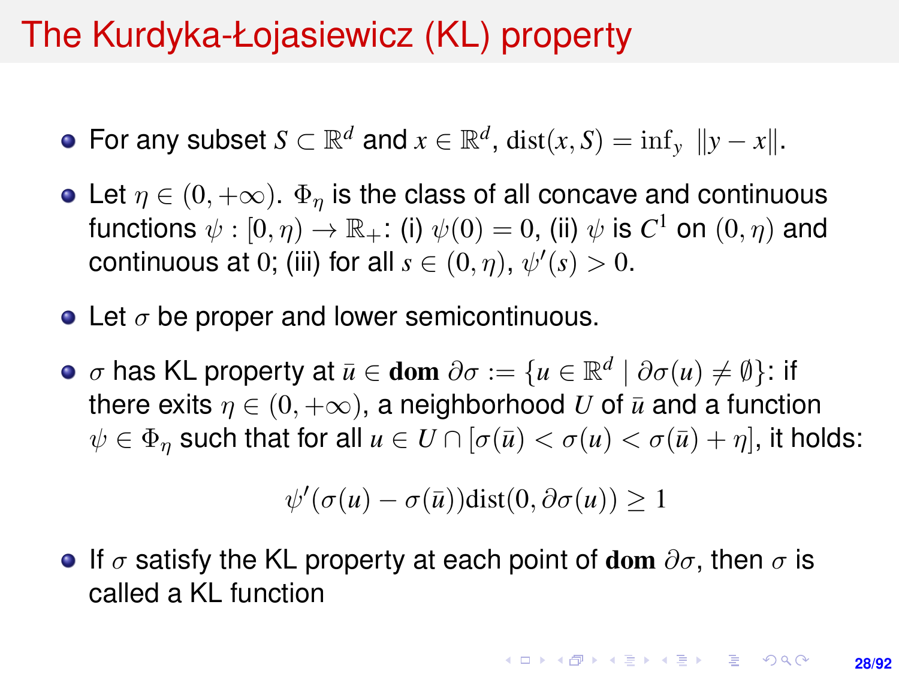# The Kurdyka-Łojasiewicz (KL) property

- For any subset $S \subset \mathbb{R}^d$ and $x \in \mathbb{R}^d$, $\mathrm{dist}(x, S) = \inf_y \|y - x\|$.
- Let $\eta \in (0, +\infty)$. $\Phi_\eta$ is the class of all concave and continuous functions $\psi : [0, \eta) \to \mathbb{R}_+$: (i) $\psi(0) = 0$, (ii) $\psi$ is $C^1$ on $(0, \eta)$ and continuous at $0$; (iii) for all $s \in (0, \eta)$, $\psi'(s) > 0$.
- Let $\sigma$ be proper and lower semicontinuous.
- $\sigma$ has KL property at $\bar{u} \in \mathbf{dom}\ \partial\sigma := \{u \in \mathbb{R}^d \mid \partial\sigma(u) \neq \emptyset\}$: if there exits $\eta \in (0, +\infty)$, a neighborhood $U$ of $\bar{u}$ and a function $\psi \in \Phi_\eta$ such that for all $u \in U \cap [\sigma(\bar{u}) < \sigma(u) < \sigma(\bar{u}) + \eta]$, it holds:

$$\psi'(\sigma(u) - \sigma(\bar{u}))\mathrm{dist}(0, \partial\sigma(u)) \geq 1$$

- If $\sigma$ satisfy the KL property at each point of $\mathbf{dom}\ \partial\sigma$, then $\sigma$ is called a KL function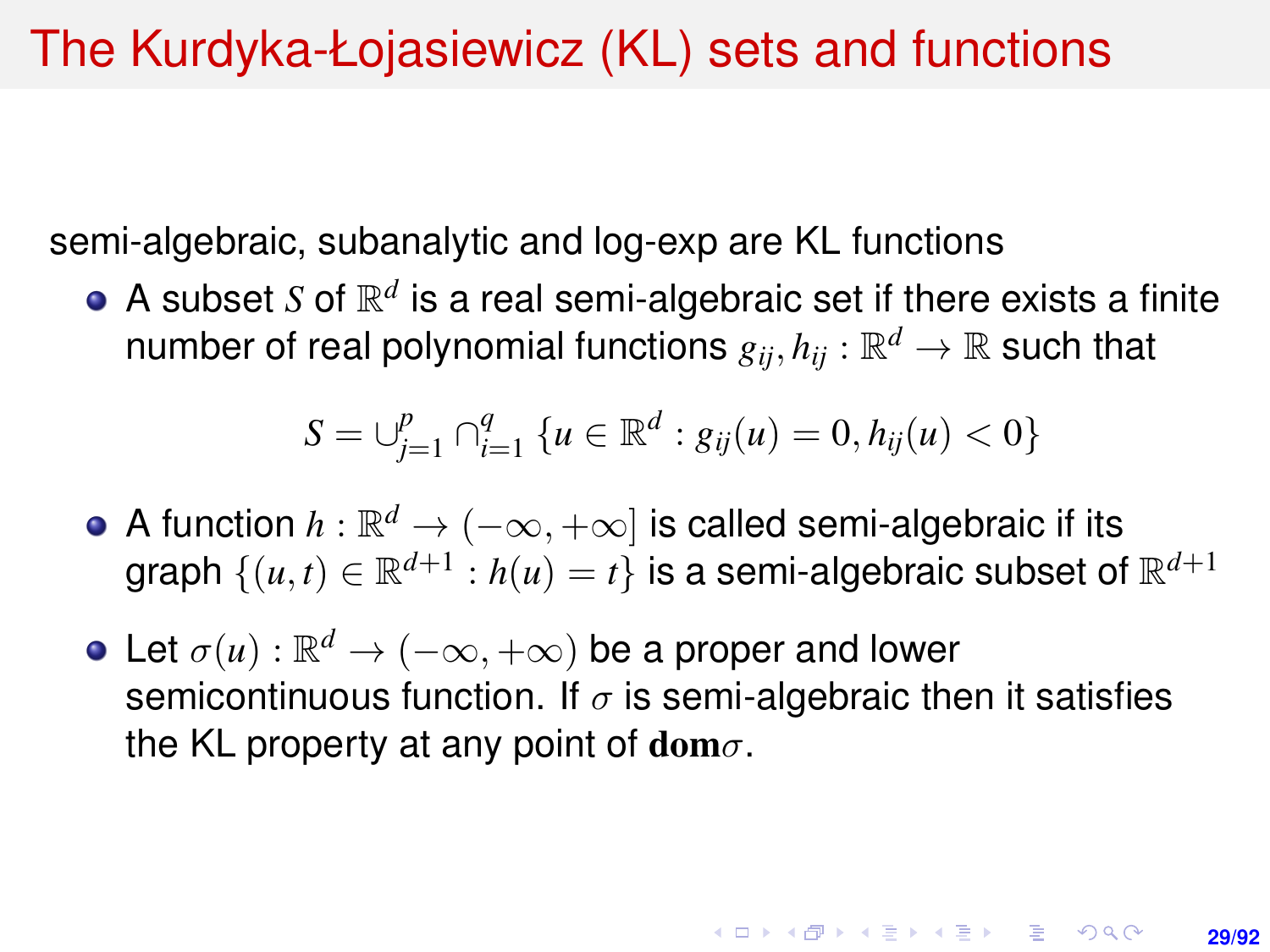# The Kurdyka-Łojasiewicz (KL) sets and functions

semi-algebraic, subanalytic and log-exp are KL functions

- A subset $S$ of $\mathbb{R}^d$ is a real semi-algebraic set if there exists a finite number of real polynomial functions $g_{ij}, h_{ij} : \mathbb{R}^d \to \mathbb{R}$ such that

$$S = \cup_{j=1}^{p} \cap_{i=1}^{q} \{u \in \mathbb{R}^d : g_{ij}(u) = 0, h_{ij}(u) < 0\}$$

- A function $h : \mathbb{R}^d \to (-\infty, +\infty]$ is called semi-algebraic if its graph $\{(u,t) \in \mathbb{R}^{d+1} : h(u) = t\}$ is a semi-algebraic subset of $\mathbb{R}^{d+1}$

- Let $\sigma(u) : \mathbb{R}^d \to (-\infty, +\infty)$ be a proper and lower semicontinuous function. If $\sigma$ is semi-algebraic then it satisfies the KL property at any point of $\mathbf{dom}\sigma$.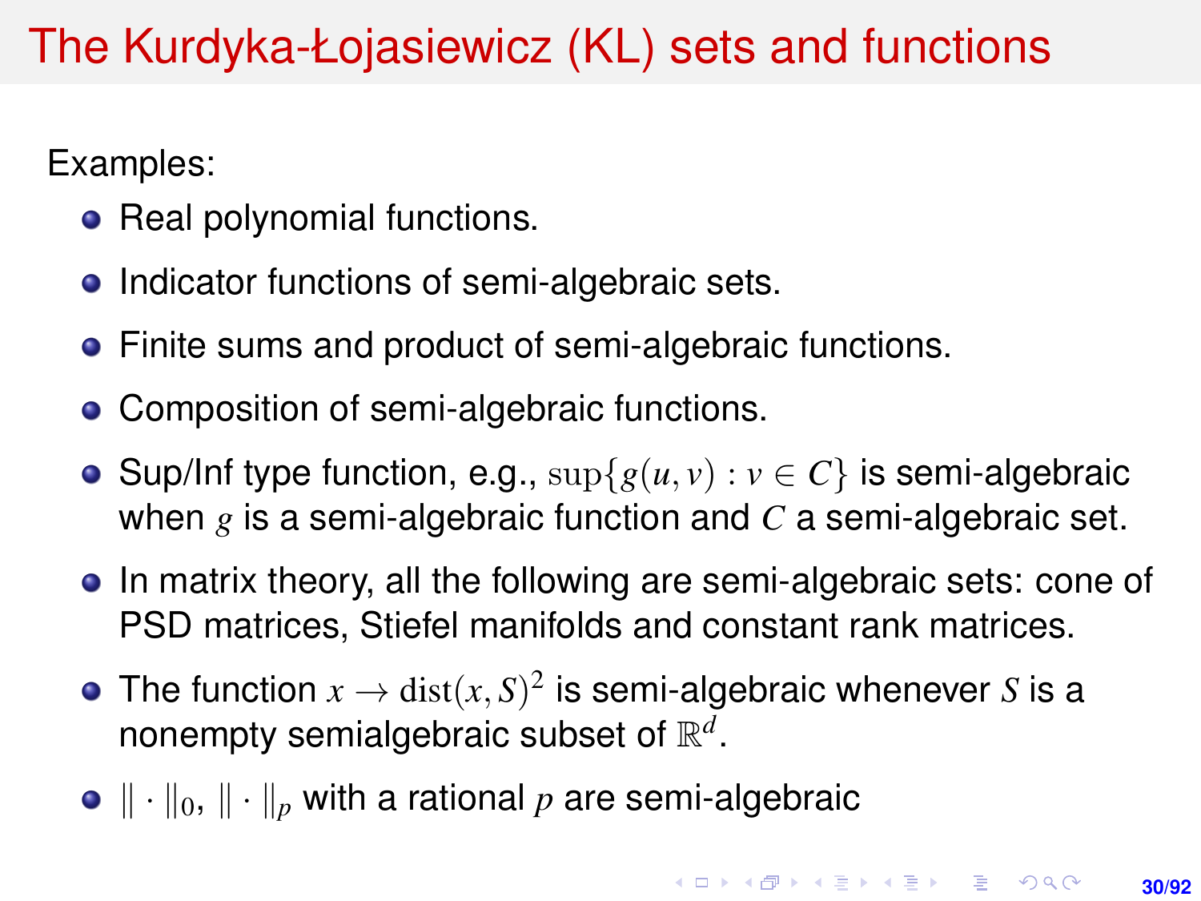# The Kurdyka-Łojasiewicz (KL) sets and functions

Examples:

- Real polynomial functions.
- Indicator functions of semi-algebraic sets.
- Finite sums and product of semi-algebraic functions.
- Composition of semi-algebraic functions.
- Sup/Inf type function, e.g., $\sup\{g(u, v) : v \in C\}$ is semi-algebraic when $g$ is a semi-algebraic function and $C$ a semi-algebraic set.
- In matrix theory, all the following are semi-algebraic sets: cone of PSD matrices, Stiefel manifolds and constant rank matrices.
- The function $x \to \text{dist}(x, S)^2$ is semi-algebraic whenever $S$ is a nonempty semialgebraic subset of $\mathbb{R}^d$.
- $\|\cdot\|_0$, $\|\cdot\|_p$ with a rational $p$ are semi-algebraic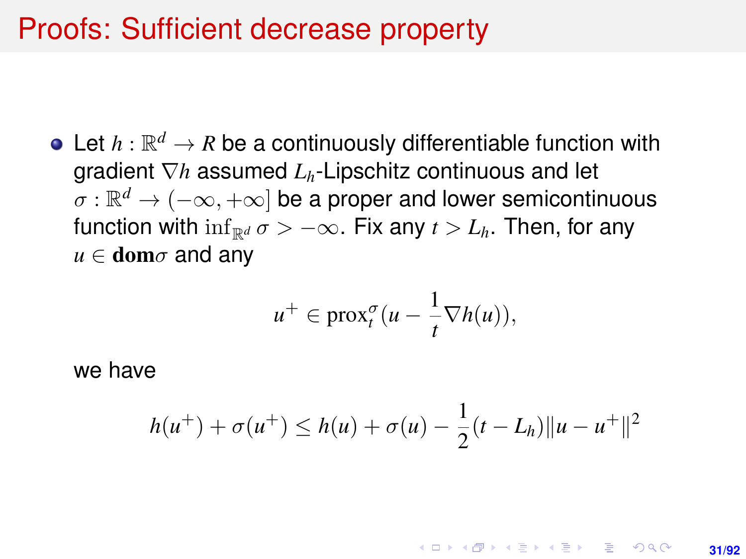# Proofs: Sufficient decrease property

- Let $h : \mathbb{R}^d \to R$ be a continuously differentiable function with gradient $\nabla h$ assumed $L_h$-Lipschitz continuous and let $\sigma : \mathbb{R}^d \to (-\infty, +\infty]$ be a proper and lower semicontinuous function with $\inf_{\mathbb{R}^d} \sigma > -\infty$. Fix any $t > L_h$. Then, for any $u \in \mathbf{dom}\sigma$ and any

$$u^+ \in \text{prox}_t^\sigma(u - \frac{1}{t}\nabla h(u)),$$

we have

$$h(u^+) + \sigma(u^+) \leq h(u) + \sigma(u) - \frac{1}{2}(t - L_h)\|u - u^+\|^2$$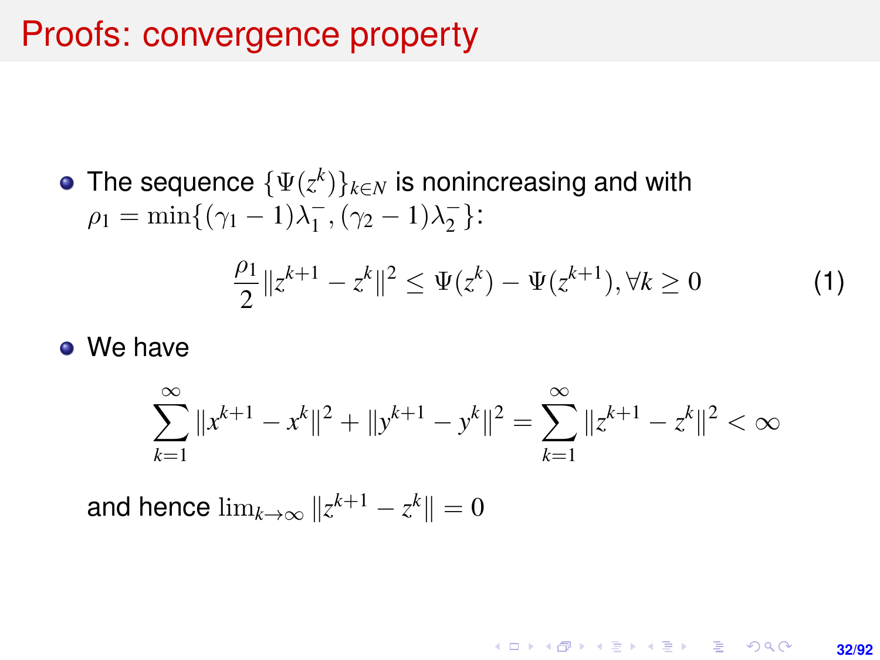# Proofs: convergence property

- The sequence $\{\Psi(z^k)\}_{k\in N}$ is nonincreasing and with $\rho_1 = \min\{(\gamma_1 - 1)\lambda_1^-, (\gamma_2 - 1)\lambda_2^-\}$:

$$\frac{\rho_1}{2}\|z^{k+1} - z^k\|^2 \leq \Psi(z^k) - \Psi(z^{k+1}), \forall k \geq 0 \tag{1}$$

- We have

$$\sum_{k=1}^{\infty} \|x^{k+1} - x^k\|^2 + \|y^{k+1} - y^k\|^2 = \sum_{k=1}^{\infty} \|z^{k+1} - z^k\|^2 < \infty$$

  and hence $\lim_{k\to\infty} \|z^{k+1} - z^k\| = 0$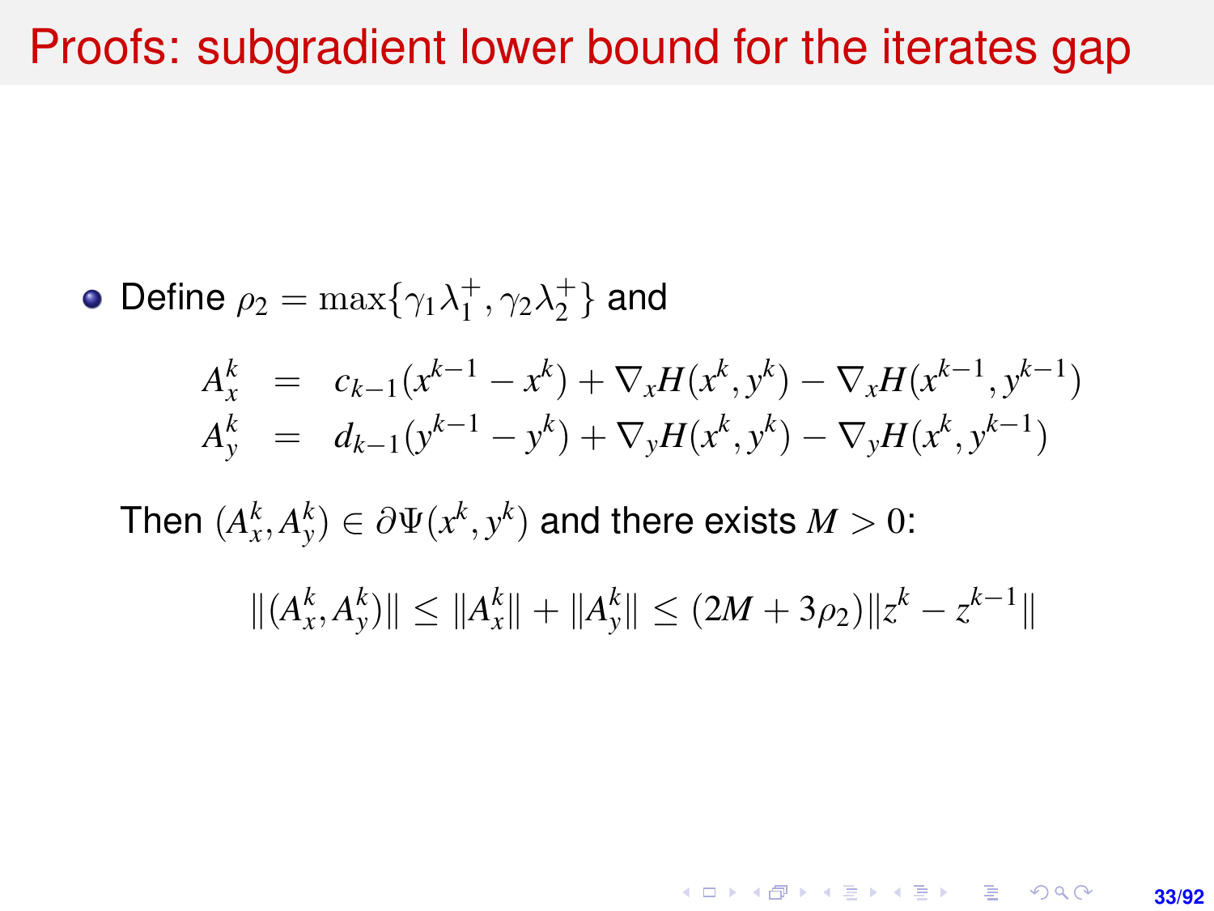# Proofs: subgradient lower bound for the iterates gap

- Define $\rho_2 = \max\{\gamma_1 \lambda_1^+, \gamma_2 \lambda_2^+\}$ and

$$
\begin{aligned}
A_x^k &= c_{k-1}(x^{k-1} - x^k) + \nabla_x H(x^k, y^k) - \nabla_x H(x^{k-1}, y^{k-1}) \\
A_y^k &= d_{k-1}(y^{k-1} - y^k) + \nabla_y H(x^k, y^k) - \nabla_y H(x^k, y^{k-1})
\end{aligned}
$$

  Then $(A_x^k, A_y^k) \in \partial \Psi(x^k, y^k)$ and there exists $M > 0$:

$$
\|(A_x^k, A_y^k)\| \le \|A_x^k\| + \|A_y^k\| \le (2M + 3\rho_2)\|z^k - z^{k-1}\|
$$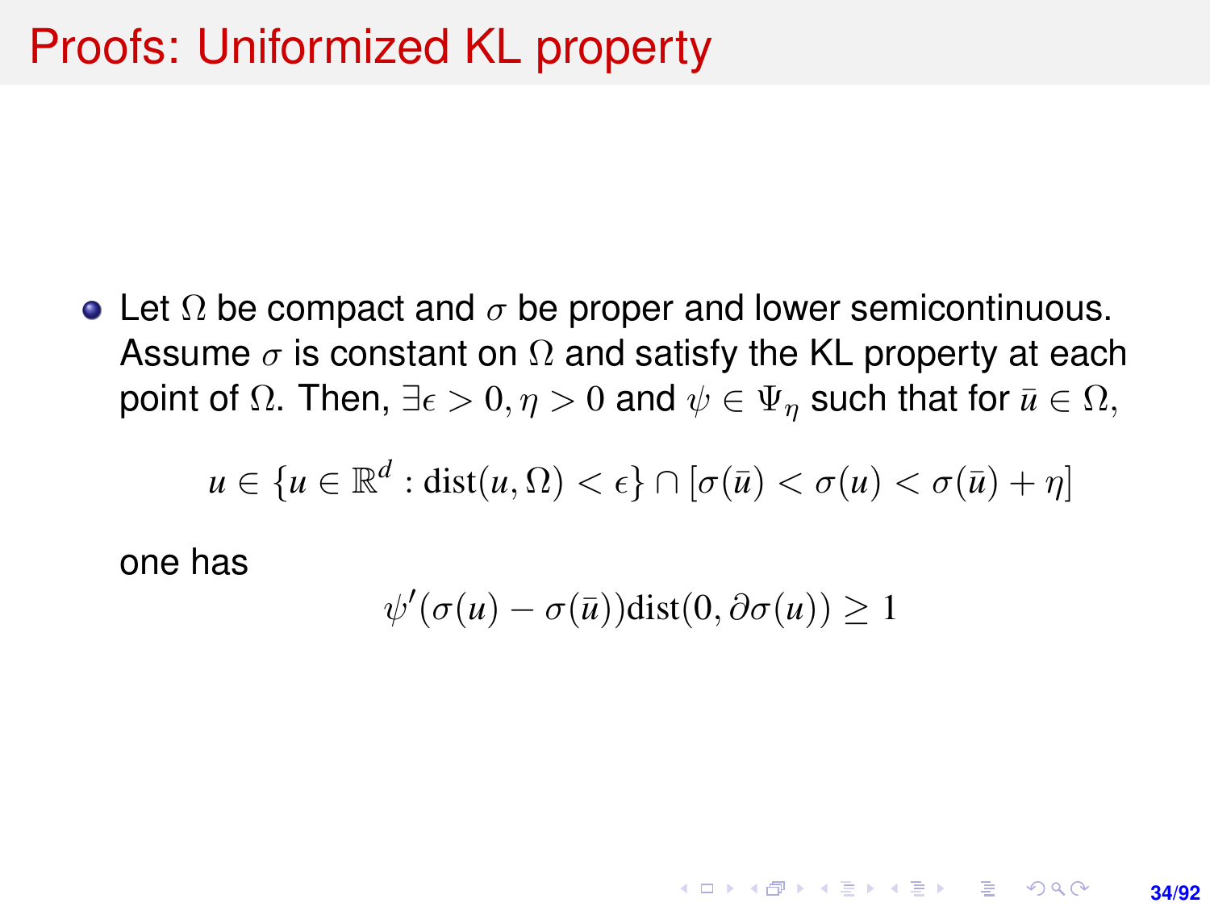# Proofs: Uniformized KL property

- Let $\Omega$ be compact and $\sigma$ be proper and lower semicontinuous. Assume $\sigma$ is constant on $\Omega$ and satisfy the KL property at each point of $\Omega$. Then, $\exists \epsilon > 0, \eta > 0$ and $\psi \in \Psi_\eta$ such that for $\bar{u} \in \Omega$,

$$u \in \{u \in \mathbb{R}^d : \text{dist}(u, \Omega) < \epsilon\} \cap [\sigma(\bar{u}) < \sigma(u) < \sigma(\bar{u}) + \eta]$$

one has

$$\psi'(\sigma(u) - \sigma(\bar{u}))\text{dist}(0, \partial\sigma(u)) \geq 1$$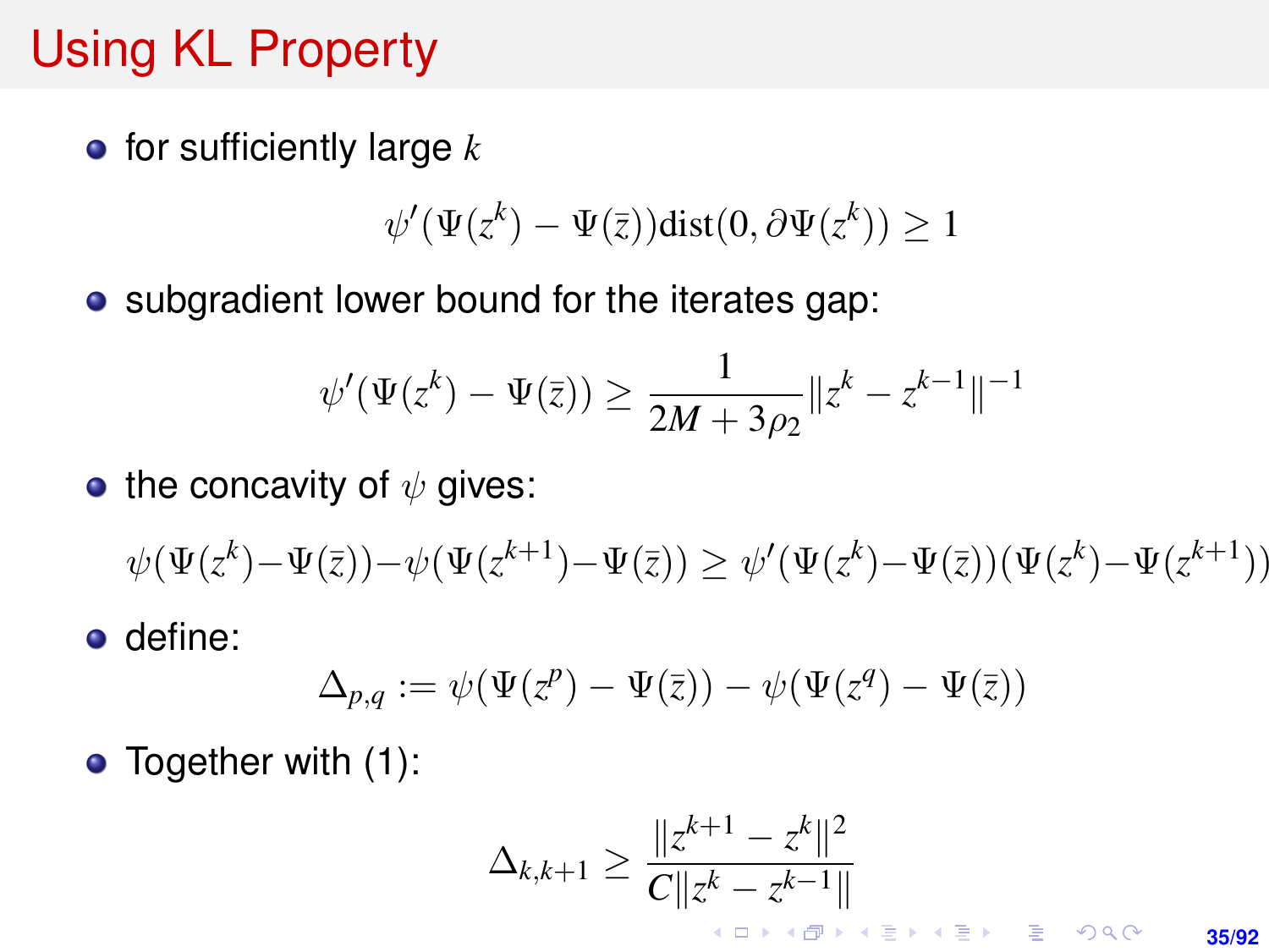# Using KL Property

- for sufficiently large $k$

$$\psi'(\Psi(z^k) - \Psi(\bar{z}))\text{dist}(0, \partial\Psi(z^k)) \geq 1$$

- subgradient lower bound for the iterates gap:

$$\psi'(\Psi(z^k) - \Psi(\bar{z})) \geq \frac{1}{2M + 3\rho_2}\|z^k - z^{k-1}\|^{-1}$$

- the concavity of $\psi$ gives:

$$\psi(\Psi(z^k) - \Psi(\bar{z})) - \psi(\Psi(z^{k+1}) - \Psi(\bar{z})) \geq \psi'(\Psi(z^k) - \Psi(\bar{z}))(\Psi(z^k) - \Psi(z^{k+1}))$$

- define:

$$\Delta_{p,q} := \psi(\Psi(z^p) - \Psi(\bar{z})) - \psi(\Psi(z^q) - \Psi(\bar{z}))$$

- Together with (1):

$$\Delta_{k,k+1} \geq \frac{\|z^{k+1} - z^k\|^2}{C\|z^k - z^{k-1}\|}$$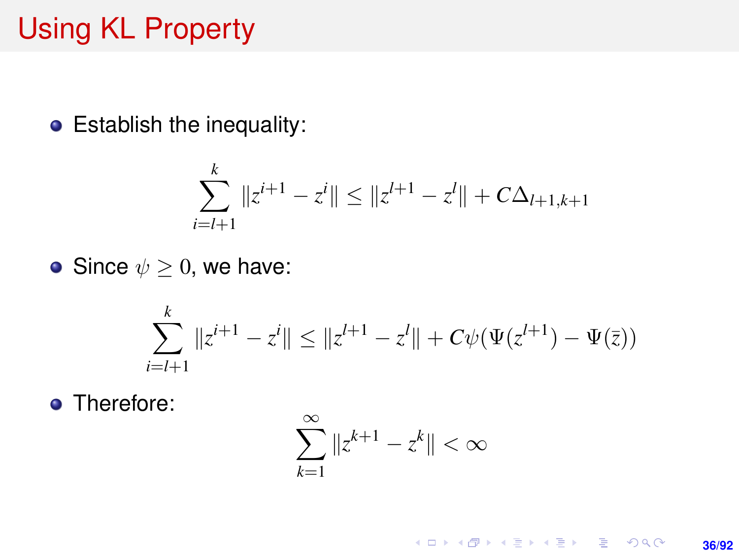# Using KL Property

- Establish the inequality:

$$\sum_{i=l+1}^{k} \|z^{i+1} - z^{i}\| \leq \|z^{l+1} - z^{l}\| + C\Delta_{l+1,k+1}$$

- Since $\psi \geq 0$, we have:

$$\sum_{i=l+1}^{k} \|z^{i+1} - z^{i}\| \leq \|z^{l+1} - z^{l}\| + C\psi(\Psi(z^{l+1}) - \Psi(\bar{z}))$$

- Therefore:

$$\sum_{k=1}^{\infty} \|z^{k+1} - z^{k}\| < \infty$$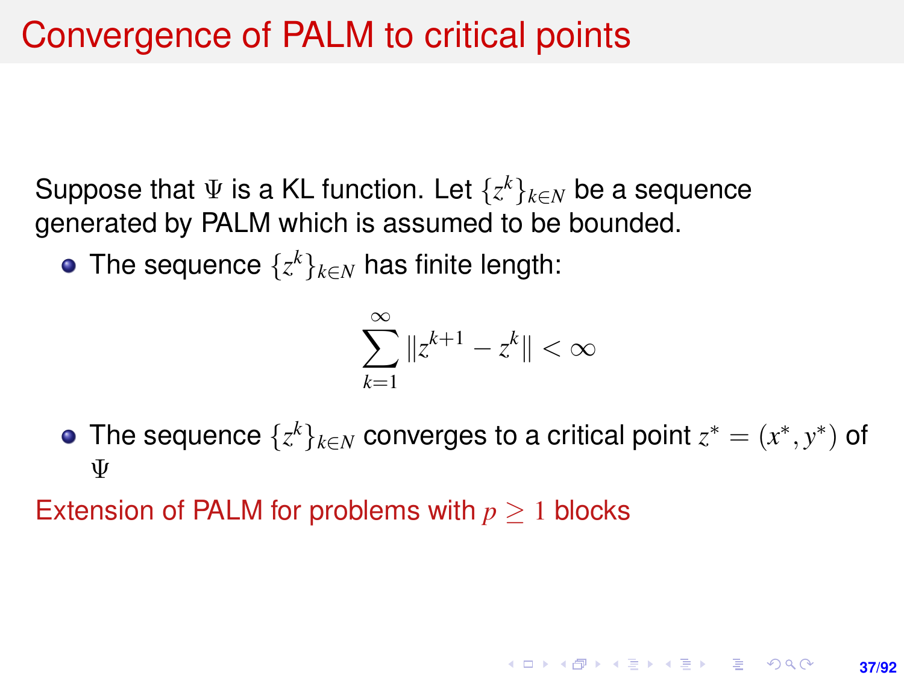# Convergence of PALM to critical points

Suppose that $\Psi$ is a KL function. Let $\{z^k\}_{k \in N}$ be a sequence generated by PALM which is assumed to be bounded.

- The sequence $\{z^k\}_{k \in N}$ has finite length:

$$\sum_{k=1}^{\infty} \|z^{k+1} - z^k\| < \infty$$

- The sequence $\{z^k\}_{k \in N}$ converges to a critical point $z^* = (x^*, y^*)$ of $\Psi$

Extension of PALM for problems with $p \geq 1$ blocks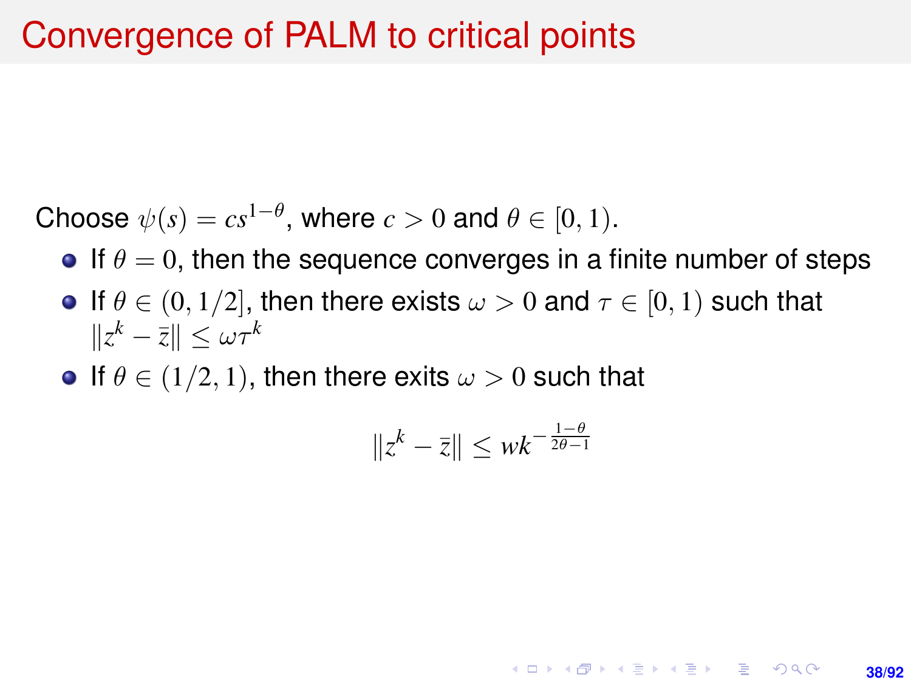# Convergence of PALM to critical points

Choose $\psi(s) = cs^{1-\theta}$, where $c > 0$ and $\theta \in [0, 1)$.

- If $\theta = 0$, then the sequence converges in a finite number of steps
- If $\theta \in (0, 1/2]$, then there exists $\omega > 0$ and $\tau \in [0, 1)$ such that $\|z^k - \bar{z}\| \leq \omega\tau^k$
- If $\theta \in (1/2, 1)$, then there exits $\omega > 0$ such that

$$\|z^k - \bar{z}\| \leq wk^{-\frac{1-\theta}{2\theta-1}}$$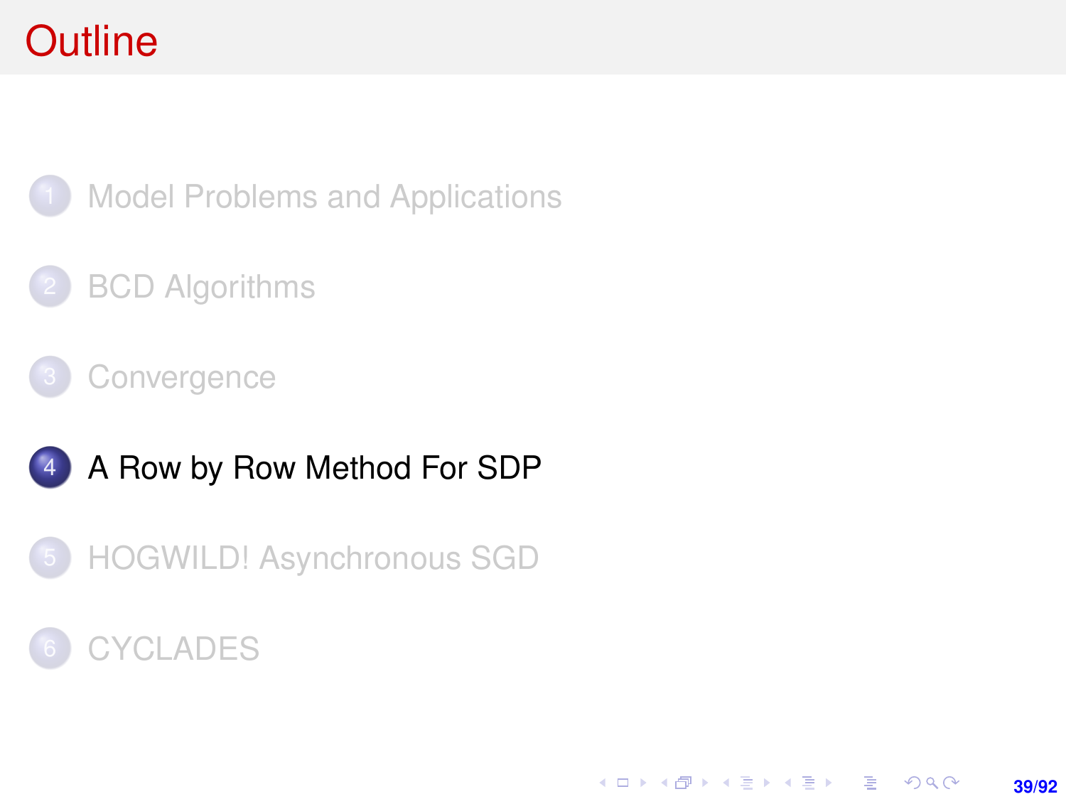# Outline

1. Model Problems and Applications
2. BCD Algorithms
3. Convergence
4. A Row by Row Method For SDP
5. HOGWILD! Asynchronous SGD
6. CYCLADES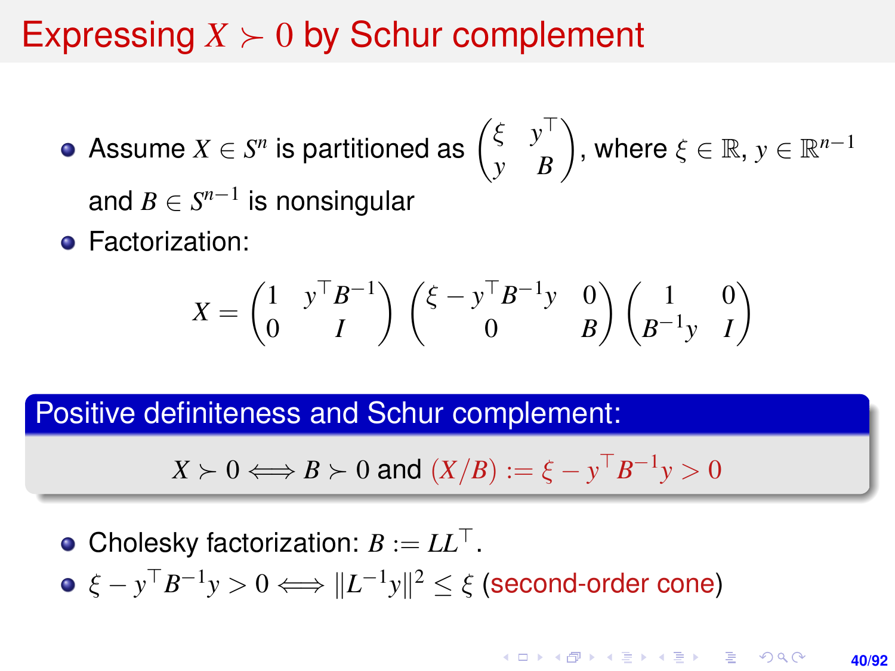# Expressing $X \succ 0$ by Schur complement

- Assume $X \in S^n$ is partitioned as $\begin{pmatrix} \xi & y^\top \\ y & B \end{pmatrix}$, where $\xi \in \mathbb{R}$, $y \in \mathbb{R}^{n-1}$ and $B \in S^{n-1}$ is nonsingular
- Factorization:

$$X = \begin{pmatrix} 1 & y^\top B^{-1} \\ 0 & I \end{pmatrix} \begin{pmatrix} \xi - y^\top B^{-1} y & 0 \\ 0 & B \end{pmatrix} \begin{pmatrix} 1 & 0 \\ B^{-1} y & I \end{pmatrix}$$

**Positive definiteness and Schur complement:**

$$X \succ 0 \Longleftrightarrow B \succ 0 \text{ and } (X/B) := \xi - y^\top B^{-1} y > 0$$

- Cholesky factorization: $B := LL^\top$.
- $\xi - y^\top B^{-1} y > 0 \Longleftrightarrow \|L^{-1} y\|^2 \leq \xi$ (second-order cone)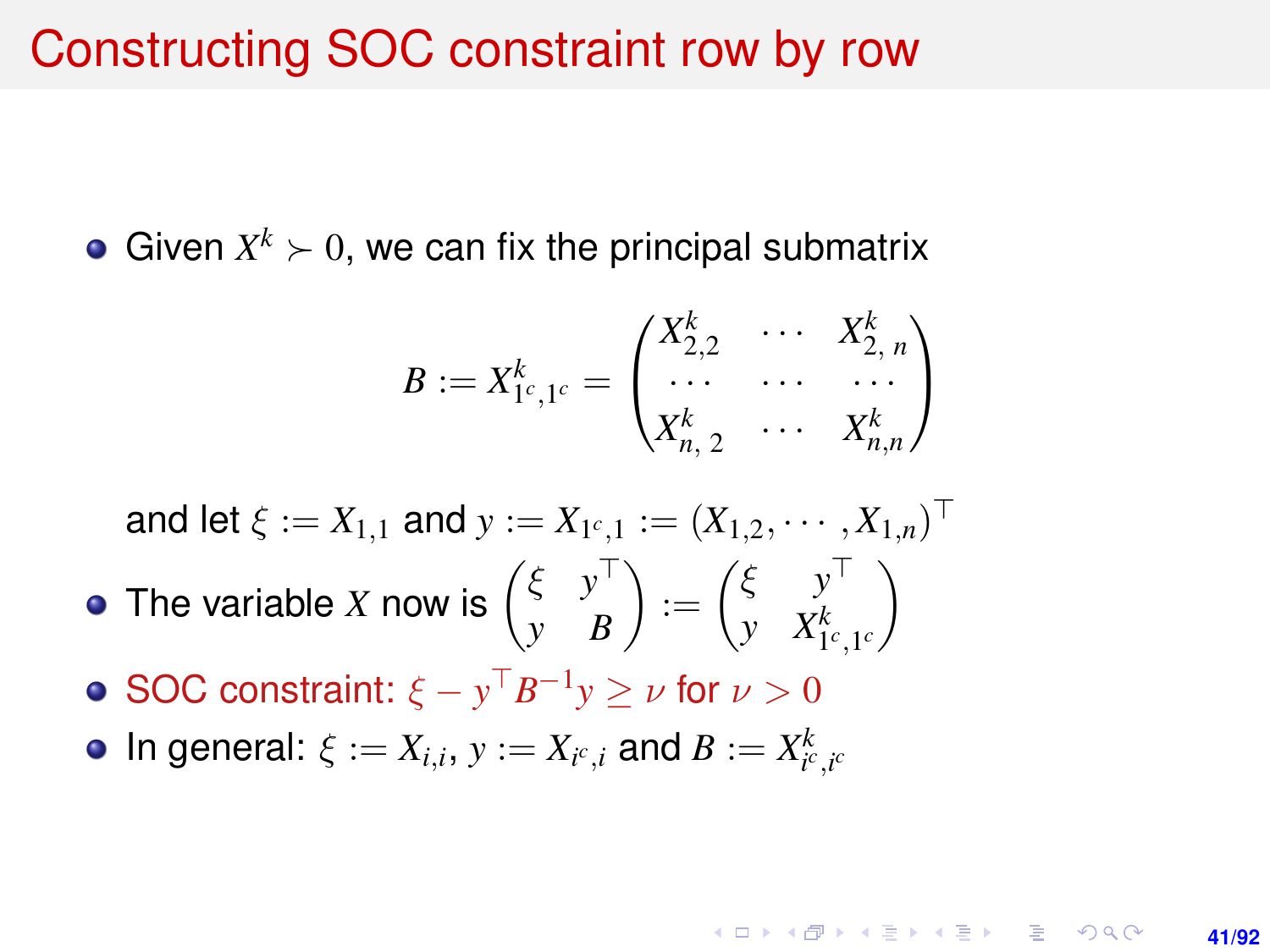# Constructing SOC constraint row by row

- Given $X^k \succ 0$, we can fix the principal submatrix

$$B := X^k_{1^c,1^c} = \begin{pmatrix} X^k_{2,2} & \cdots & X^k_{2,\ n} \\ \cdots & \cdots & \cdots \\ X^k_{n,\ 2} & \cdots & X^k_{n,n} \end{pmatrix}$$

  and let $\xi := X_{1,1}$ and $y := X_{1^c,1} := (X_{1,2}, \cdots, X_{1,n})^\top$

- The variable $X$ now is $\begin{pmatrix} \xi & y^\top \\ y & B \end{pmatrix} := \begin{pmatrix} \xi & y^\top \\ y & X^k_{1^c,1^c} \end{pmatrix}$
- SOC constraint: $\xi - y^\top B^{-1} y \geq \nu$ for $\nu > 0$
- In general: $\xi := X_{i,i}$, $y := X_{i^c,i}$ and $B := X^k_{i^c,i^c}$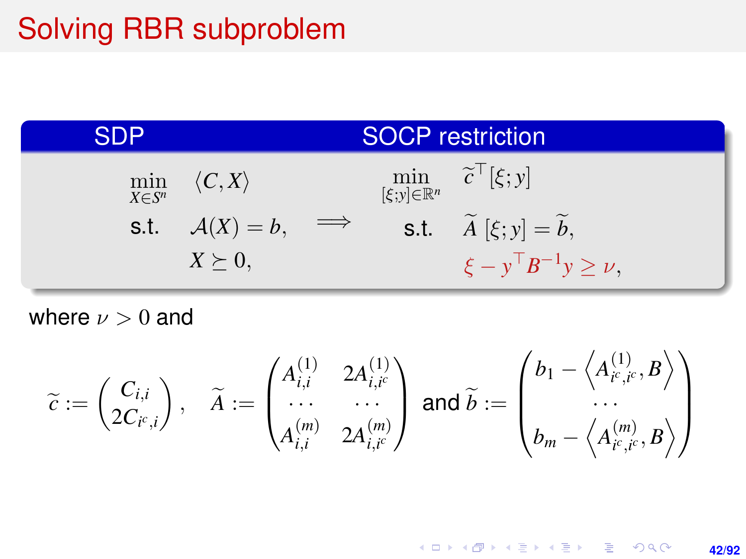# Solving RBR subproblem

| SDP | | SOCP restriction |
|---|---|---|
| $\min_{X \in S^n} \quad \langle C, X \rangle$ <br> s.t. $\quad \mathcal{A}(X) = b,$ <br> $\quad X \succeq 0,$ | $\Longrightarrow$ | $\min_{[\xi; y] \in \mathbb{R}^n} \quad \widetilde{c}^\top [\xi; y]$ <br> s.t. $\quad \widetilde{A}\,[\xi; y] = \widetilde{b},$ <br> $\quad \xi - y^\top B^{-1} y \geq \nu,$ |

where $\nu > 0$ and

$$
\widetilde{c} := \begin{pmatrix} C_{i,i} \\ 2C_{i^c,i} \end{pmatrix}, \quad \widetilde{A} := \begin{pmatrix} A^{(1)}_{i,i} & 2A^{(1)}_{i,i^c} \\ \cdots & \cdots \\ A^{(m)}_{i,i} & 2A^{(m)}_{i,i^c} \end{pmatrix} \text{ and } \widetilde{b} := \begin{pmatrix} b_1 - \left\langle A^{(1)}_{i^c,i^c}, B \right\rangle \\ \cdots \\ b_m - \left\langle A^{(m)}_{i^c,i^c}, B \right\rangle \end{pmatrix}
$$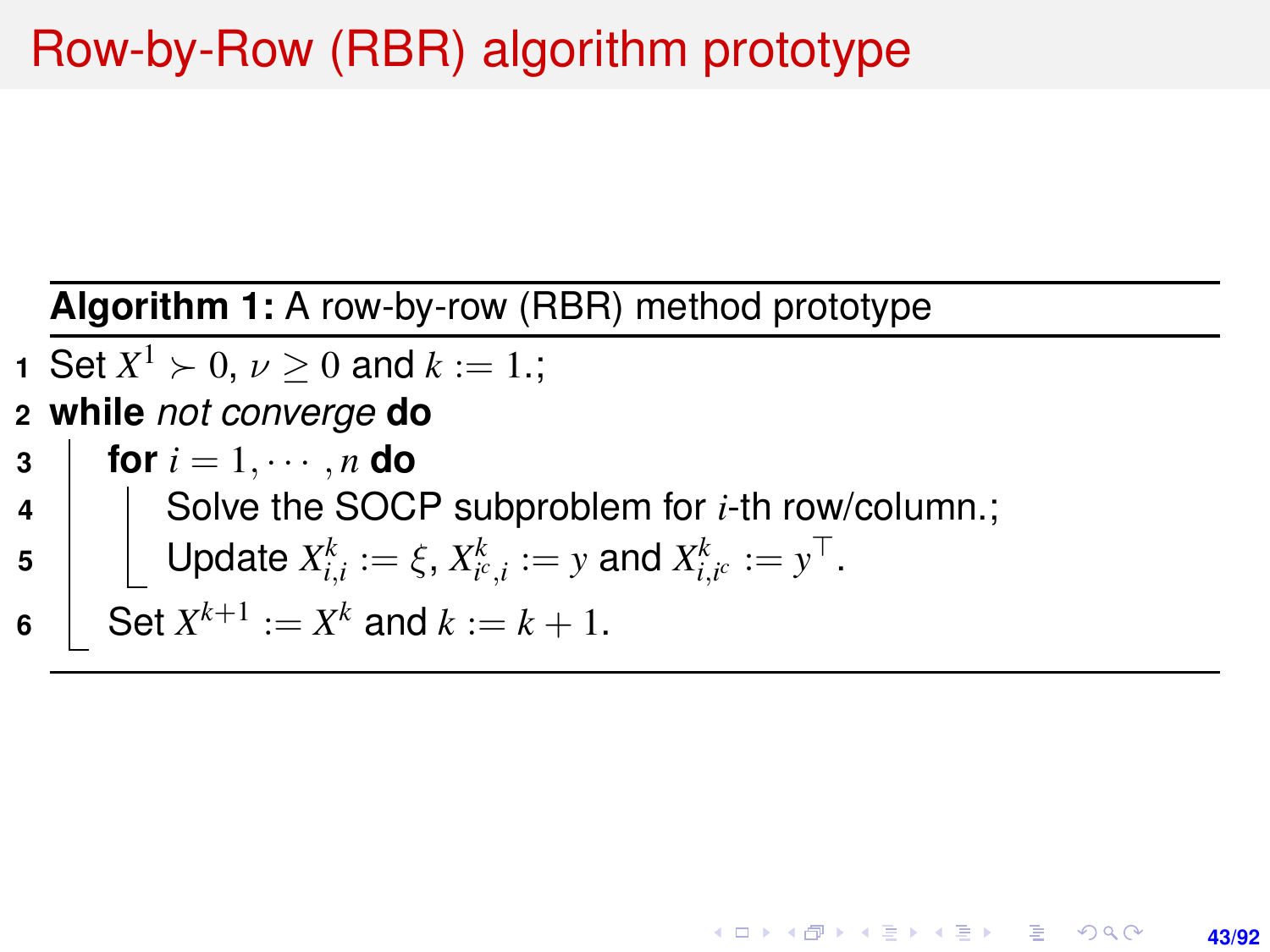# Row-by-Row (RBR) algorithm prototype

**Algorithm 1:** A row-by-row (RBR) method prototype

```
1  Set X^1 ≻ 0, ν ≥ 0 and k := 1.;
2  while not converge do
3      for i = 1, ··· , n do
4          Solve the SOCP subproblem for i-th row/column.;
5          Update X^k_{i,i} := ξ, X^k_{i^c,i} := y and X^k_{i,i^c} := y^⊤.
6      Set X^{k+1} := X^k and k := k + 1.
```

1. Set $X^1 \succ 0$, $\nu \geq 0$ and $k := 1.$;
2. **while** *not converge* **do**
3. &nbsp;&nbsp;&nbsp;&nbsp;**for** $i = 1, \cdots, n$ **do**
4. &nbsp;&nbsp;&nbsp;&nbsp;&nbsp;&nbsp;&nbsp;&nbsp;Solve the SOCP subproblem for $i$-th row/column.;
5. &nbsp;&nbsp;&nbsp;&nbsp;&nbsp;&nbsp;&nbsp;&nbsp;Update $X^k_{i,i} := \xi$, $X^k_{i^c,i} := y$ and $X^k_{i,i^c} := y^\top$.
6. &nbsp;&nbsp;&nbsp;&nbsp;Set $X^{k+1} := X^k$ and $k := k + 1$.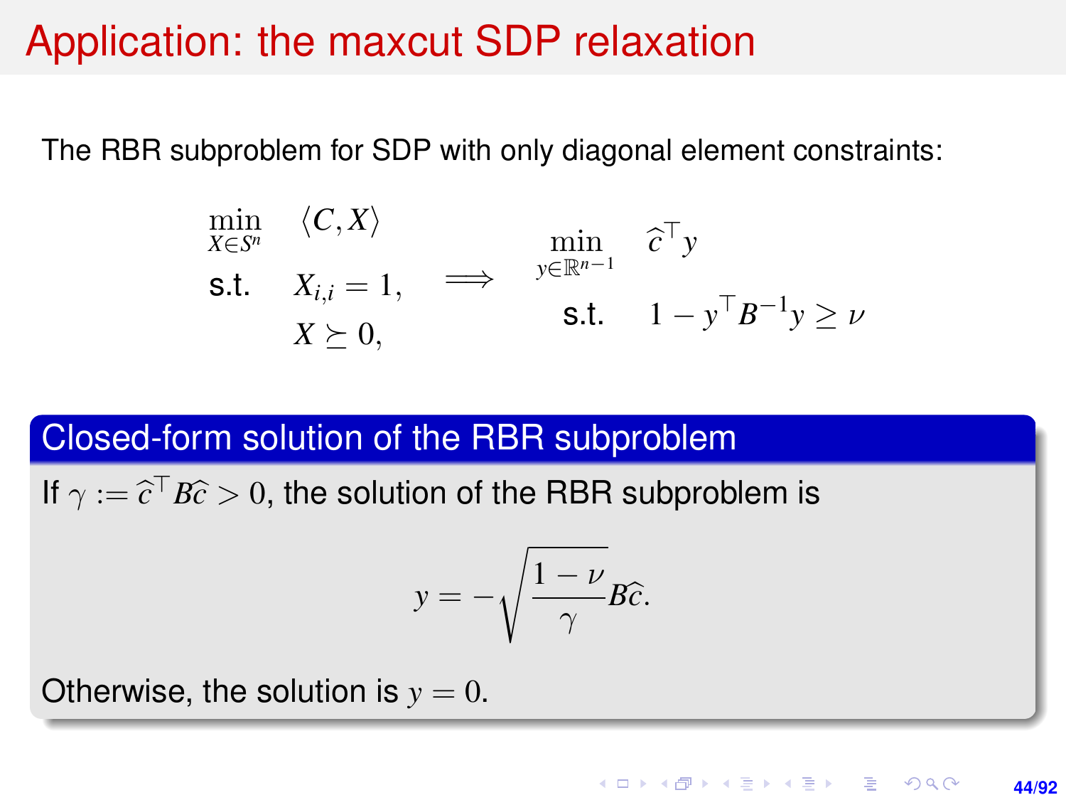# Application: the maxcut SDP relaxation

The RBR subproblem for SDP with only diagonal element constraints:

$$
\begin{aligned}
\min_{X \in S^n} \quad & \langle C, X \rangle \\
\text{s.t.} \quad & X_{i,i} = 1, \\
& X \succeq 0,
\end{aligned}
\quad \Longrightarrow \quad
\begin{aligned}
\min_{y \in \mathbb{R}^{n-1}} \quad & \widehat{c}^\top y \\
\text{s.t.} \quad & 1 - y^\top B^{-1} y \geq \nu
\end{aligned}
$$

**Closed-form solution of the RBR subproblem**

If $\gamma := \widehat{c}^\top B \widehat{c} > 0$, the solution of the RBR subproblem is

$$
y = -\sqrt{\frac{1-\nu}{\gamma}} B \widehat{c}.
$$

Otherwise, the solution is $y = 0$.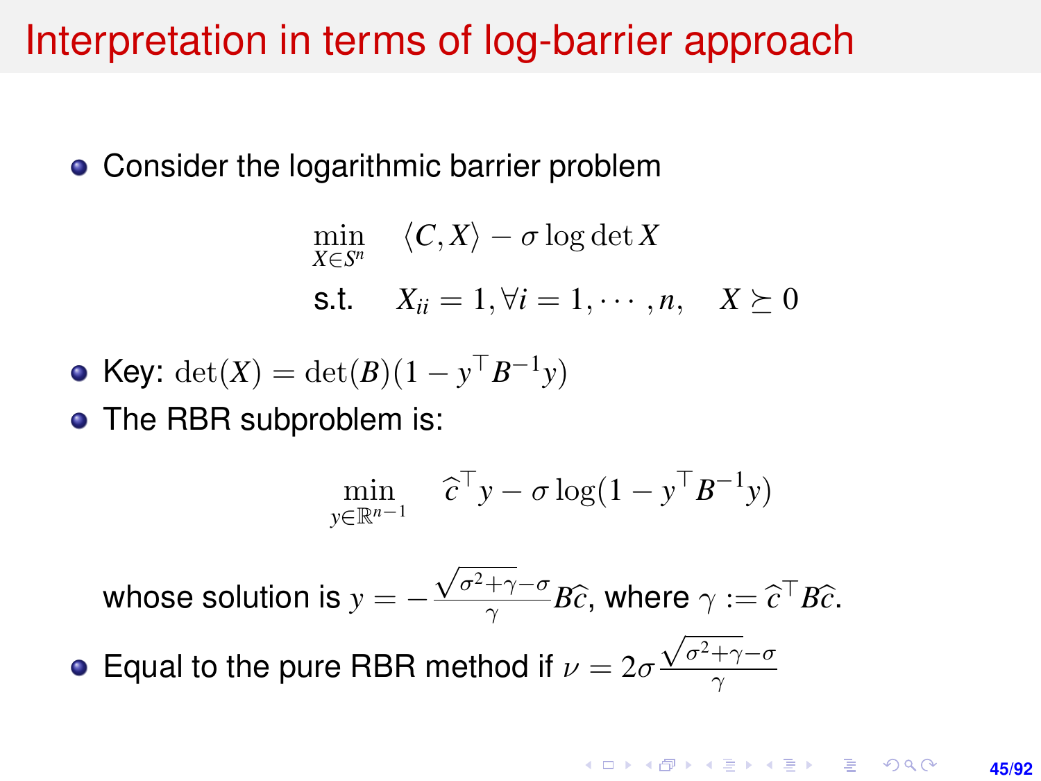# Interpretation in terms of log-barrier approach

- Consider the logarithmic barrier problem

$$
\begin{aligned}
\min_{X \in S^n} \quad & \langle C, X \rangle - \sigma \log \det X \\
\text{s.t.} \quad & X_{ii} = 1, \forall i = 1, \cdots, n, \quad X \succeq 0
\end{aligned}
$$

- Key: $\det(X) = \det(B)(1 - y^\top B^{-1} y)$
- The RBR subproblem is:

$$
\min_{y \in \mathbb{R}^{n-1}} \quad \widehat{c}^\top y - \sigma \log(1 - y^\top B^{-1} y)
$$

  whose solution is $y = -\frac{\sqrt{\sigma^2 + \gamma} - \sigma}{\gamma} B \widehat{c}$, where $\gamma := \widehat{c}^\top B \widehat{c}$.

- Equal to the pure RBR method if $\nu = 2\sigma \frac{\sqrt{\sigma^2 + \gamma} - \sigma}{\gamma}$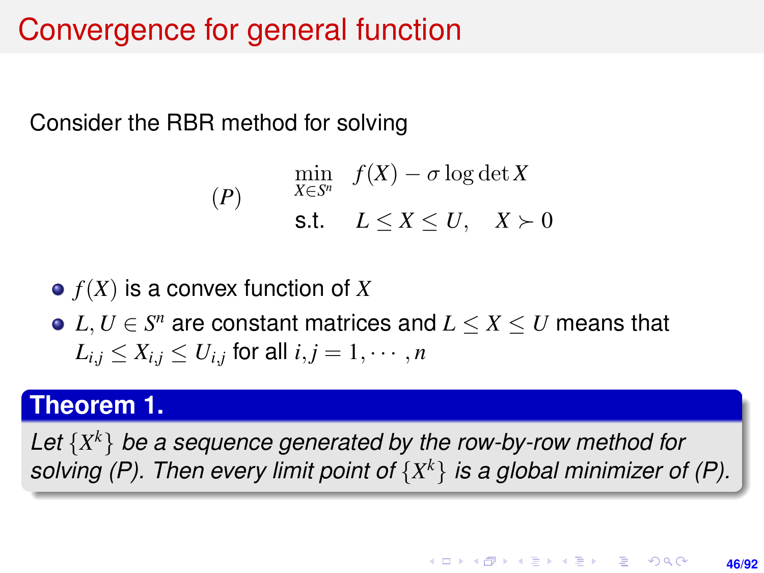# Convergence for general function

Consider the RBR method for solving

$$
(P) \qquad \min_{X \in S^n} \; f(X) - \sigma \log \det X \quad \text{s.t.} \quad L \le X \le U, \quad X \succ 0
$$

- $f(X)$ is a convex function of $X$
- $L, U \in S^n$ are constant matrices and $L \le X \le U$ means that $L_{i,j} \le X_{i,j} \le U_{i,j}$ for all $i, j = 1, \cdots, n$

**Theorem 1.**

*Let $\{X^k\}$ be a sequence generated by the row-by-row method for solving (P). Then every limit point of $\{X^k\}$ is a global minimizer of (P).*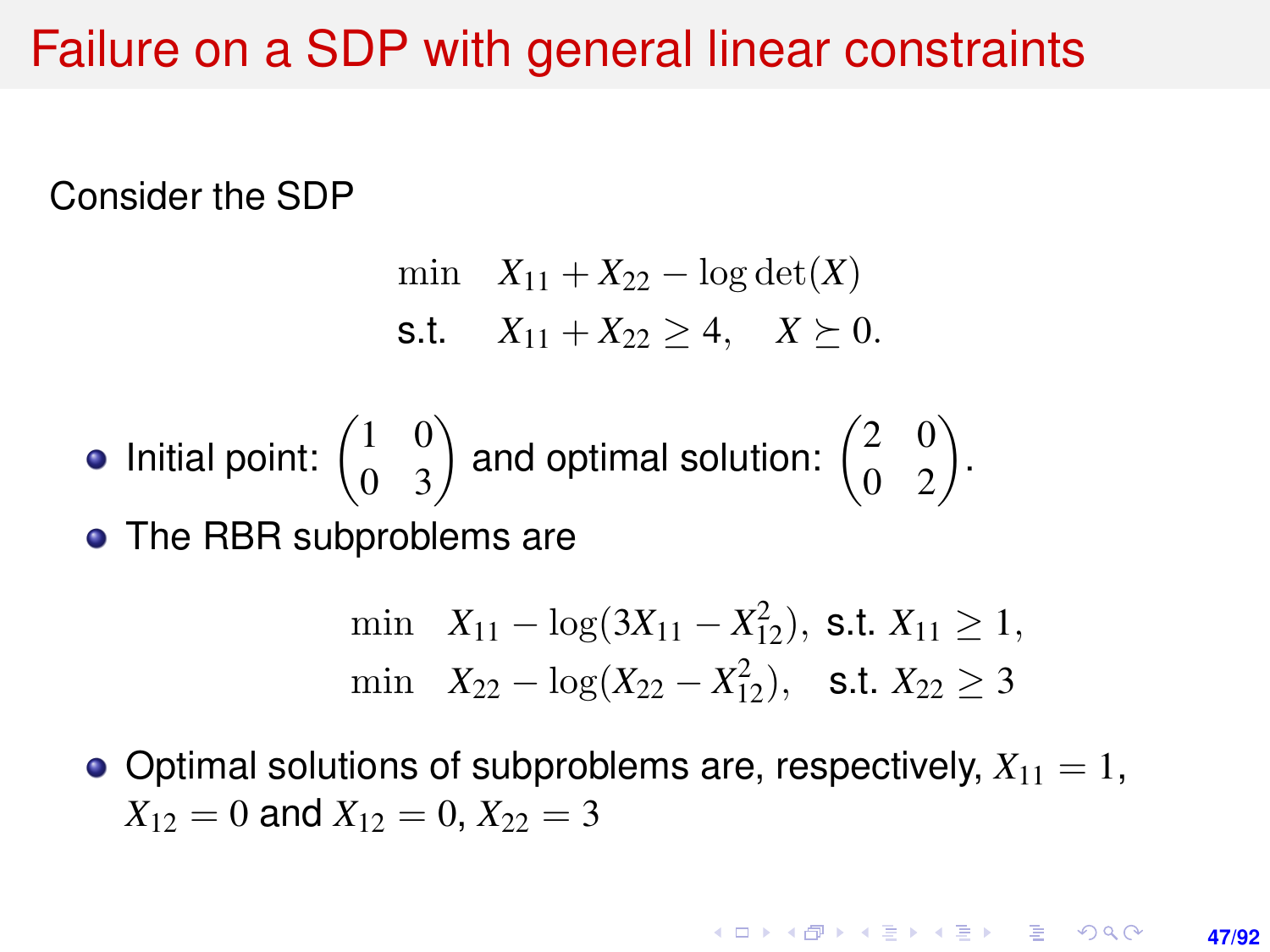# Failure on a SDP with general linear constraints

Consider the SDP

$$
\begin{aligned}
\min \quad & X_{11} + X_{22} - \log\det(X) \\
\text{s.t.} \quad & X_{11} + X_{22} \geq 4, \quad X \succeq 0.
\end{aligned}
$$

- Initial point: $\begin{pmatrix} 1 & 0 \\ 0 & 3 \end{pmatrix}$ and optimal solution: $\begin{pmatrix} 2 & 0 \\ 0 & 2 \end{pmatrix}$.
- The RBR subproblems are

$$
\begin{aligned}
\min \quad & X_{11} - \log(3X_{11} - X_{12}^2), \text{ s.t. } X_{11} \geq 1, \\
\min \quad & X_{22} - \log(X_{22} - X_{12}^2), \quad \text{s.t. } X_{22} \geq 3
\end{aligned}
$$

- Optimal solutions of subproblems are, respectively, $X_{11} = 1$, $X_{12} = 0$ and $X_{12} = 0$, $X_{22} = 3$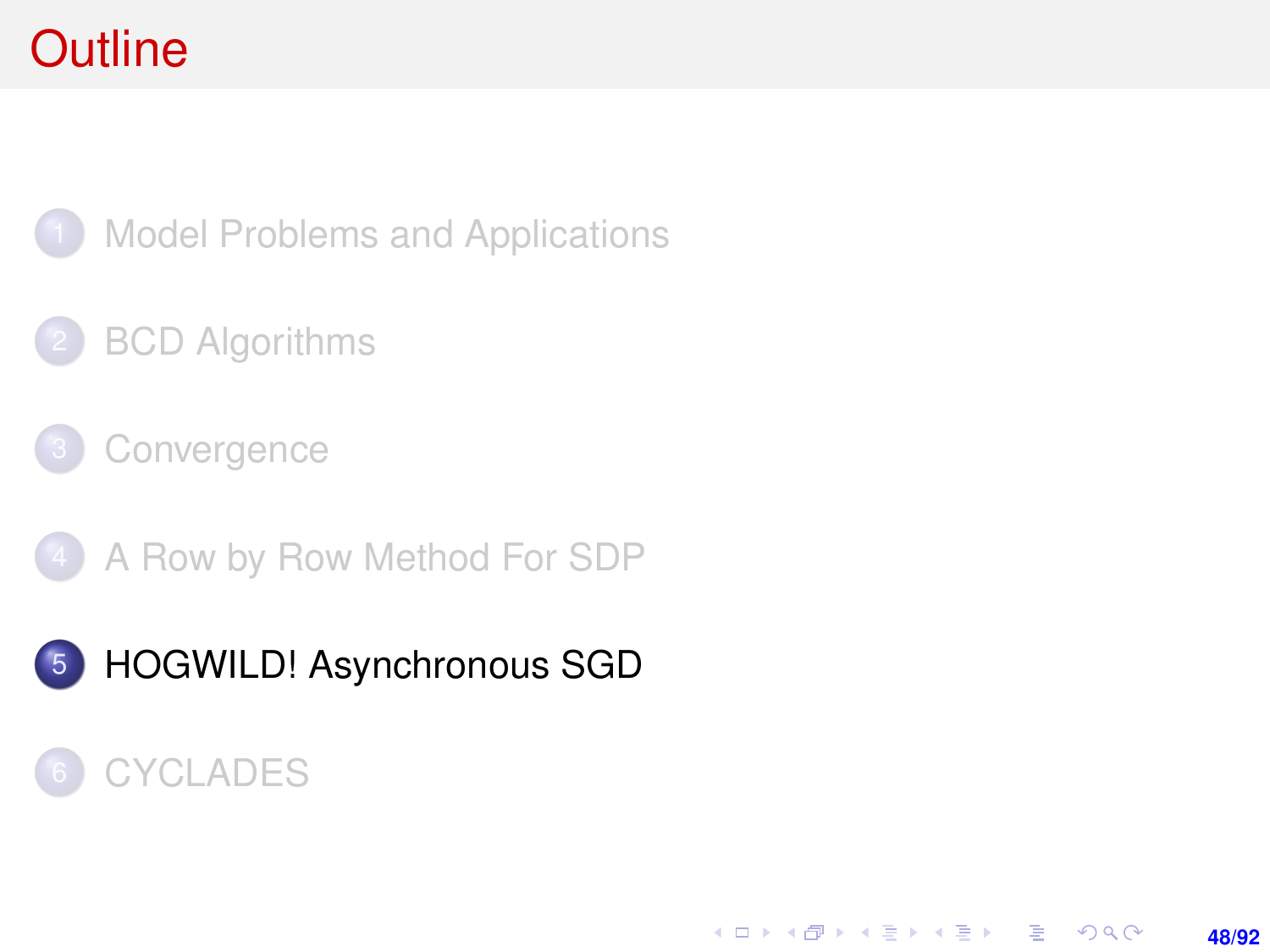# Outline

1. Model Problems and Applications
2. BCD Algorithms
3. Convergence
4. A Row by Row Method For SDP
5. **HOGWILD! Asynchronous SGD**
6. CYCLADES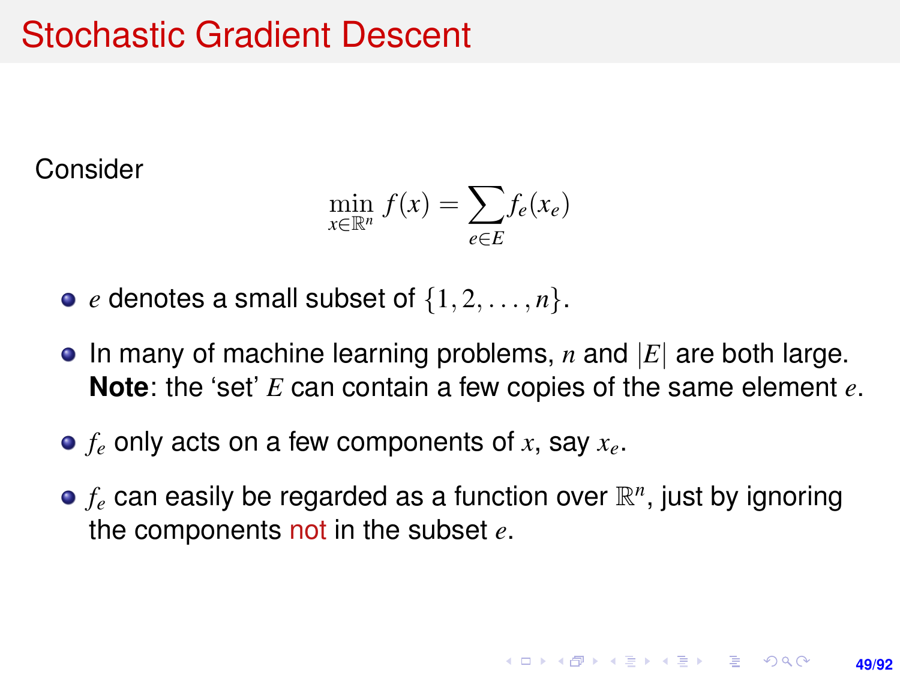# Stochastic Gradient Descent

Consider

$$\min_{x \in \mathbb{R}^n} f(x) = \sum_{e \in E} f_e(x_e)$$

- $e$ denotes a small subset of $\{1, 2, \ldots, n\}$.
- In many of machine learning problems, $n$ and $|E|$ are both large. **Note**: the 'set' $E$ can contain a few copies of the same element $e$.
- $f_e$ only acts on a few components of $x$, say $x_e$.
- $f_e$ can easily be regarded as a function over $\mathbb{R}^n$, just by ignoring the components not in the subset $e$.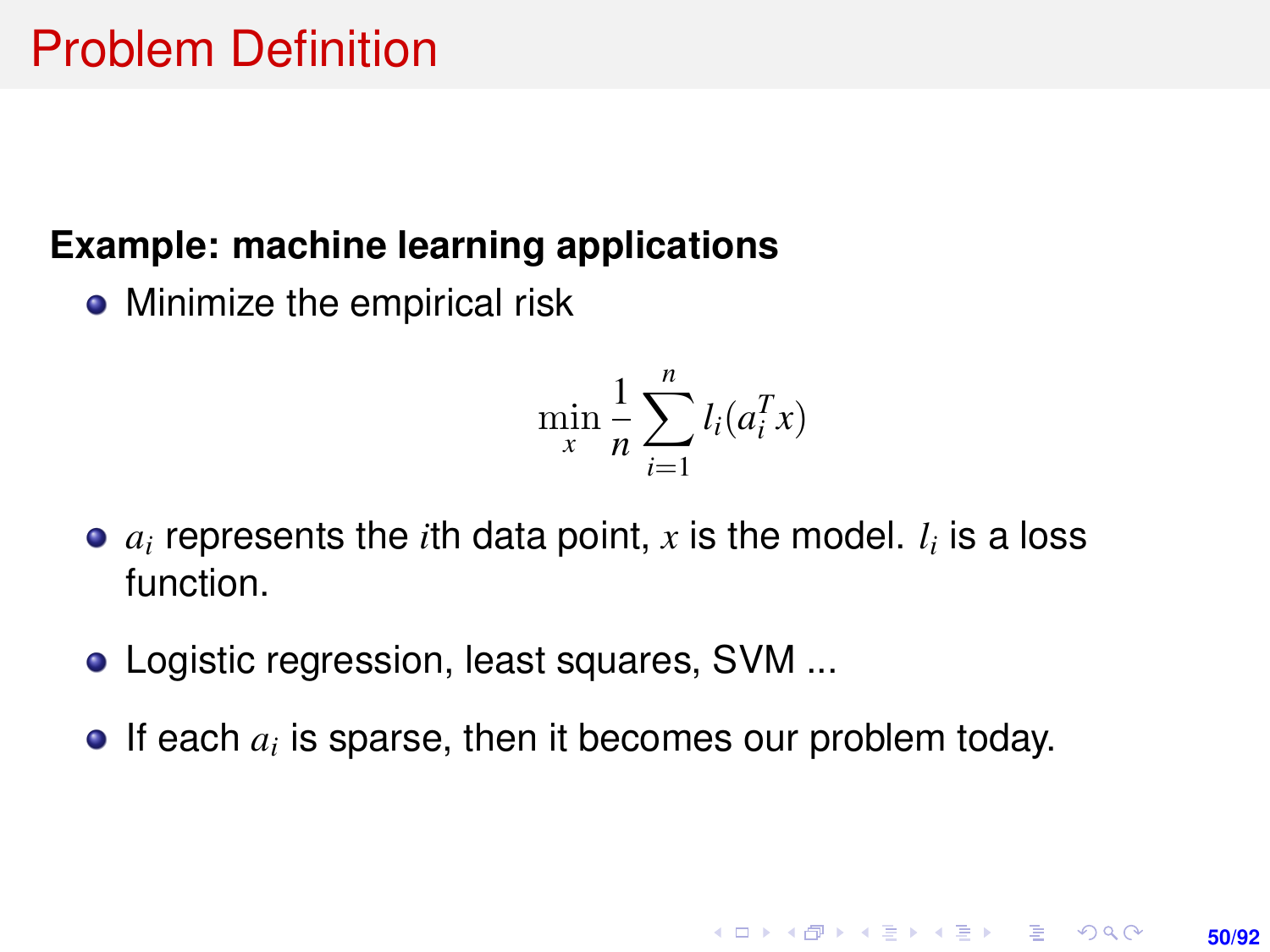# Problem Definition

**Example: machine learning applications**

- Minimize the empirical risk

$$\min_x \frac{1}{n} \sum_{i=1}^{n} l_i(a_i^T x)$$

- $a_i$ represents the $i$th data point, $x$ is the model. $l_i$ is a loss function.

- Logistic regression, least squares, SVM ...

- If each $a_i$ is sparse, then it becomes our problem today.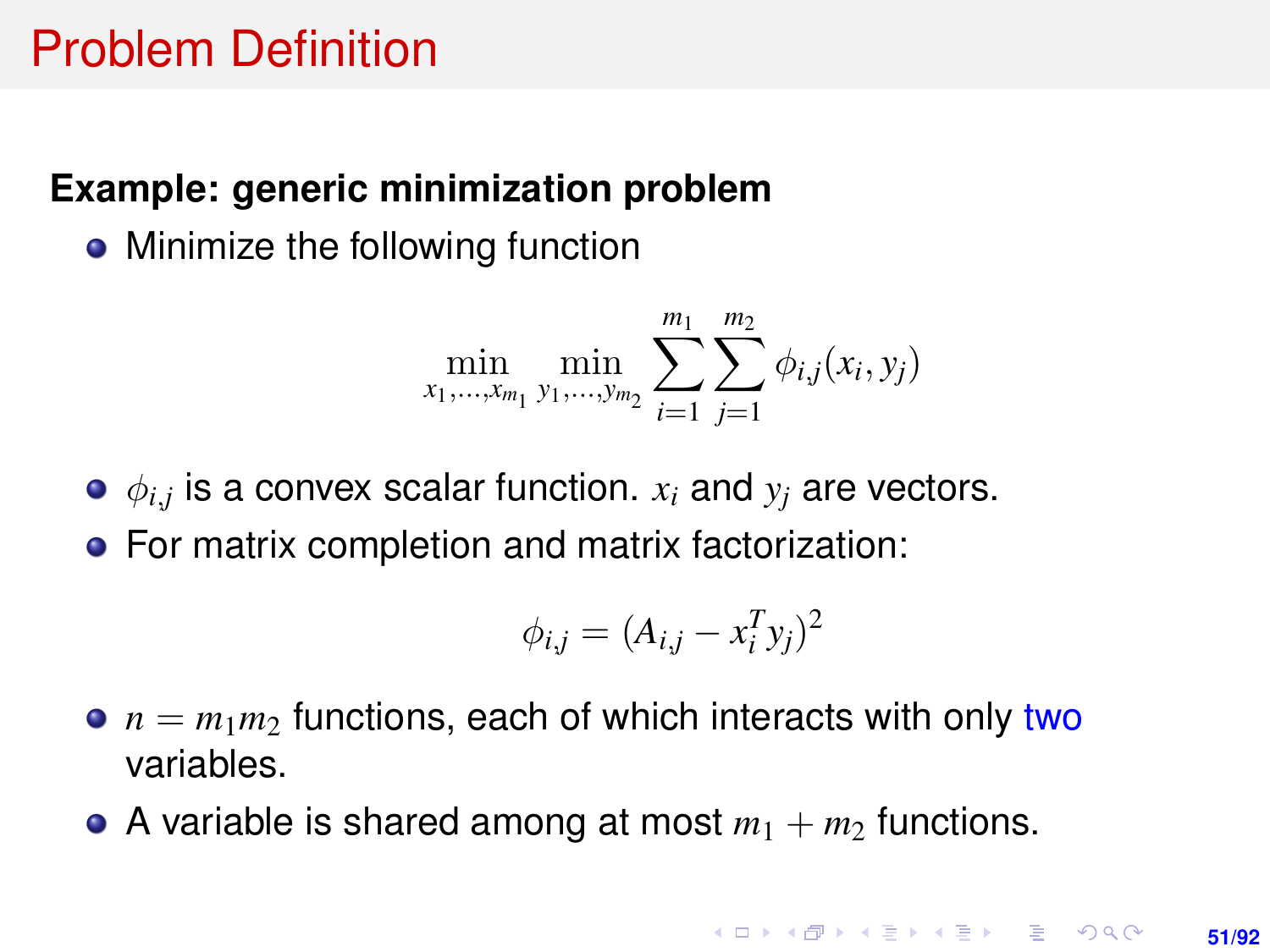# Problem Definition

**Example: generic minimization problem**

- Minimize the following function

$$\min_{x_1,\ldots,x_{m_1}} \min_{y_1,\ldots,y_{m_2}} \sum_{i=1}^{m_1} \sum_{j=1}^{m_2} \phi_{i,j}(x_i, y_j)$$

- $\phi_{i,j}$ is a convex scalar function. $x_i$ and $y_j$ are vectors.
- For matrix completion and matrix factorization:

$$\phi_{i,j} = (A_{i,j} - x_i^T y_j)^2$$

- $n = m_1 m_2$ functions, each of which interacts with only two variables.
- A variable is shared among at most $m_1 + m_2$ functions.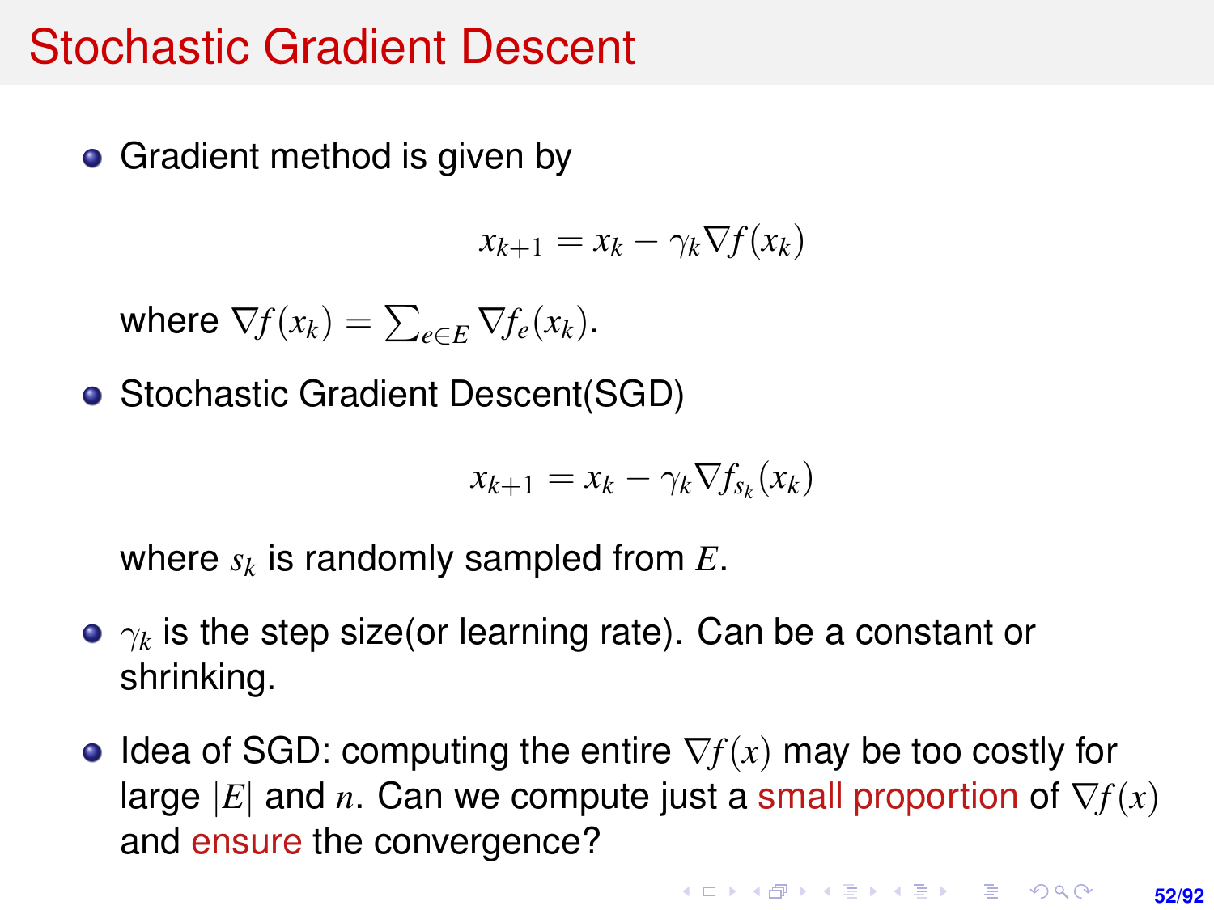# Stochastic Gradient Descent

- Gradient method is given by

$$x_{k+1} = x_k - \gamma_k \nabla f(x_k)$$

  where $\nabla f(x_k) = \sum_{e \in E} \nabla f_e(x_k)$.

- Stochastic Gradient Descent(SGD)

$$x_{k+1} = x_k - \gamma_k \nabla f_{s_k}(x_k)$$

  where $s_k$ is randomly sampled from $E$.

- $\gamma_k$ is the step size(or learning rate). Can be a constant or shrinking.

- Idea of SGD: computing the entire $\nabla f(x)$ may be too costly for large $|E|$ and $n$. Can we compute just a small proportion of $\nabla f(x)$ and ensure the convergence?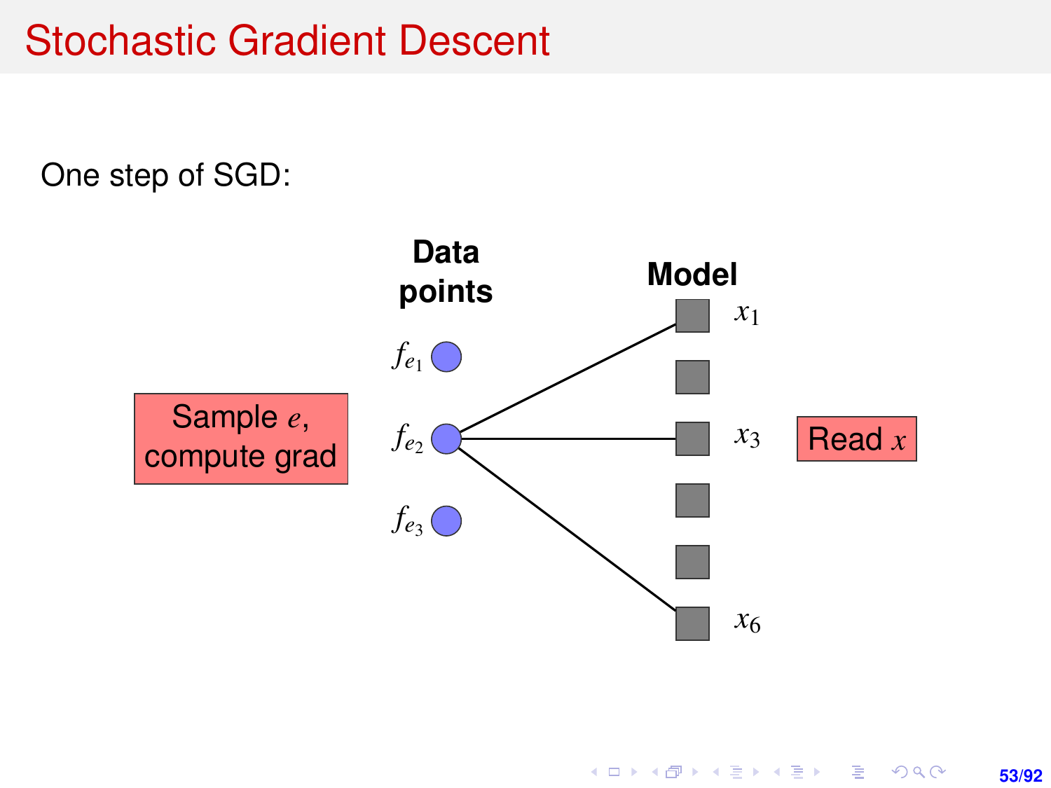# Stochastic Gradient Descent

One step of SGD:

Sample $e$, compute grad

**Data points**

$f_{e_1}$

$f_{e_2}$

$f_{e_3}$

**Model**

$x_1$

$x_3$

$x_6$

Read $x$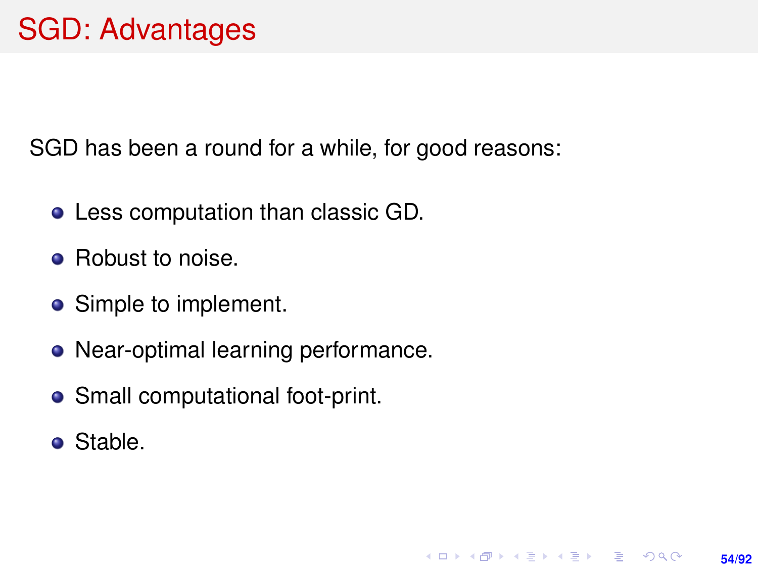# SGD: Advantages

SGD has been a round for a while, for good reasons:

- Less computation than classic GD.
- Robust to noise.
- Simple to implement.
- Near-optimal learning performance.
- Small computational foot-print.
- Stable.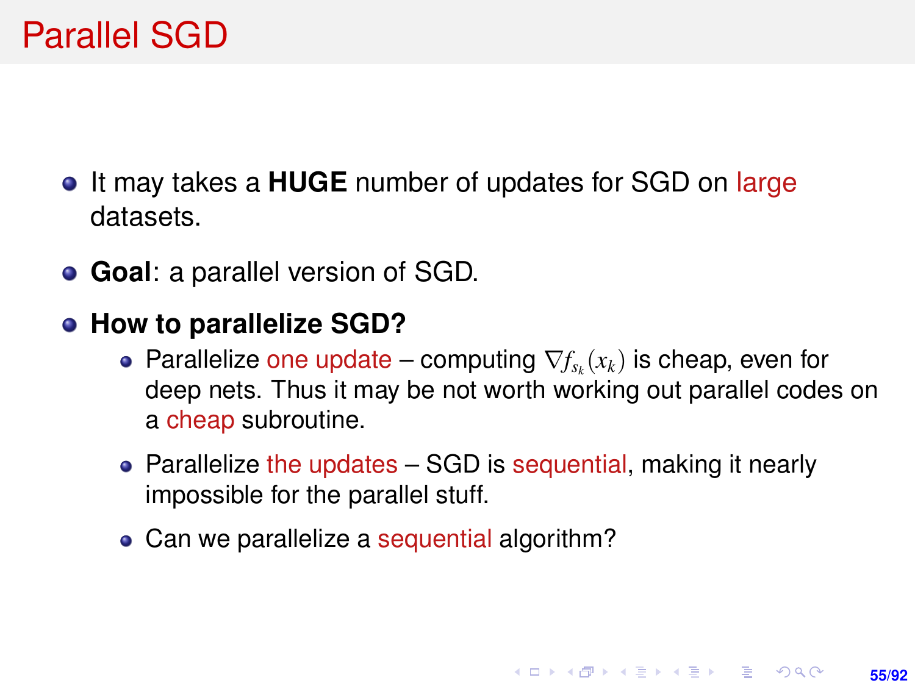# Parallel SGD

- It may takes a **HUGE** number of updates for SGD on large datasets.
- **Goal**: a parallel version of SGD.
- **How to parallelize SGD?**
  - Parallelize one update – computing $\nabla f_{s_k}(x_k)$ is cheap, even for deep nets. Thus it may be not worth working out parallel codes on a cheap subroutine.
  - Parallelize the updates – SGD is sequential, making it nearly impossible for the parallel stuff.
  - Can we parallelize a sequential algorithm?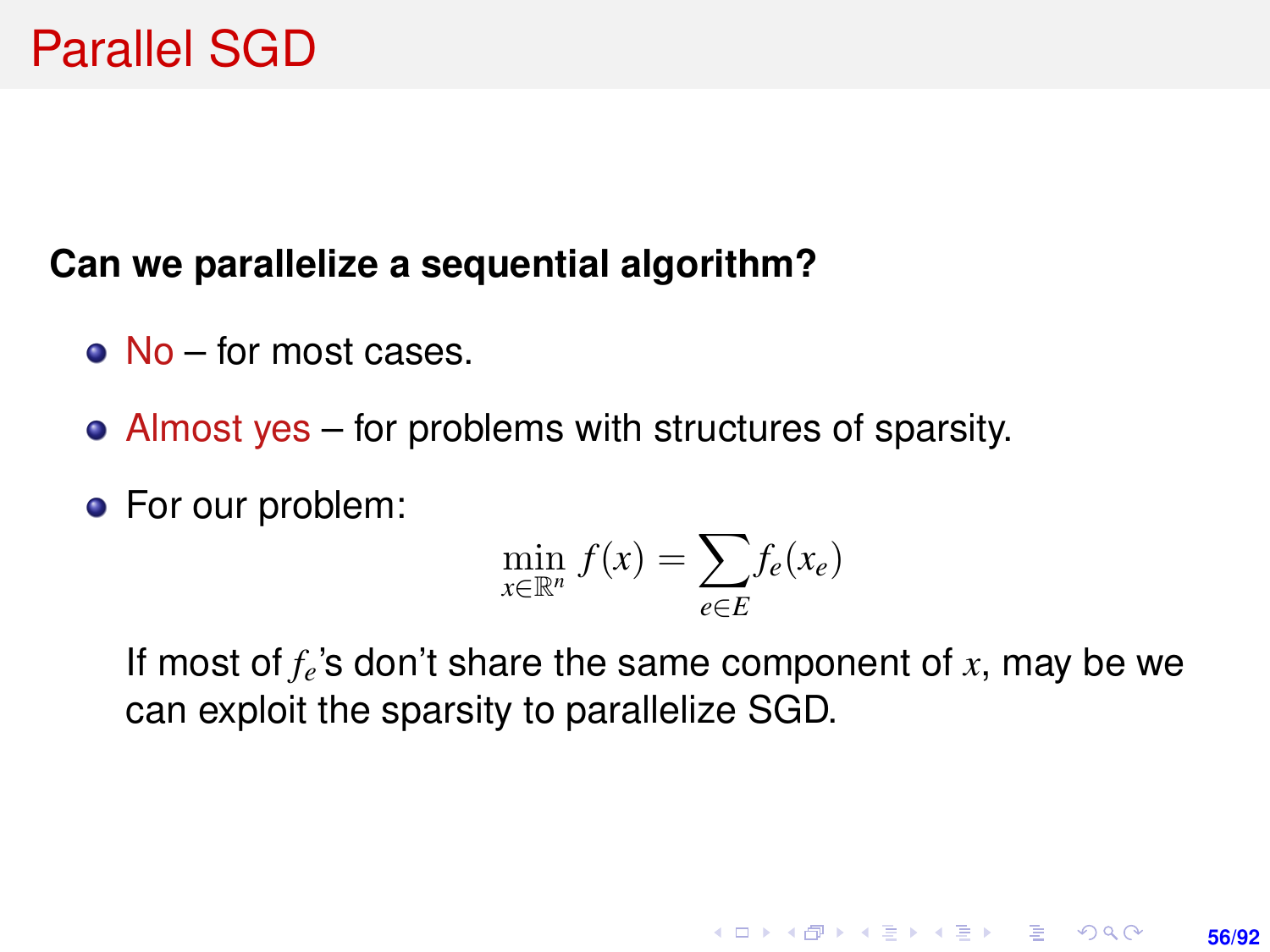# Parallel SGD

**Can we parallelize a sequential algorithm?**

- No – for most cases.
- Almost yes – for problems with structures of sparsity.
- For our problem:

$$\min_{x \in \mathbb{R}^n} f(x) = \sum_{e \in E} f_e(x_e)$$

  If most of $f_e$'s don't share the same component of $x$, may be we can exploit the sparsity to parallelize SGD.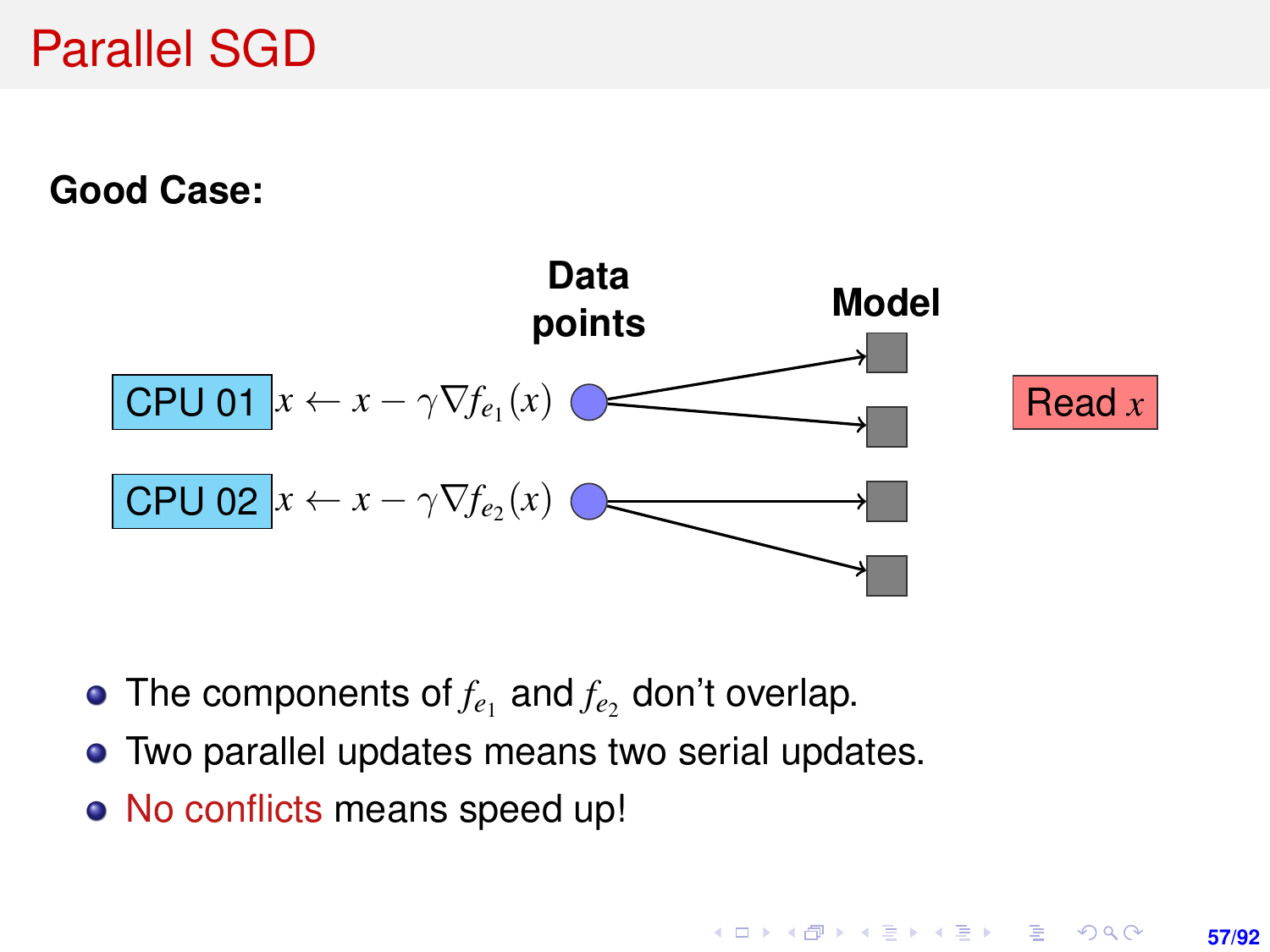# Parallel SGD

**Good Case:**

CPU 01 $x \leftarrow x - \gamma \nabla f_{e_1}(x)$

CPU 02 $x \leftarrow x - \gamma \nabla f_{e_2}(x)$

**Data points**

**Model**

Read $x$

- The components of $f_{e_1}$ and $f_{e_2}$ don't overlap.
- Two parallel updates means two serial updates.
- No conflicts means speed up!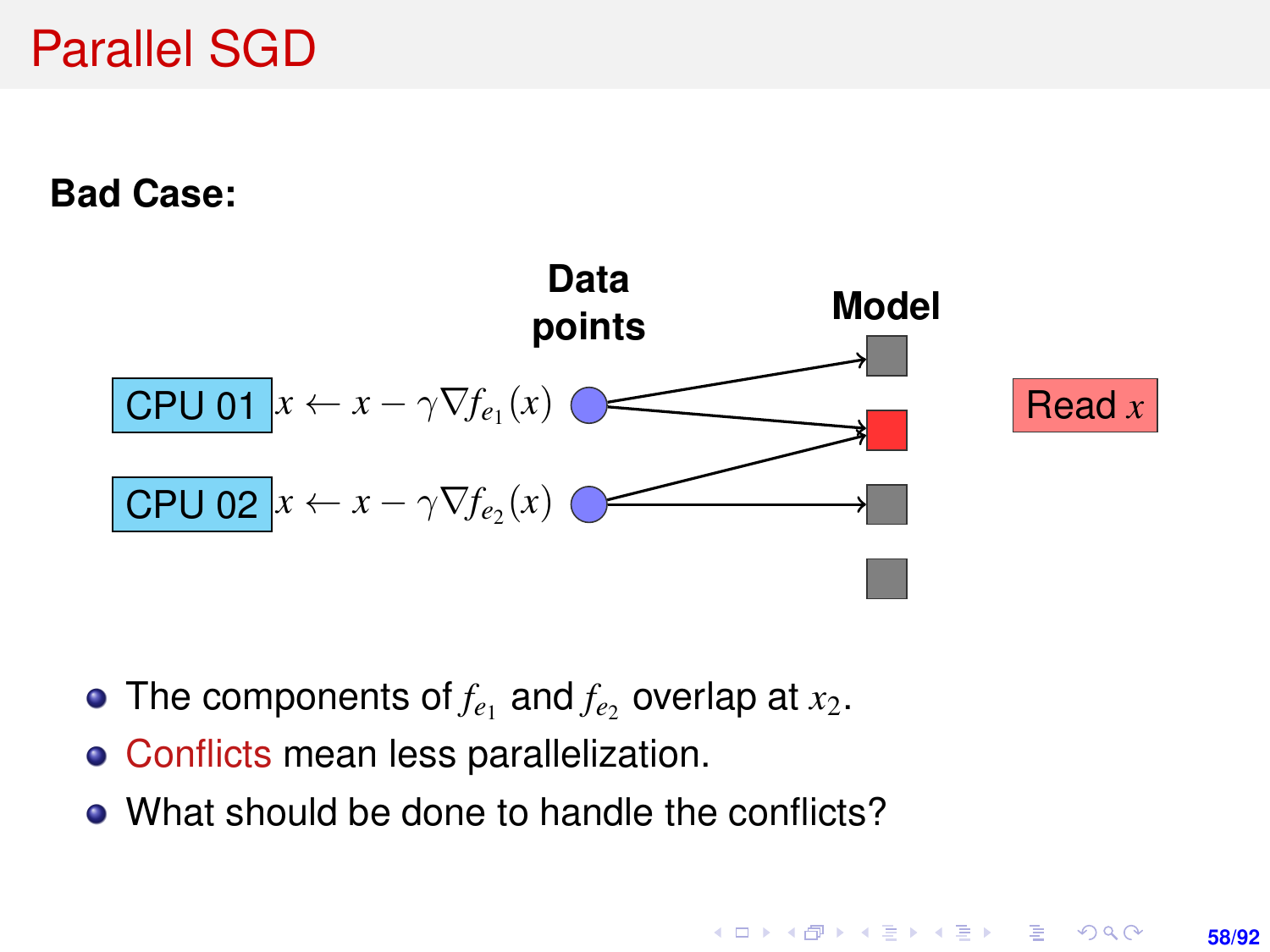# Parallel SGD

**Bad Case:**

**Data points** | **Model**

CPU 01 $x \leftarrow x - \gamma \nabla f_{e_1}(x)$

CPU 02 $x \leftarrow x - \gamma \nabla f_{e_2}(x)$

Read $x$

- The components of $f_{e_1}$ and $f_{e_2}$ overlap at $x_2$.
- Conflicts mean less parallelization.
- What should be done to handle the conflicts?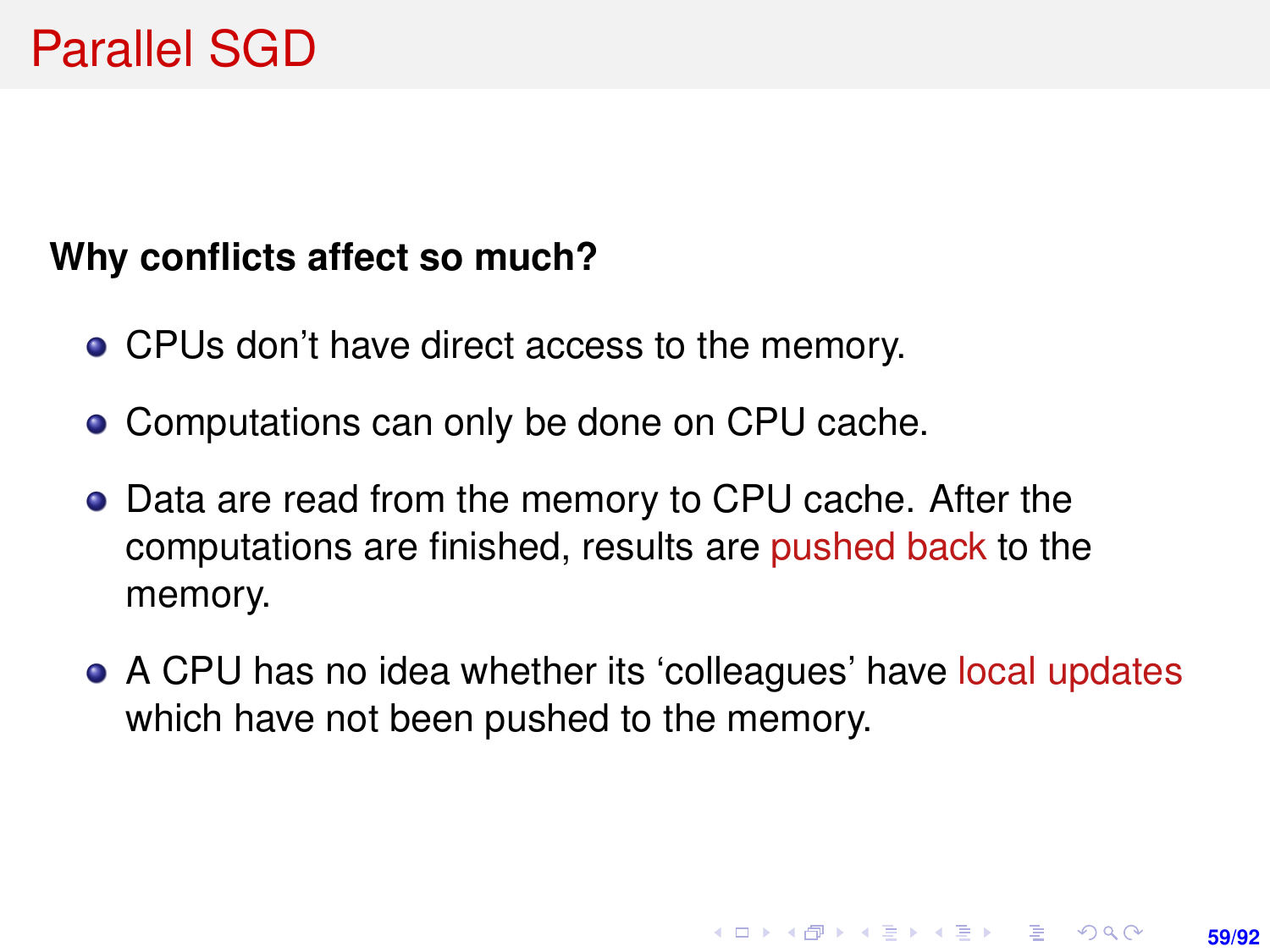# Parallel SGD

**Why conflicts affect so much?**

- CPUs don't have direct access to the memory.
- Computations can only be done on CPU cache.
- Data are read from the memory to CPU cache. After the computations are finished, results are pushed back to the memory.
- A CPU has no idea whether its 'colleagues' have local updates which have not been pushed to the memory.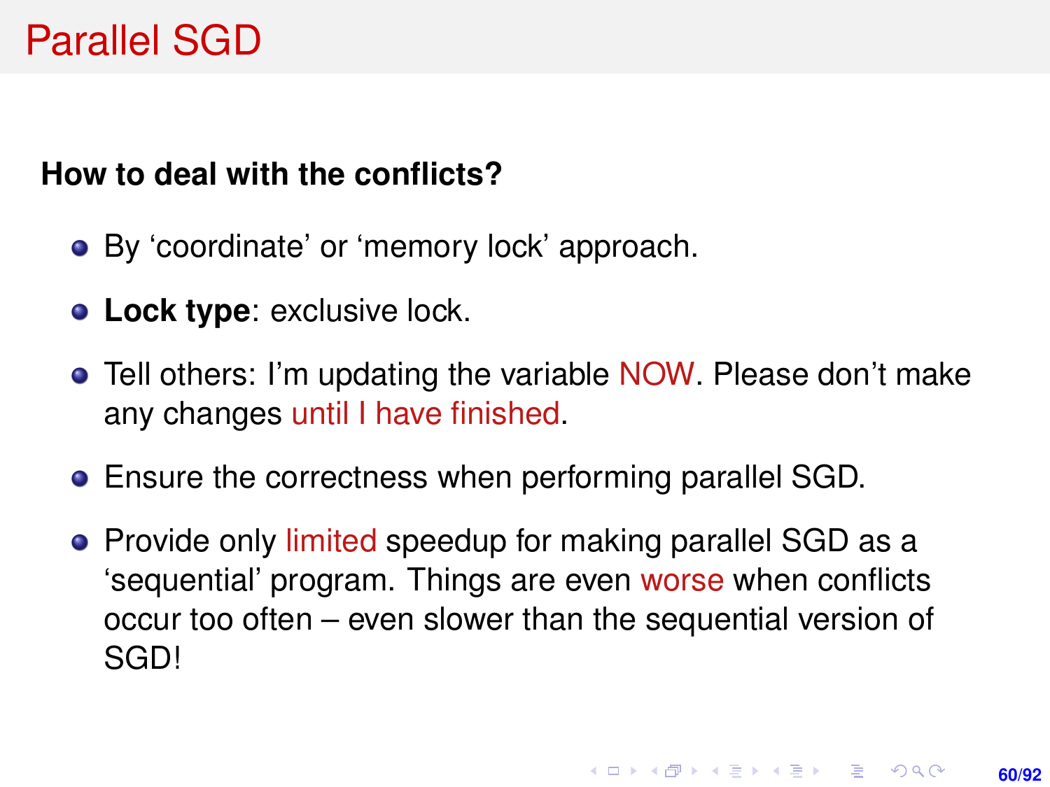# Parallel SGD

**How to deal with the conflicts?**

- By ‘coordinate’ or ‘memory lock’ approach.
- **Lock type**: exclusive lock.
- Tell others: I’m updating the variable NOW. Please don’t make any changes until I have finished.
- Ensure the correctness when performing parallel SGD.
- Provide only limited speedup for making parallel SGD as a ‘sequential’ program. Things are even worse when conflicts occur too often – even slower than the sequential version of SGD!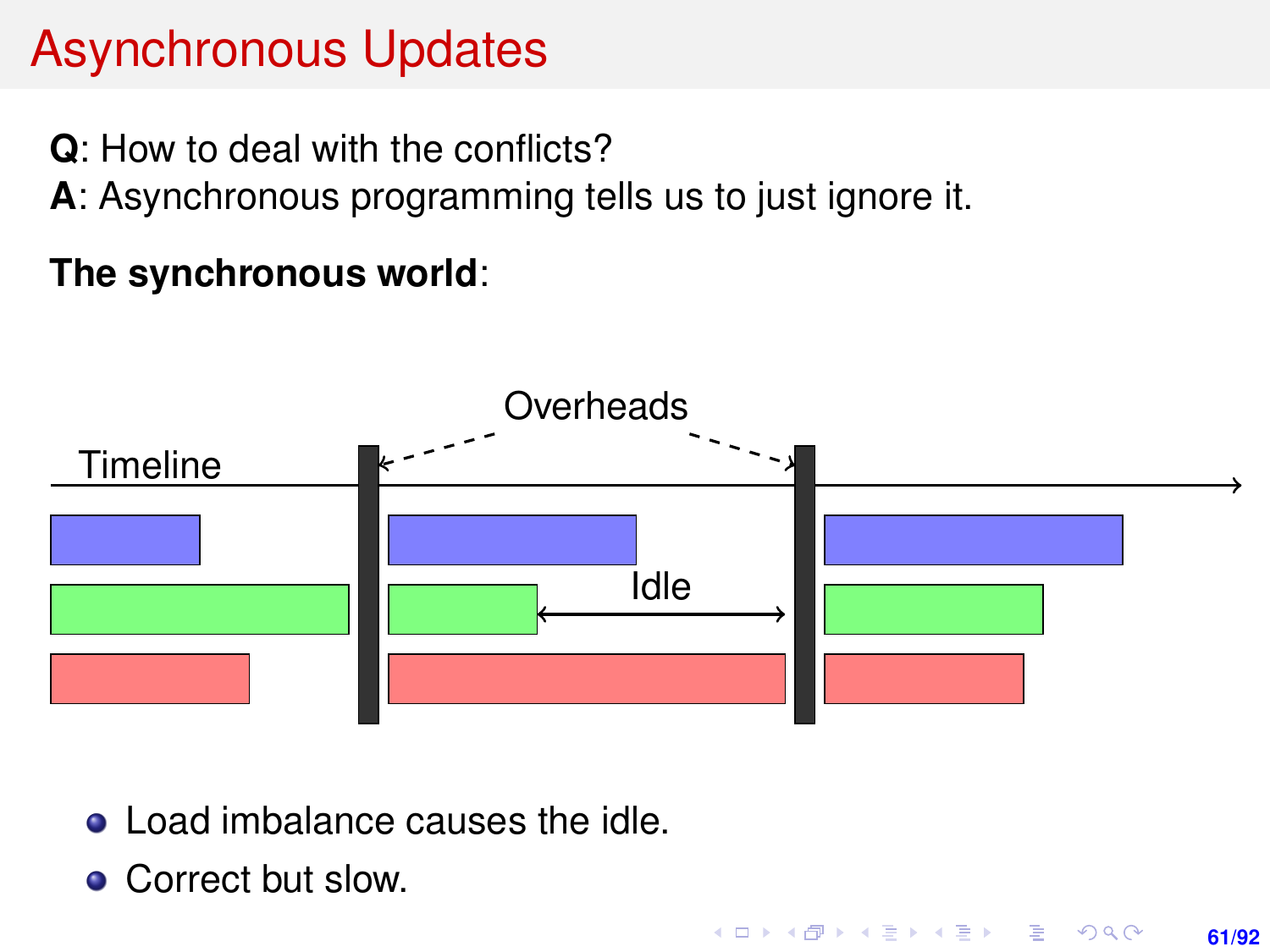# Asynchronous Updates

**Q**: How to deal with the conflicts?
**A**: Asynchronous programming tells us to just ignore it.

**The synchronous world**:

Overheads

Timeline

Idle

- Load imbalance causes the idle.
- Correct but slow.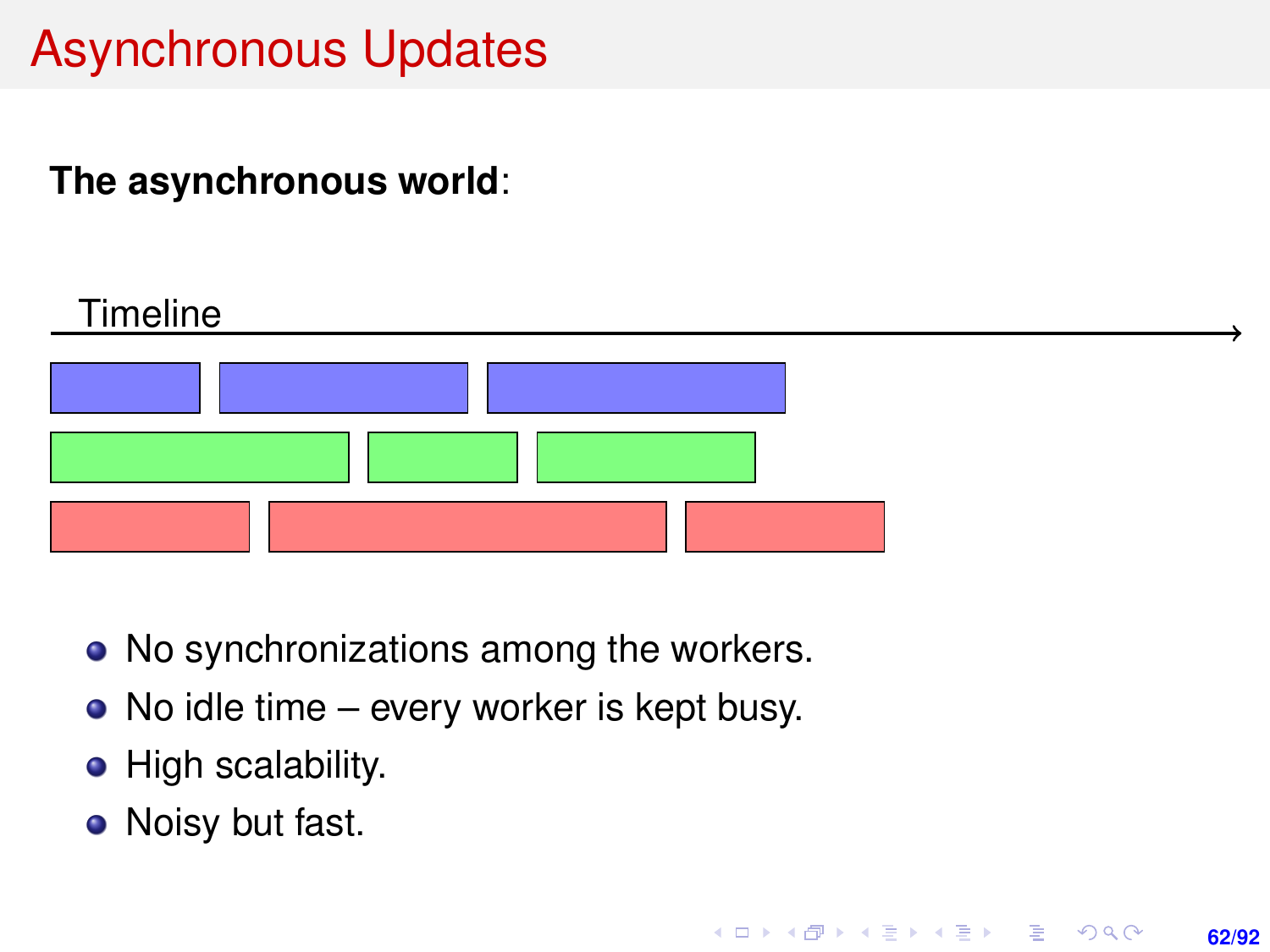# Asynchronous Updates

**The asynchronous world**:

Timeline

- No synchronizations among the workers.
- No idle time – every worker is kept busy.
- High scalability.
- Noisy but fast.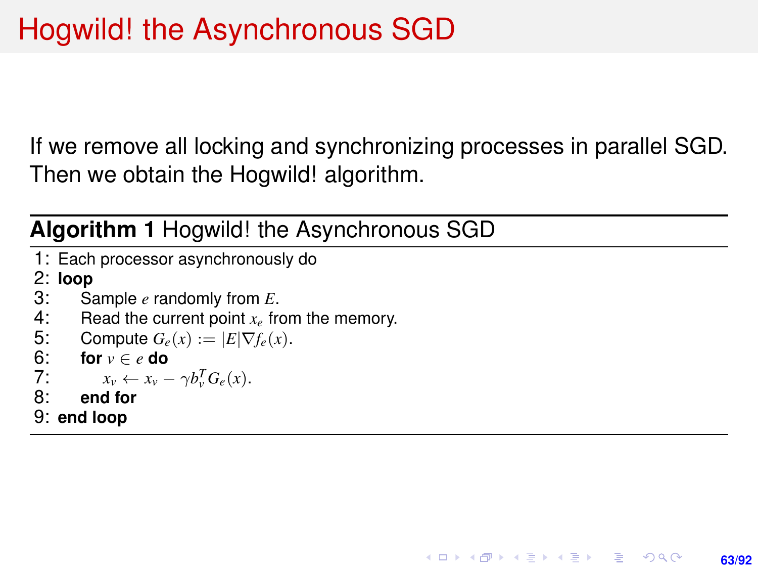# Hogwild! the Asynchronous SGD

If we remove all locking and synchronizing processes in parallel SGD. Then we obtain the Hogwild! algorithm.

**Algorithm 1** Hogwild! the Asynchronous SGD

1: Each processor asynchronously do  
2: **loop**  
3: Sample $e$ randomly from $E$.  
4: Read the current point $x_e$ from the memory.  
5: Compute $G_e(x) := |E|\nabla f_e(x)$.  
6: **for** $v \in e$ **do**  
7: $x_v \leftarrow x_v - \gamma b_v^T G_e(x)$.  
8: **end for**  
9: **end loop**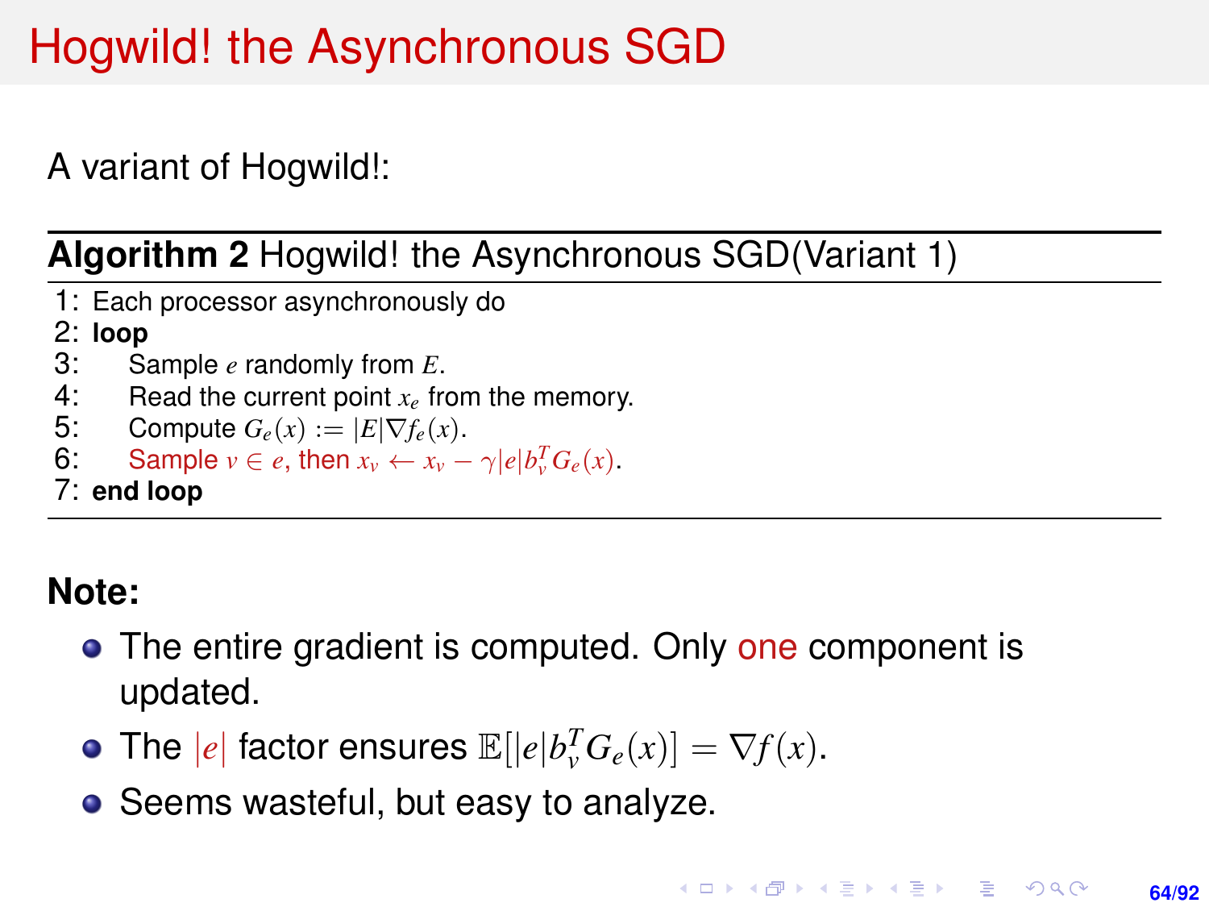# Hogwild! the Asynchronous SGD

A variant of Hogwild!:

**Algorithm 2** Hogwild! the Asynchronous SGD(Variant 1)

1: Each processor asynchronously do
2: **loop**
3: Sample $e$ randomly from $E$.
4: Read the current point $x_e$ from the memory.
5: Compute $G_e(x) := |E|\nabla f_e(x)$.
6: Sample $v \in e$, then $x_v \leftarrow x_v - \gamma|e|b_v^T G_e(x)$.
7: **end loop**

**Note:**

- The entire gradient is computed. Only one component is updated.
- The $|e|$ factor ensures $\mathbb{E}[|e|b_v^T G_e(x)] = \nabla f(x)$.
- Seems wasteful, but easy to analyze.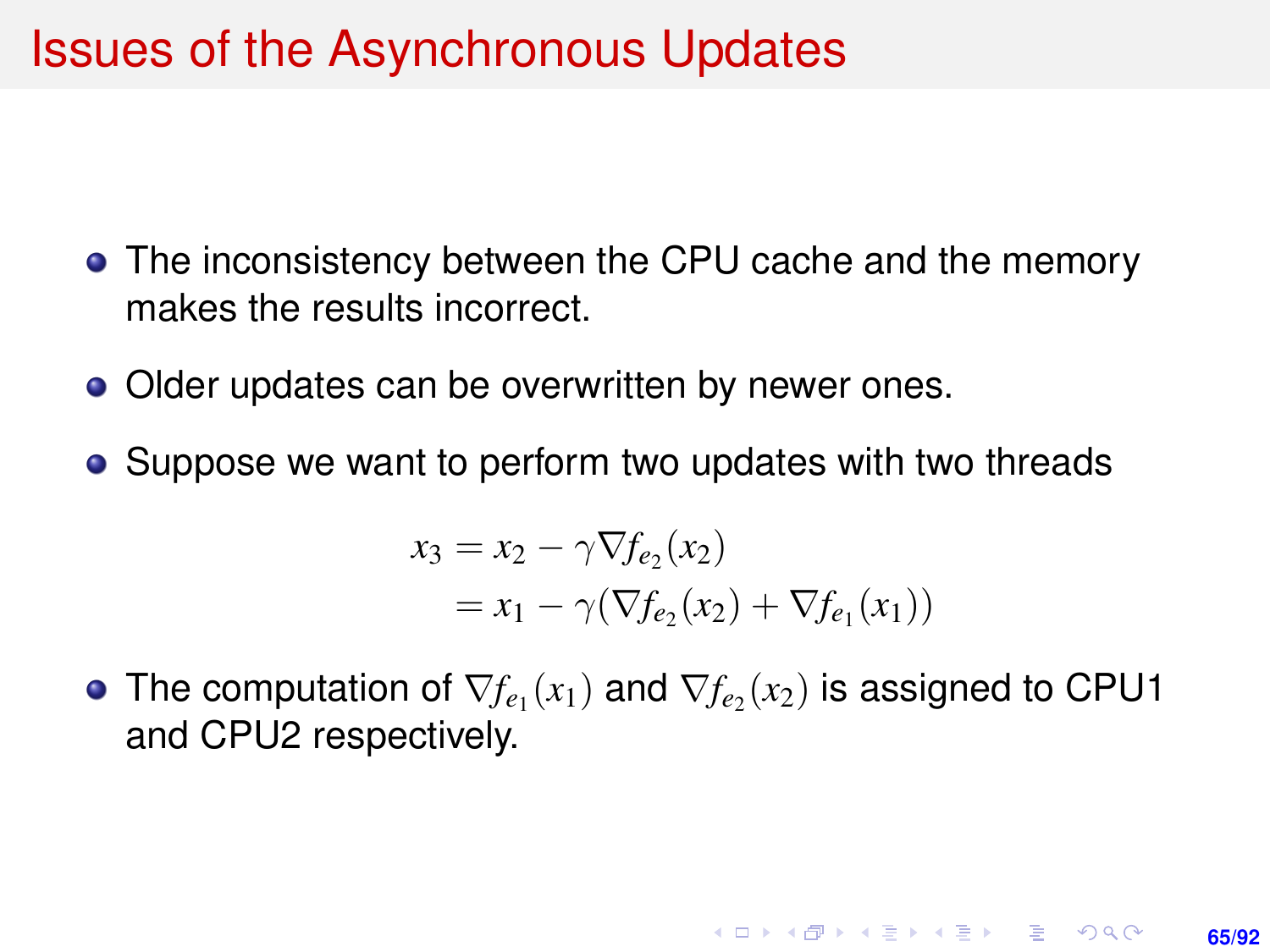# Issues of the Asynchronous Updates

- The inconsistency between the CPU cache and the memory makes the results incorrect.
- Older updates can be overwritten by newer ones.
- Suppose we want to perform two updates with two threads

$$
\begin{aligned}
x_3 &= x_2 - \gamma \nabla f_{e_2}(x_2) \\
&= x_1 - \gamma(\nabla f_{e_2}(x_2) + \nabla f_{e_1}(x_1))
\end{aligned}
$$

- The computation of $\nabla f_{e_1}(x_1)$ and $\nabla f_{e_2}(x_2)$ is assigned to CPU1 and CPU2 respectively.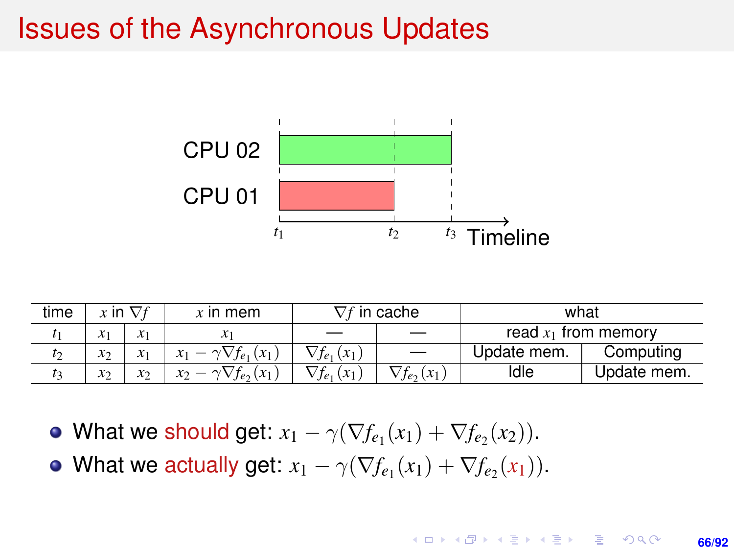# Issues of the Asynchronous Updates

CPU 02

CPU 01

$t_1$ $t_2$ $t_3$ Timeline

| time | $x$ in $\nabla f$ | | $x$ in mem | $\nabla f$ in cache | | what | |
|---|---|---|---|---|---|---|---|
| $t_1$ | $x_1$ | $x_1$ | $x_1$ | — | — | read $x_1$ from memory | |
| $t_2$ | $x_2$ | $x_1$ | $x_1 - \gamma \nabla f_{e_1}(x_1)$ | $\nabla f_{e_1}(x_1)$ | — | Update mem. | Computing |
| $t_3$ | $x_2$ | $x_2$ | $x_2 - \gamma \nabla f_{e_2}(x_1)$ | $\nabla f_{e_1}(x_1)$ | $\nabla f_{e_2}(x_1)$ | Idle | Update mem. |

- What we should get: $x_1 - \gamma(\nabla f_{e_1}(x_1) + \nabla f_{e_2}(x_2))$.
- What we actually get: $x_1 - \gamma(\nabla f_{e_1}(x_1) + \nabla f_{e_2}(x_1))$.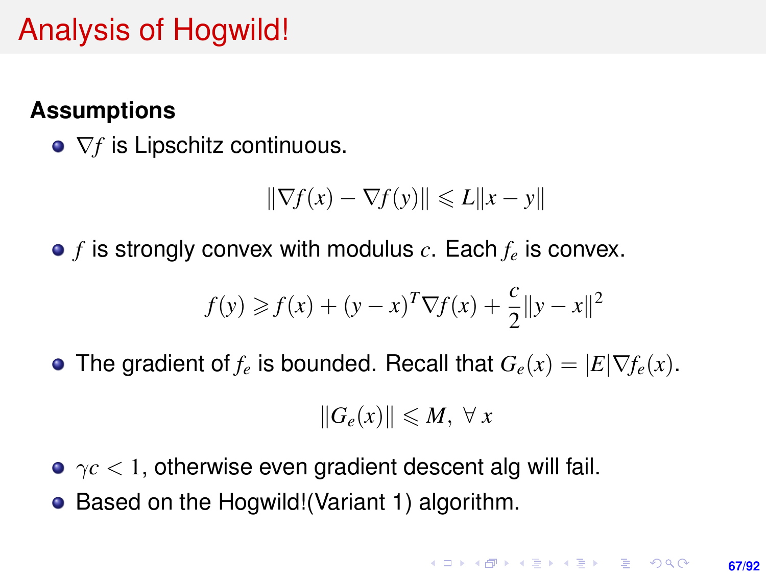# Analysis of Hogwild!

**Assumptions**

- $\nabla f$ is Lipschitz continuous.

$$\|\nabla f(x) - \nabla f(y)\| \leqslant L\|x - y\|$$

- $f$ is strongly convex with modulus $c$. Each $f_e$ is convex.

$$f(y) \geqslant f(x) + (y-x)^T \nabla f(x) + \frac{c}{2}\|y - x\|^2$$

- The gradient of $f_e$ is bounded. Recall that $G_e(x) = |E|\nabla f_e(x)$.

$$\|G_e(x)\| \leqslant M, \ \forall\, x$$

- $\gamma c < 1$, otherwise even gradient descent alg will fail.
- Based on the Hogwild!(Variant 1) algorithm.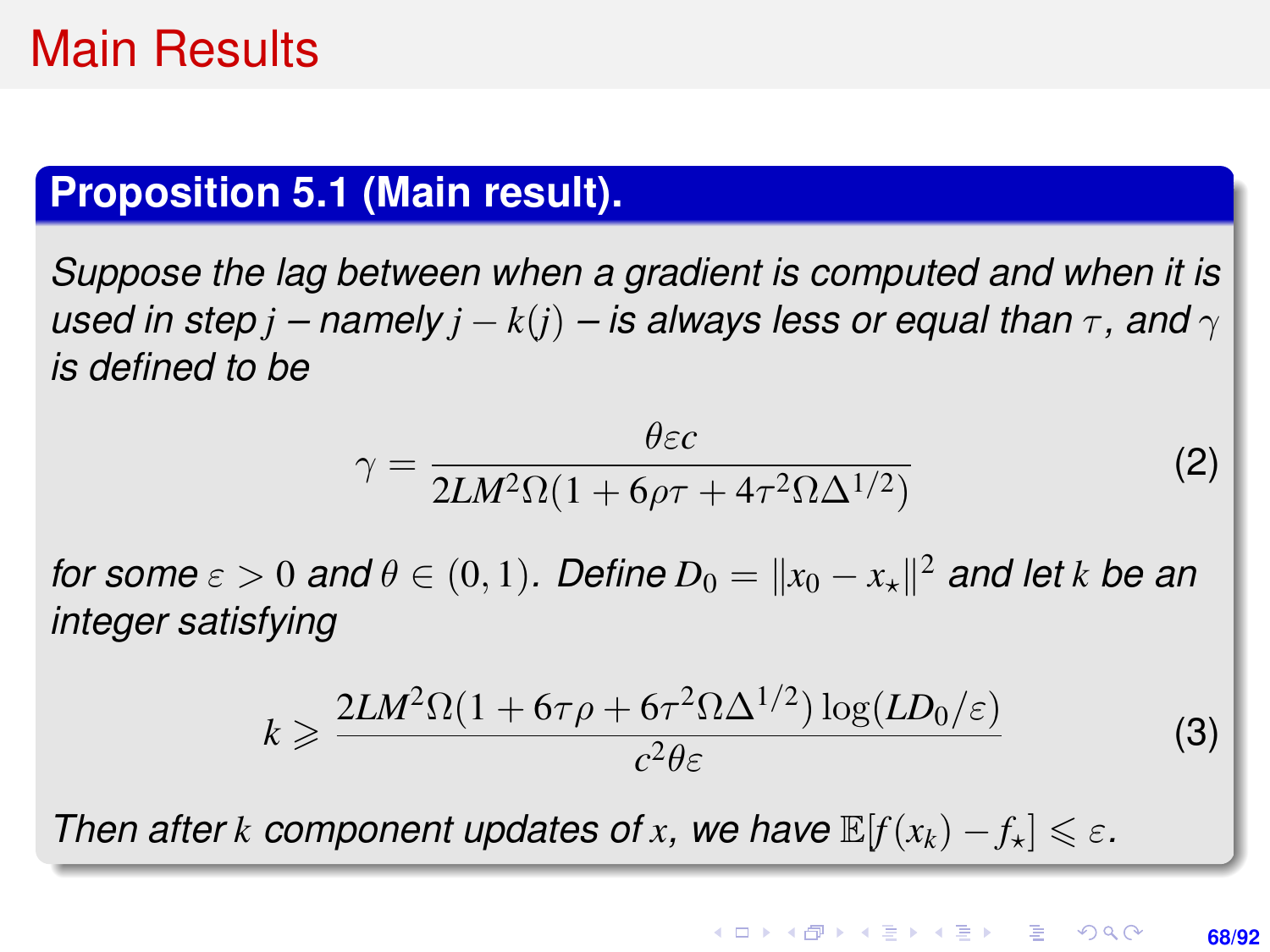# Main Results

**Proposition 5.1 (Main result).**

*Suppose the lag between when a gradient is computed and when it is used in step $j$ – namely $j - k(j)$ – is always less or equal than $\tau$, and $\gamma$ is defined to be*

$$\gamma = \frac{\theta \varepsilon c}{2LM^2\Omega(1 + 6\rho\tau + 4\tau^2\Omega\Delta^{1/2})} \tag{2}$$

*for some $\varepsilon > 0$ and $\theta \in (0, 1)$. Define $D_0 = \|x_0 - x_\star\|^2$ and let $k$ be an integer satisfying*

$$k \geqslant \frac{2LM^2\Omega(1 + 6\tau\rho + 6\tau^2\Omega\Delta^{1/2}) \log(LD_0/\varepsilon)}{c^2\theta\varepsilon} \tag{3}$$

*Then after $k$ component updates of $x$, we have $\mathbb{E}[f(x_k) - f_\star] \leqslant \varepsilon$.*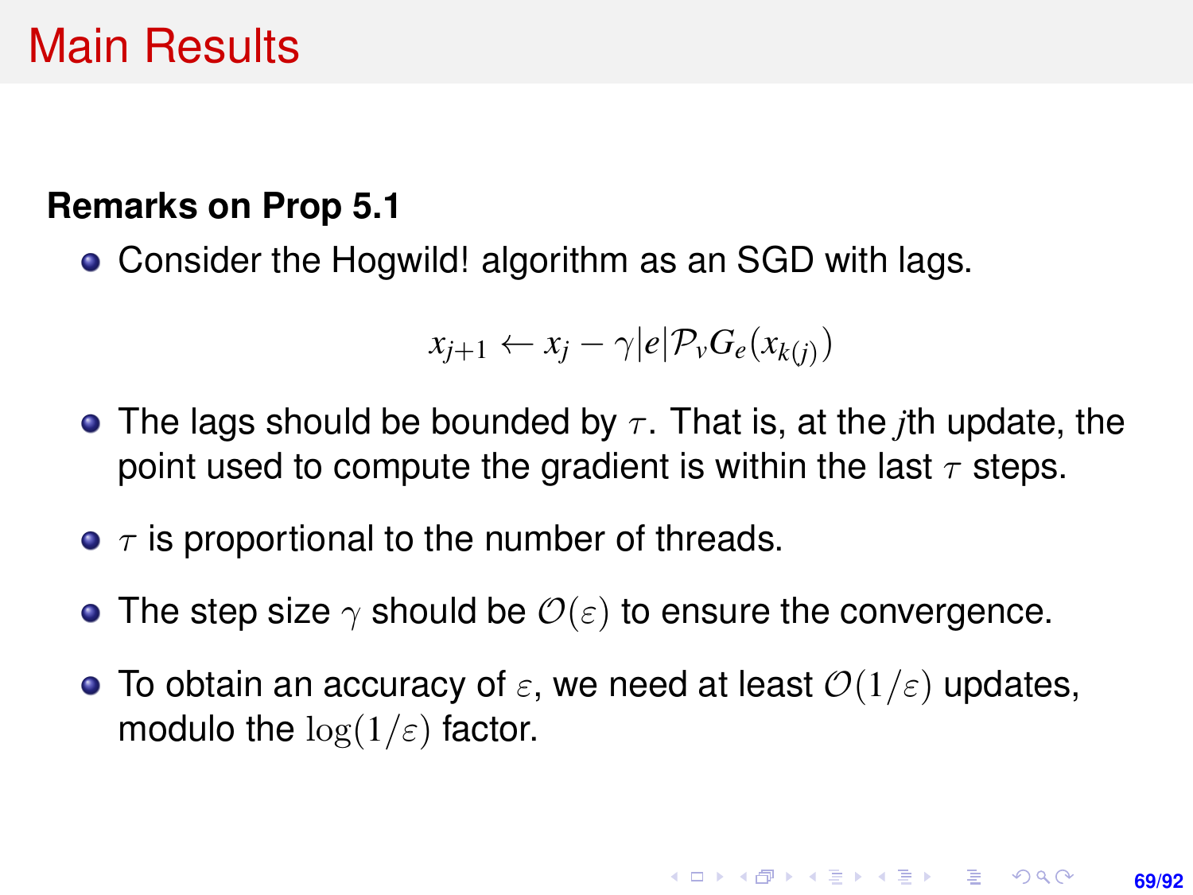# Main Results

**Remarks on Prop 5.1**

- Consider the Hogwild! algorithm as an SGD with lags.

$$x_{j+1} \leftarrow x_j - \gamma|e|\mathcal{P}_v G_e(x_{k(j)})$$

- The lags should be bounded by $\tau$. That is, at the $j$th update, the point used to compute the gradient is within the last $\tau$ steps.
- $\tau$ is proportional to the number of threads.
- The step size $\gamma$ should be $\mathcal{O}(\varepsilon)$ to ensure the convergence.
- To obtain an accuracy of $\varepsilon$, we need at least $\mathcal{O}(1/\varepsilon)$ updates, modulo the $\log(1/\varepsilon)$ factor.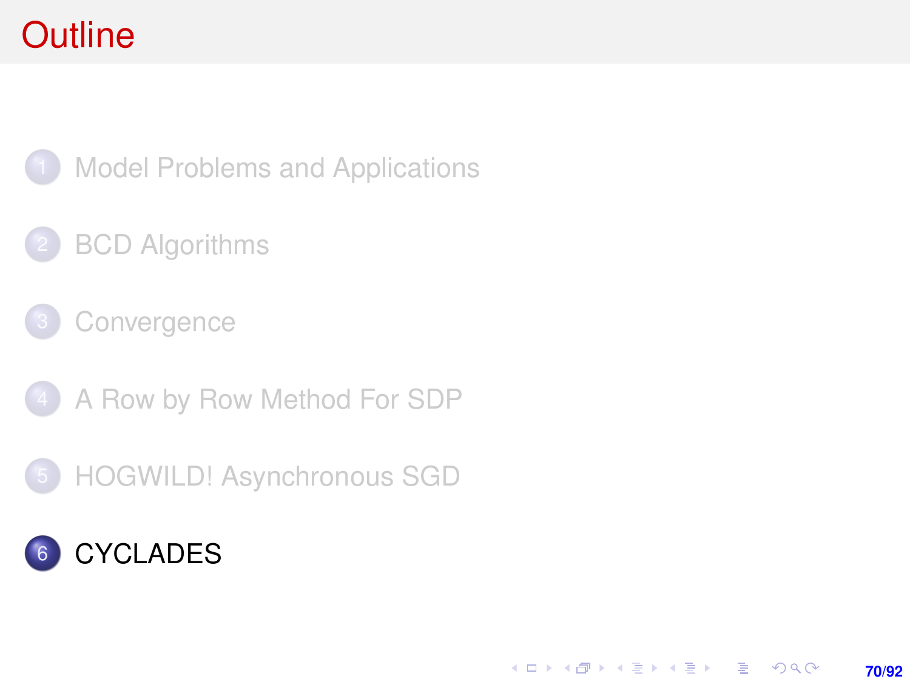# Outline

1. Model Problems and Applications
2. BCD Algorithms
3. Convergence
4. A Row by Row Method For SDP
5. HOGWILD! Asynchronous SGD
6. CYCLADES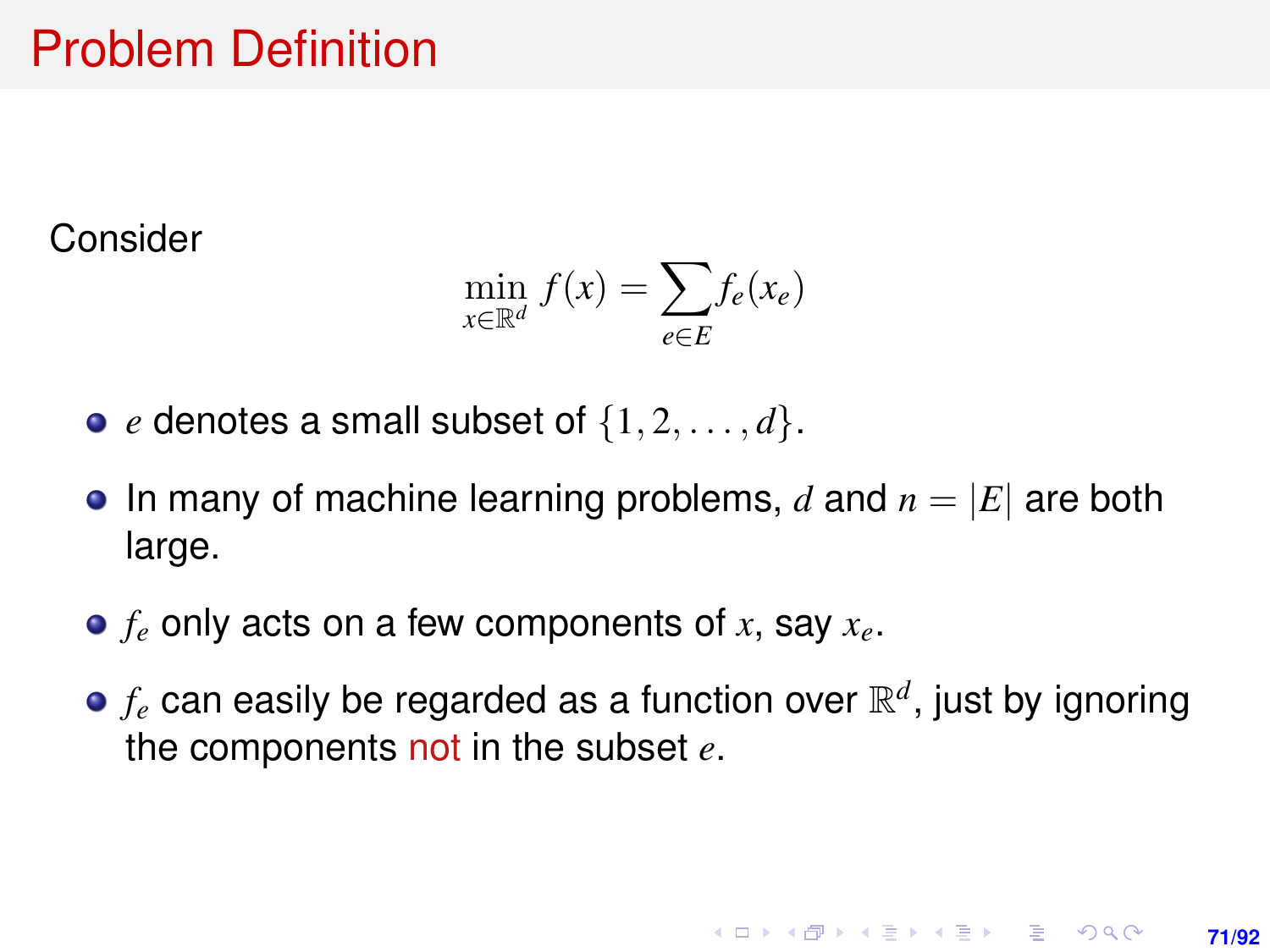# Problem Definition

Consider

$$\min_{x \in \mathbb{R}^d} f(x) = \sum_{e \in E} f_e(x_e)$$

- $e$ denotes a small subset of $\{1, 2, \ldots, d\}$.
- In many of machine learning problems, $d$ and $n = |E|$ are both large.
- $f_e$ only acts on a few components of $x$, say $x_e$.
- $f_e$ can easily be regarded as a function over $\mathbb{R}^d$, just by ignoring the components not in the subset $e$.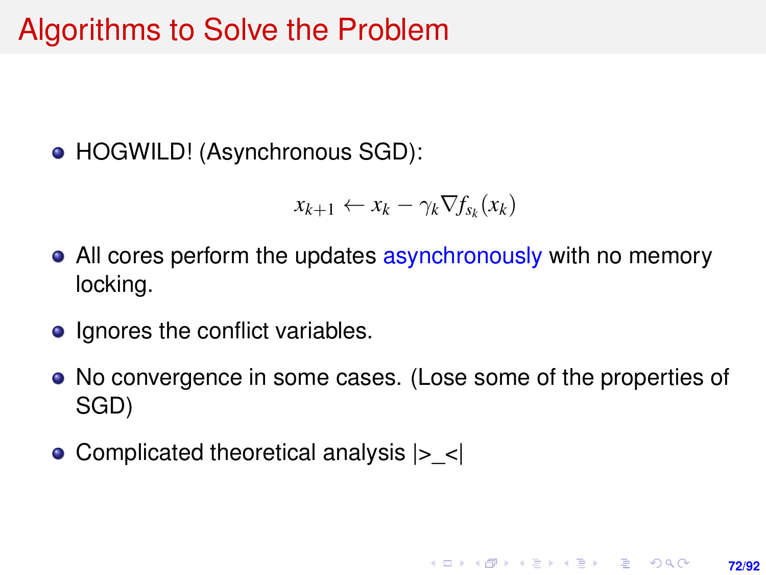# Algorithms to Solve the Problem

- HOGWILD! (Asynchronous SGD):

$$x_{k+1} \leftarrow x_k - \gamma_k \nabla f_{s_k}(x_k)$$

- All cores perform the updates asynchronously with no memory locking.
- Ignores the conflict variables.
- No convergence in some cases. (Lose some of the properties of SGD)
- Complicated theoretical analysis |>_<|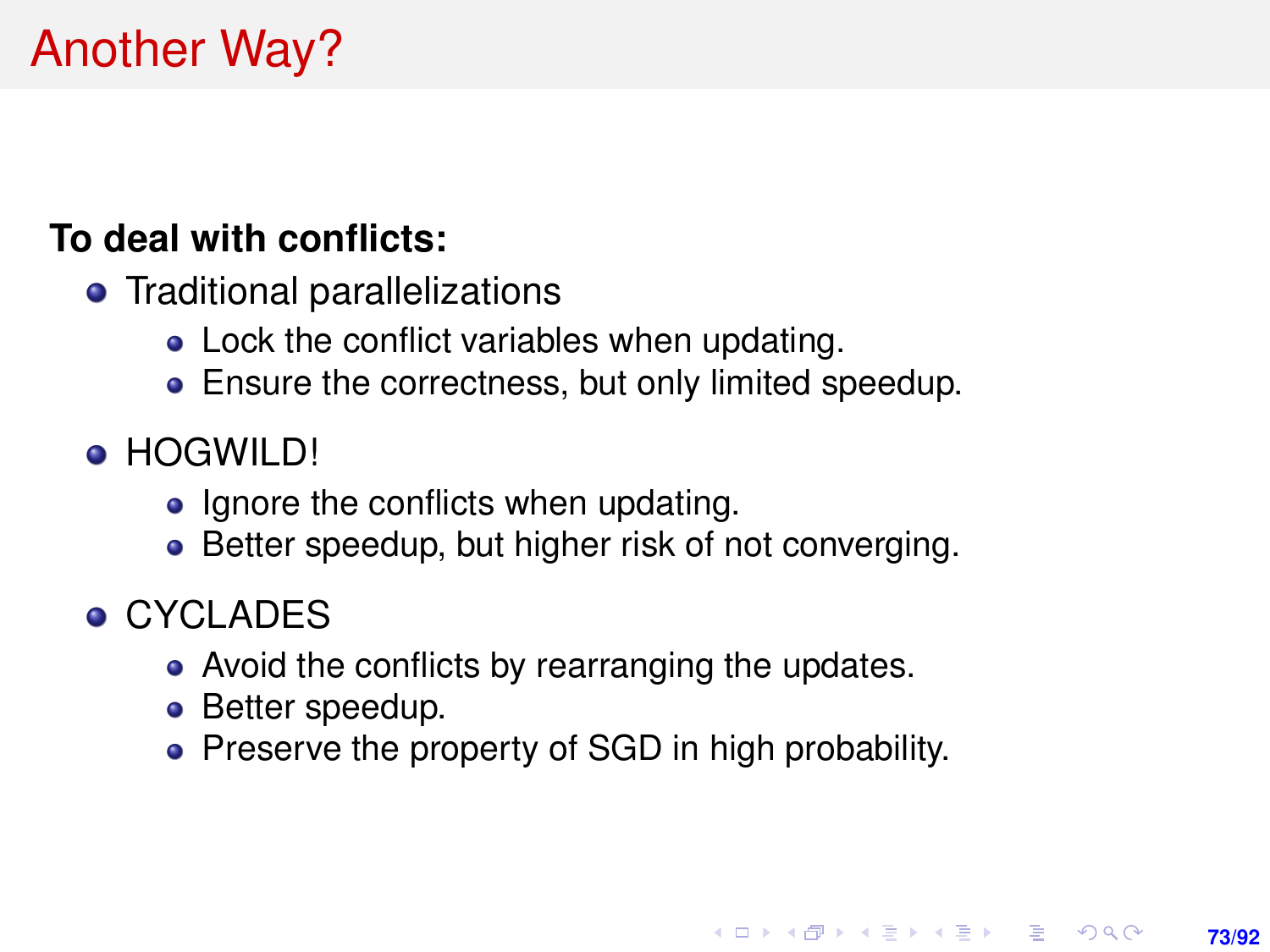# Another Way?

**To deal with conflicts:**

- Traditional parallelizations
  - Lock the conflict variables when updating.
  - Ensure the correctness, but only limited speedup.
- HOGWILD!
  - Ignore the conflicts when updating.
  - Better speedup, but higher risk of not converging.
- CYCLADES
  - Avoid the conflicts by rearranging the updates.
  - Better speedup.
  - Preserve the property of SGD in high probability.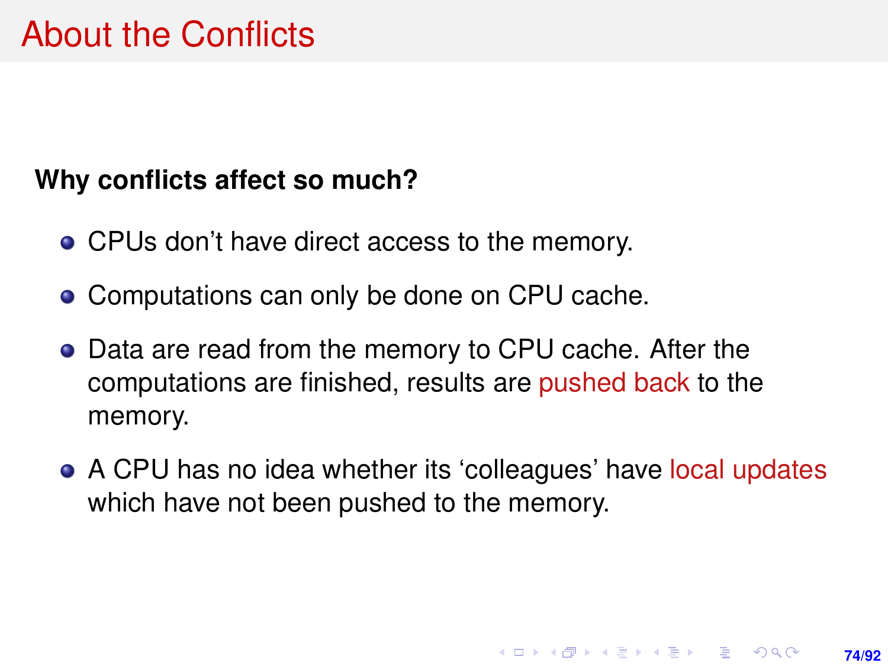# About the Conflicts

**Why conflicts affect so much?**

- CPUs don't have direct access to the memory.
- Computations can only be done on CPU cache.
- Data are read from the memory to CPU cache. After the computations are finished, results are pushed back to the memory.
- A CPU has no idea whether its 'colleagues' have local updates which have not been pushed to the memory.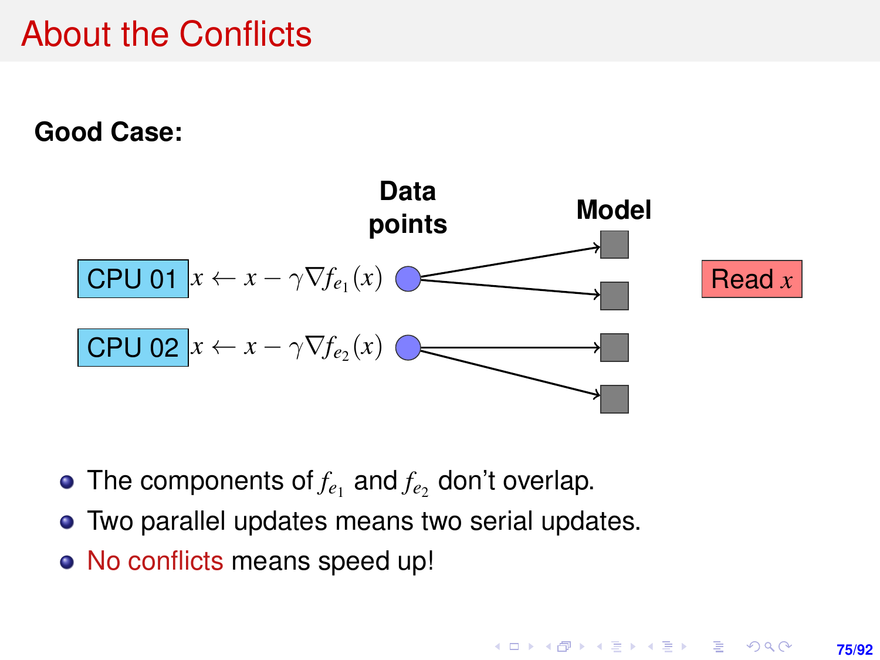# About the Conflicts

**Good Case:**

**Data points** | **Model**

CPU 01 $x \leftarrow x - \gamma \nabla f_{e_1}(x)$

CPU 02 $x \leftarrow x - \gamma \nabla f_{e_2}(x)$

Read $x$

- The components of $f_{e_1}$ and $f_{e_2}$ don't overlap.
- Two parallel updates means two serial updates.
- No conflicts means speed up!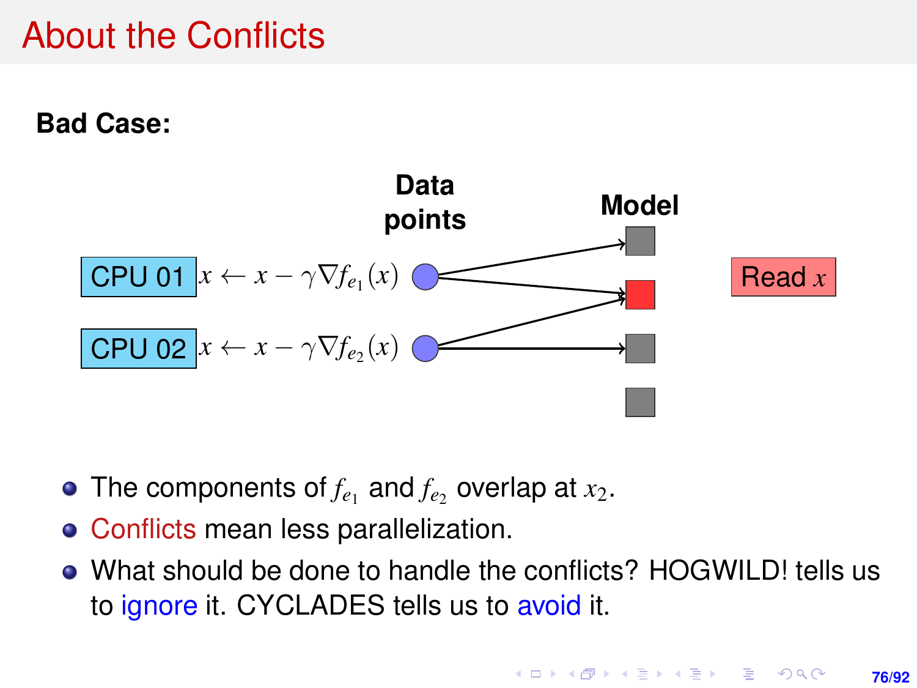# About the Conflicts

**Bad Case:**

**Data points**

**Model**

CPU 01 $x \leftarrow x - \gamma \nabla f_{e_1}(x)$

CPU 02 $x \leftarrow x - \gamma \nabla f_{e_2}(x)$

Read $x$

- The components of $f_{e_1}$ and $f_{e_2}$ overlap at $x_2$.
- Conflicts mean less parallelization.
- What should be done to handle the conflicts? HOGWILD! tells us to ignore it. CYCLADES tells us to avoid it.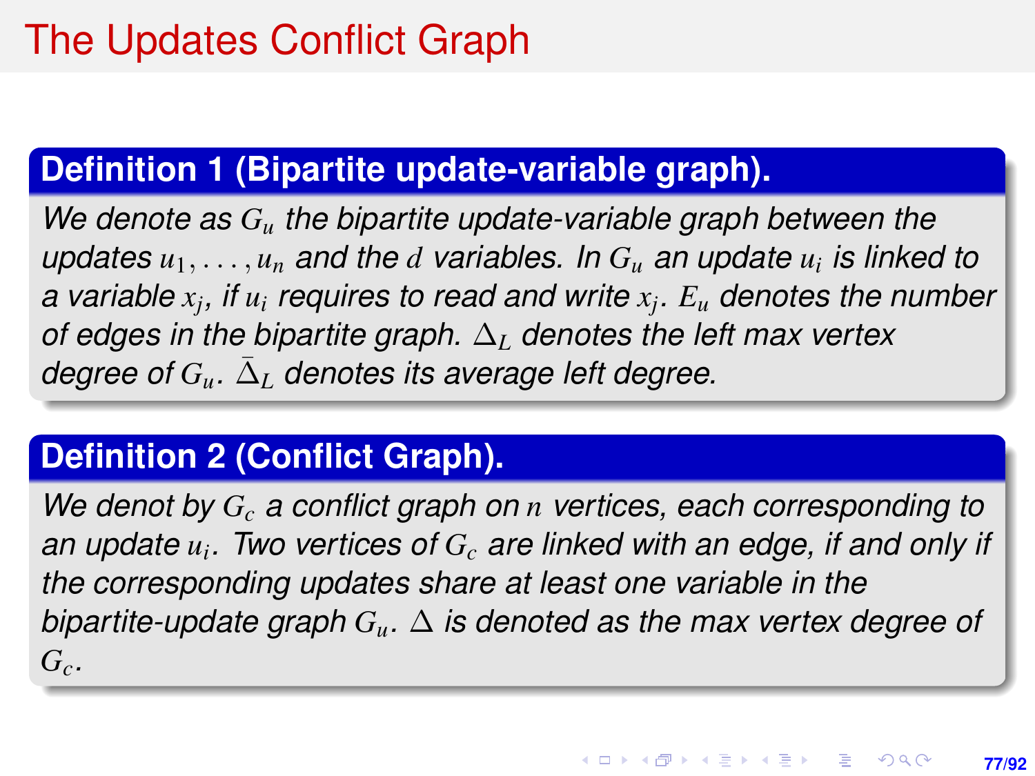# The Updates Conflict Graph

**Definition 1 (Bipartite update-variable graph).**

*We denote as $G_u$ the bipartite update-variable graph between the updates $u_1, \ldots, u_n$ and the $d$ variables. In $G_u$ an update $u_i$ is linked to a variable $x_j$, if $u_i$ requires to read and write $x_j$. $E_u$ denotes the number of edges in the bipartite graph. $\Delta_L$ denotes the left max vertex degree of $G_u$. $\bar{\Delta}_L$ denotes its average left degree.*

**Definition 2 (Conflict Graph).**

*We denot by $G_c$ a conflict graph on $n$ vertices, each corresponding to an update $u_i$. Two vertices of $G_c$ are linked with an edge, if and only if the corresponding updates share at least one variable in the bipartite-update graph $G_u$. $\Delta$ is denoted as the max vertex degree of $G_c$.*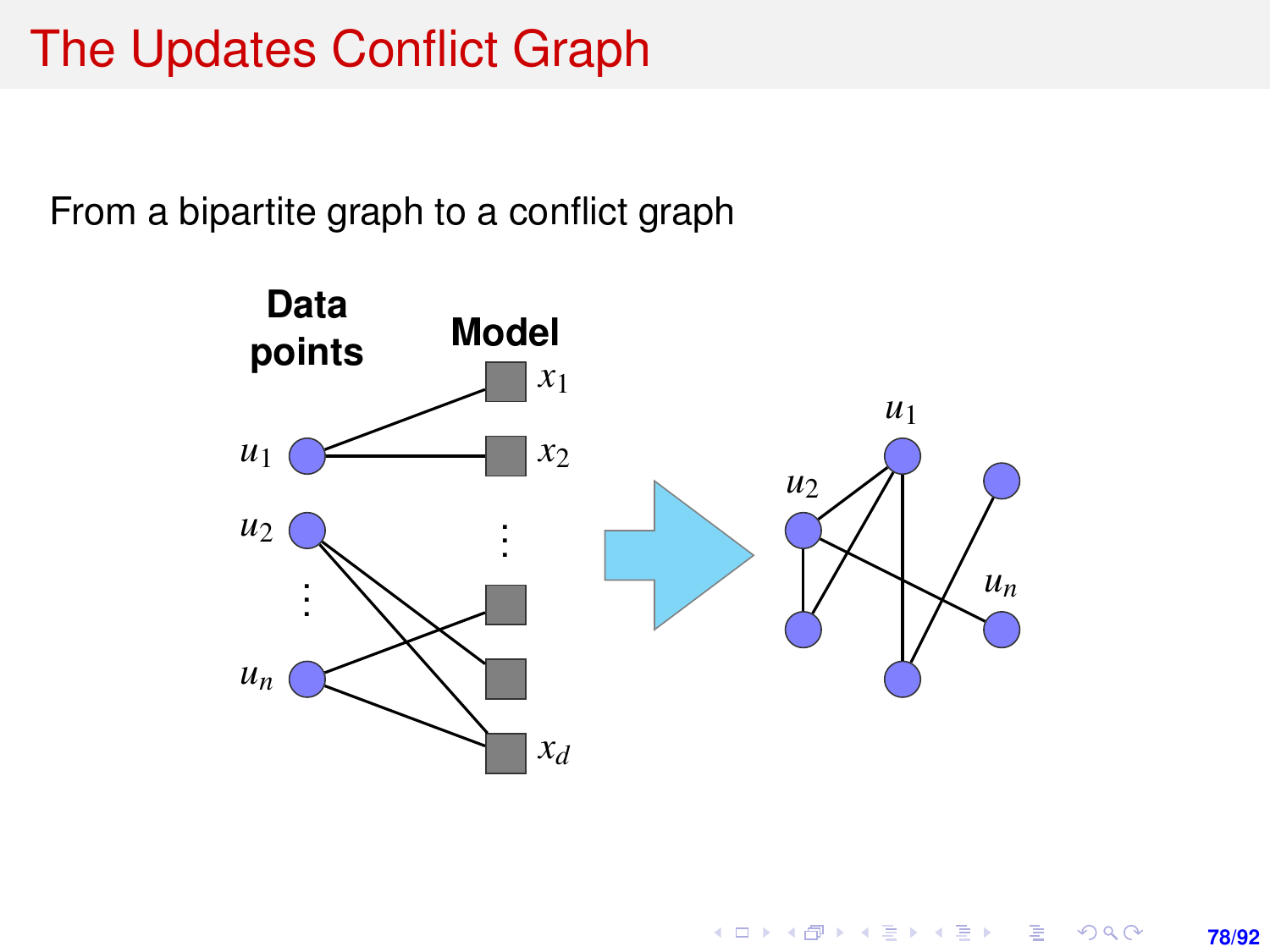# The Updates Conflict Graph

From a bipartite graph to a conflict graph

**Data points** **Model**

$x_1$

$u_1$ $x_2$

$u_2$ ⋮

⋮

$u_n$

$x_d$

$u_1$

$u_2$

$u_n$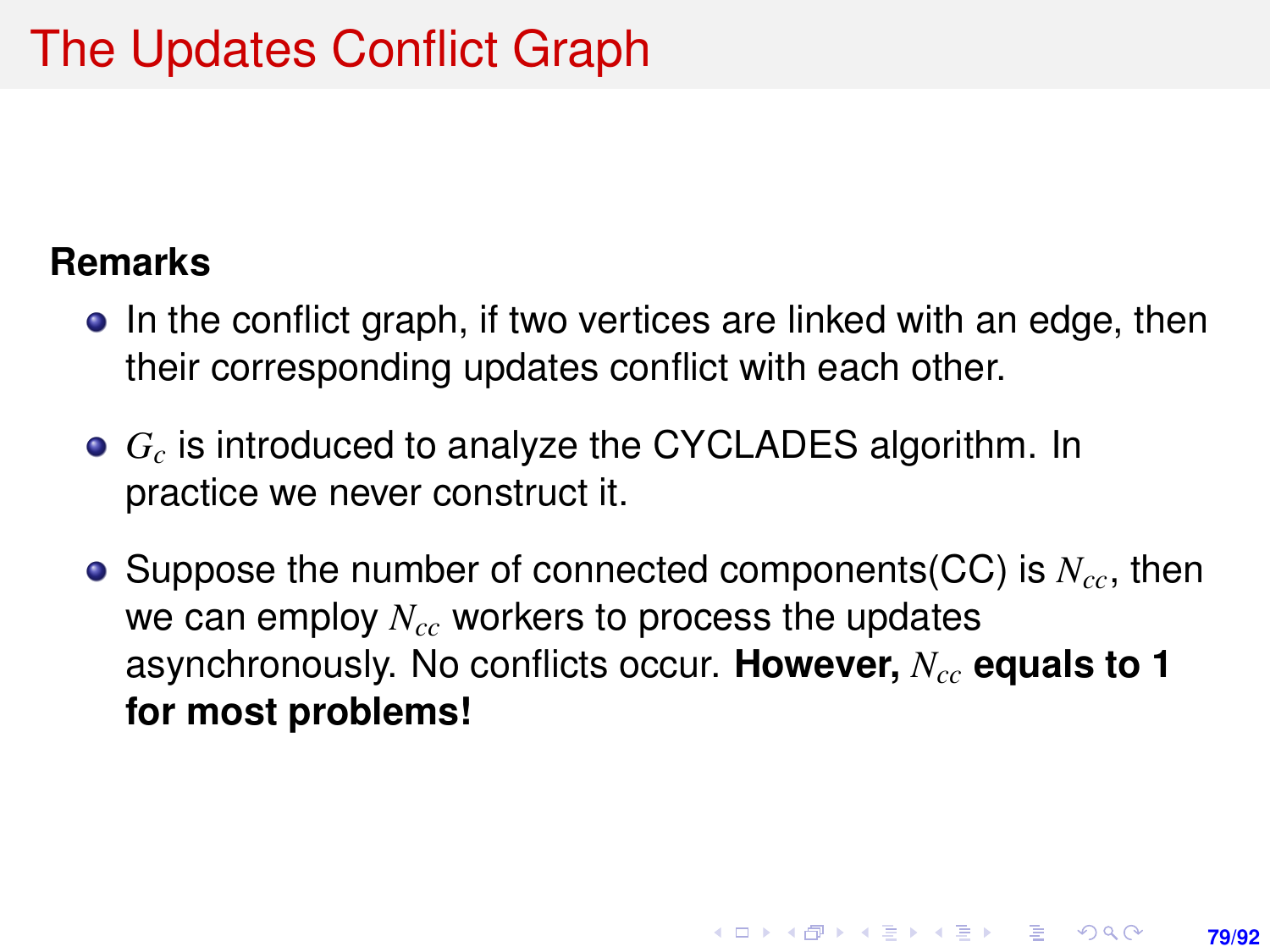# The Updates Conflict Graph

**Remarks**

- In the conflict graph, if two vertices are linked with an edge, then their corresponding updates conflict with each other.
- $G_c$ is introduced to analyze the CYCLADES algorithm. In practice we never construct it.
- Suppose the number of connected components(CC) is $N_{cc}$, then we can employ $N_{cc}$ workers to process the updates asynchronously. No conflicts occur. **However, $N_{cc}$ equals to 1 for most problems!**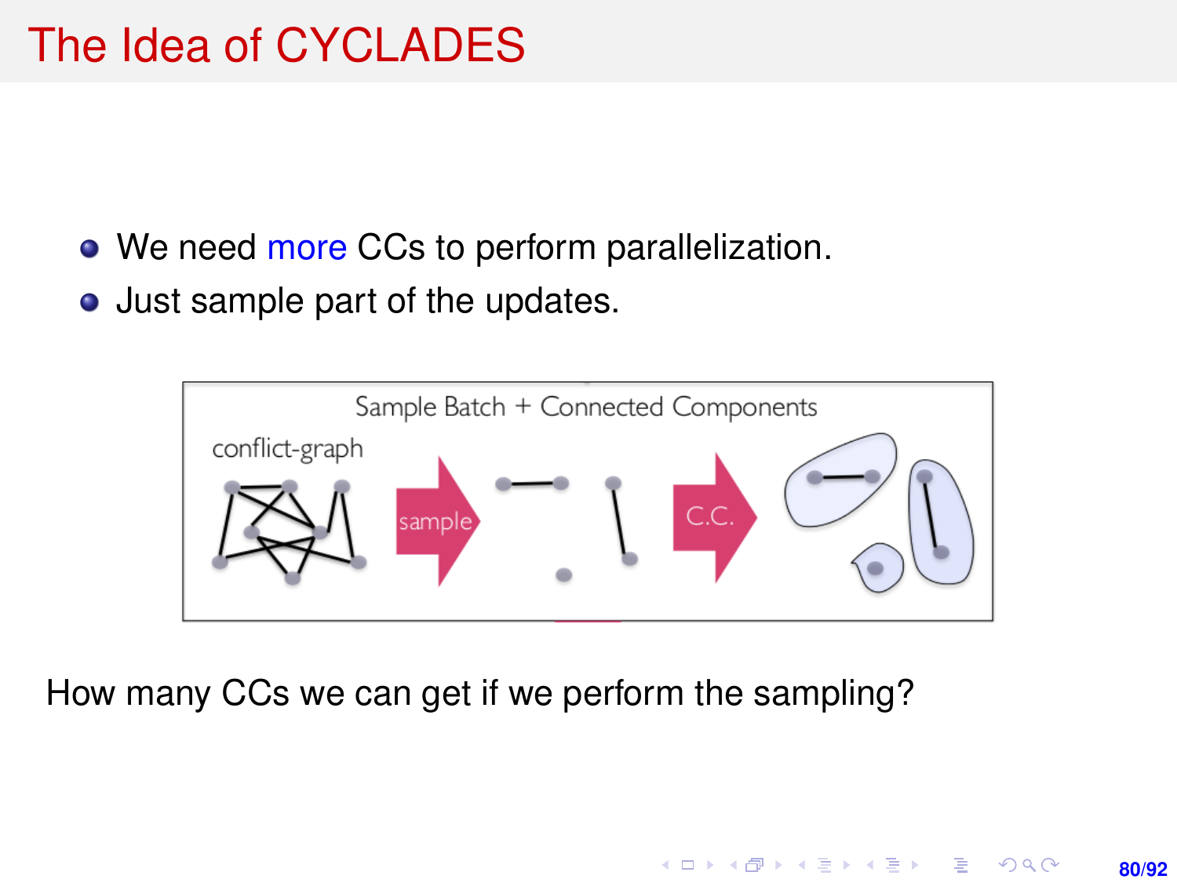# The Idea of CYCLADES

- We need more CCs to perform parallelization.
- Just sample part of the updates.

Sample Batch + Connected Components

conflict-graph

sample

C.C.

How many CCs we can get if we perform the sampling?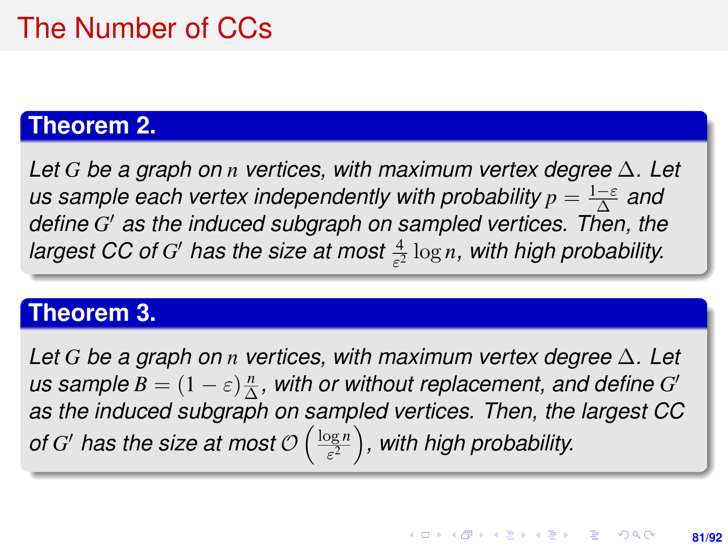# The Number of CCs

**Theorem 2.**

*Let $G$ be a graph on $n$ vertices, with maximum vertex degree $\Delta$. Let us sample each vertex independently with probability $p = \frac{1-\varepsilon}{\Delta}$ and define $G'$ as the induced subgraph on sampled vertices. Then, the largest CC of $G'$ has the size at most $\frac{4}{\varepsilon^2}\log n$, with high probability.*

**Theorem 3.**

*Let $G$ be a graph on $n$ vertices, with maximum vertex degree $\Delta$. Let us sample $B = (1-\varepsilon)\frac{n}{\Delta}$, with or without replacement, and define $G'$ as the induced subgraph on sampled vertices. Then, the largest CC of $G'$ has the size at most $\mathcal{O}\left(\frac{\log n}{\varepsilon^2}\right)$, with high probability.*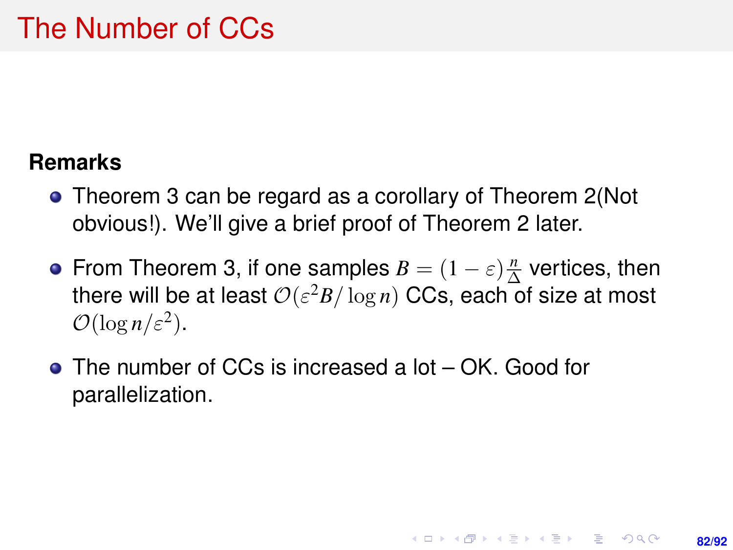# The Number of CCs

**Remarks**

- Theorem 3 can be regard as a corollary of Theorem 2(Not obvious!). We'll give a brief proof of Theorem 2 later.
- From Theorem 3, if one samples $B = (1 - \varepsilon)\frac{n}{\Delta}$ vertices, then there will be at least $\mathcal{O}(\varepsilon^2 B / \log n)$ CCs, each of size at most $\mathcal{O}(\log n/\varepsilon^2)$.
- The number of CCs is increased a lot – OK. Good for parallelization.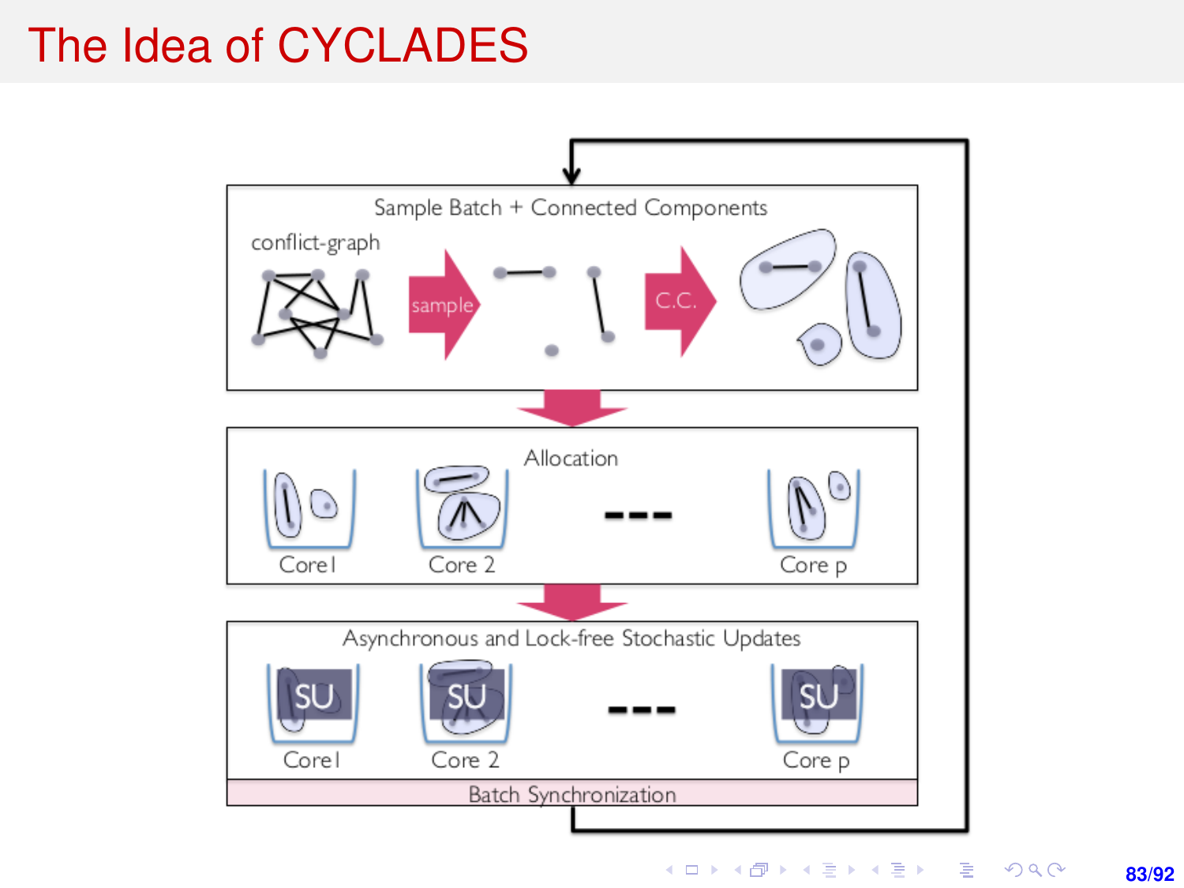# The Idea of CYCLADES

Sample Batch + Connected Components

conflict-graph

sample

C.C.

Allocation

Core1 Core 2 Core p

Asynchronous and Lock-free Stochastic Updates

SU SU SU

Core1 Core 2 Core p

Batch Synchronization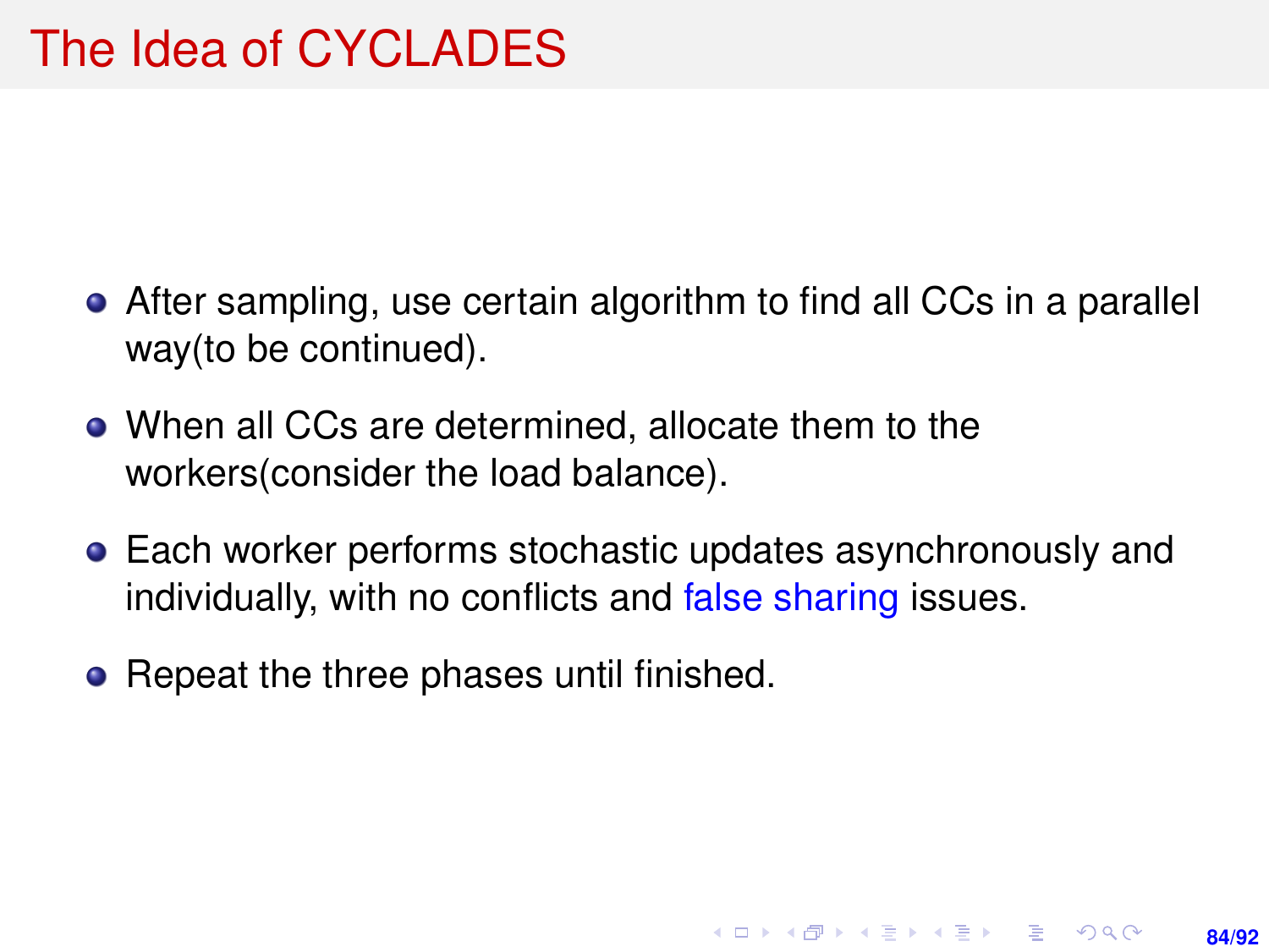# The Idea of CYCLADES

- After sampling, use certain algorithm to find all CCs in a parallel way(to be continued).
- When all CCs are determined, allocate them to the workers(consider the load balance).
- Each worker performs stochastic updates asynchronously and individually, with no conflicts and false sharing issues.
- Repeat the three phases until finished.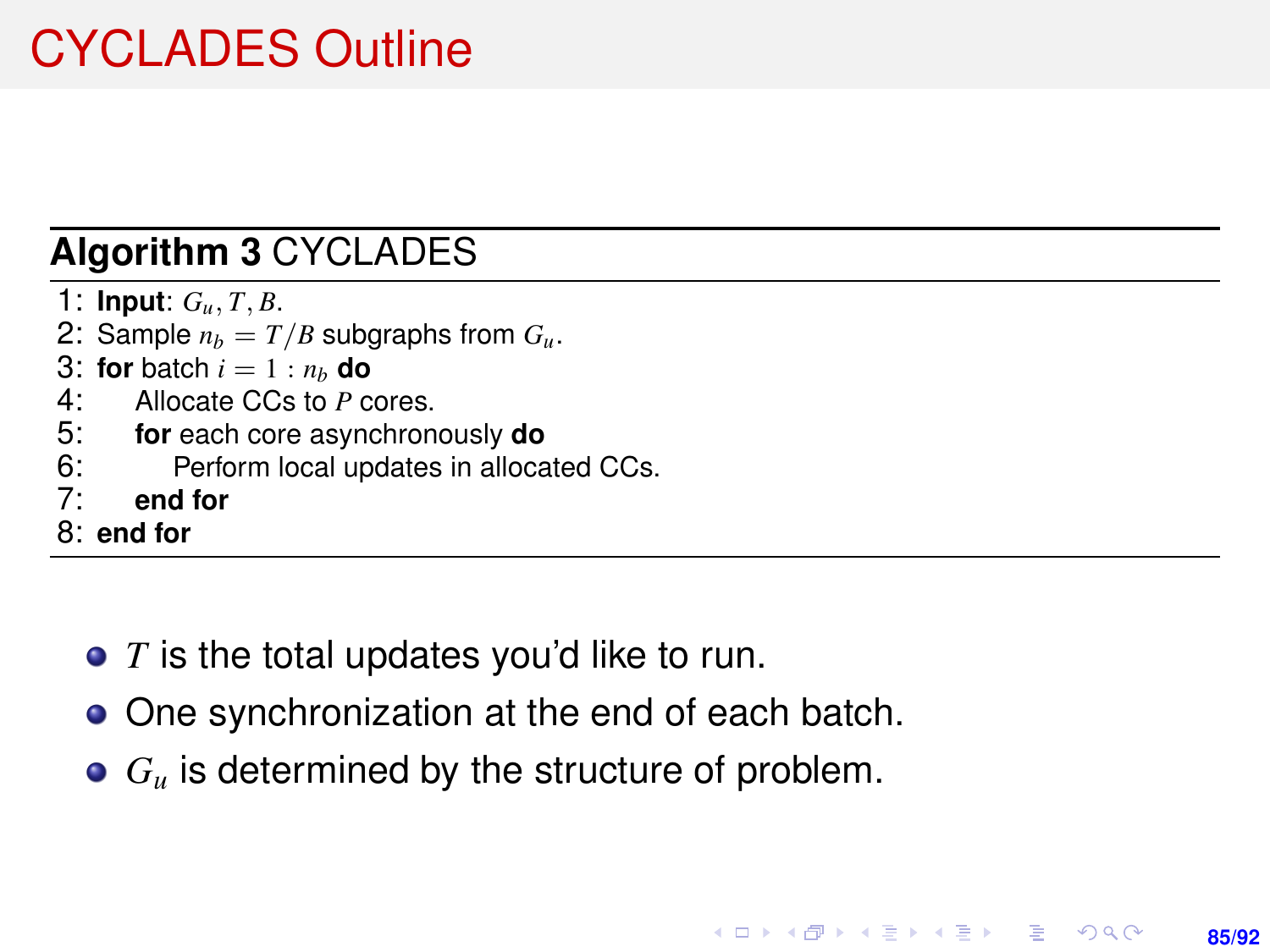# CYCLADES Outline

**Algorithm 3** CYCLADES

```
1: Input: G_u, T, B.
2: Sample n_b = T/B subgraphs from G_u.
3: for batch i = 1 : n_b do
4:     Allocate CCs to P cores.
5:     for each core asynchronously do
6:         Perform local updates in allocated CCs.
7:     end for
8: end for
```

- $T$ is the total updates you'd like to run.
- One synchronization at the end of each batch.
- $G_u$ is determined by the structure of problem.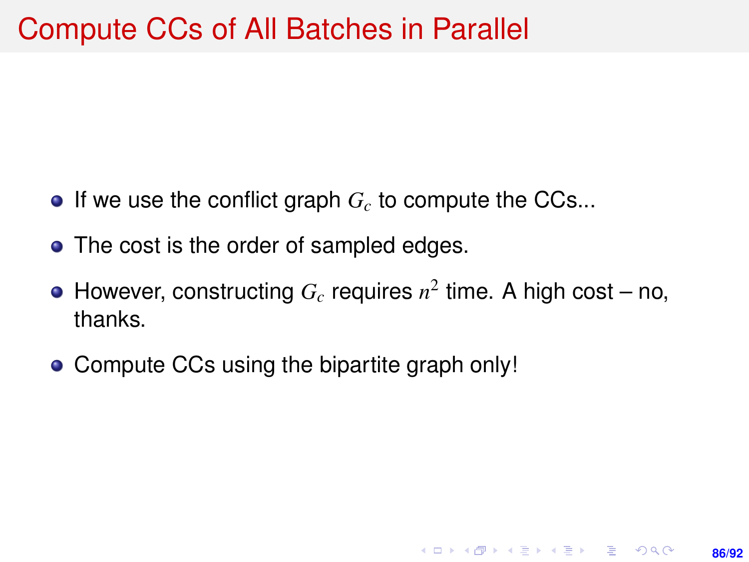# Compute CCs of All Batches in Parallel

- If we use the conflict graph $G_c$ to compute the CCs...
- The cost is the order of sampled edges.
- However, constructing $G_c$ requires $n^2$ time. A high cost – no, thanks.
- Compute CCs using the bipartite graph only!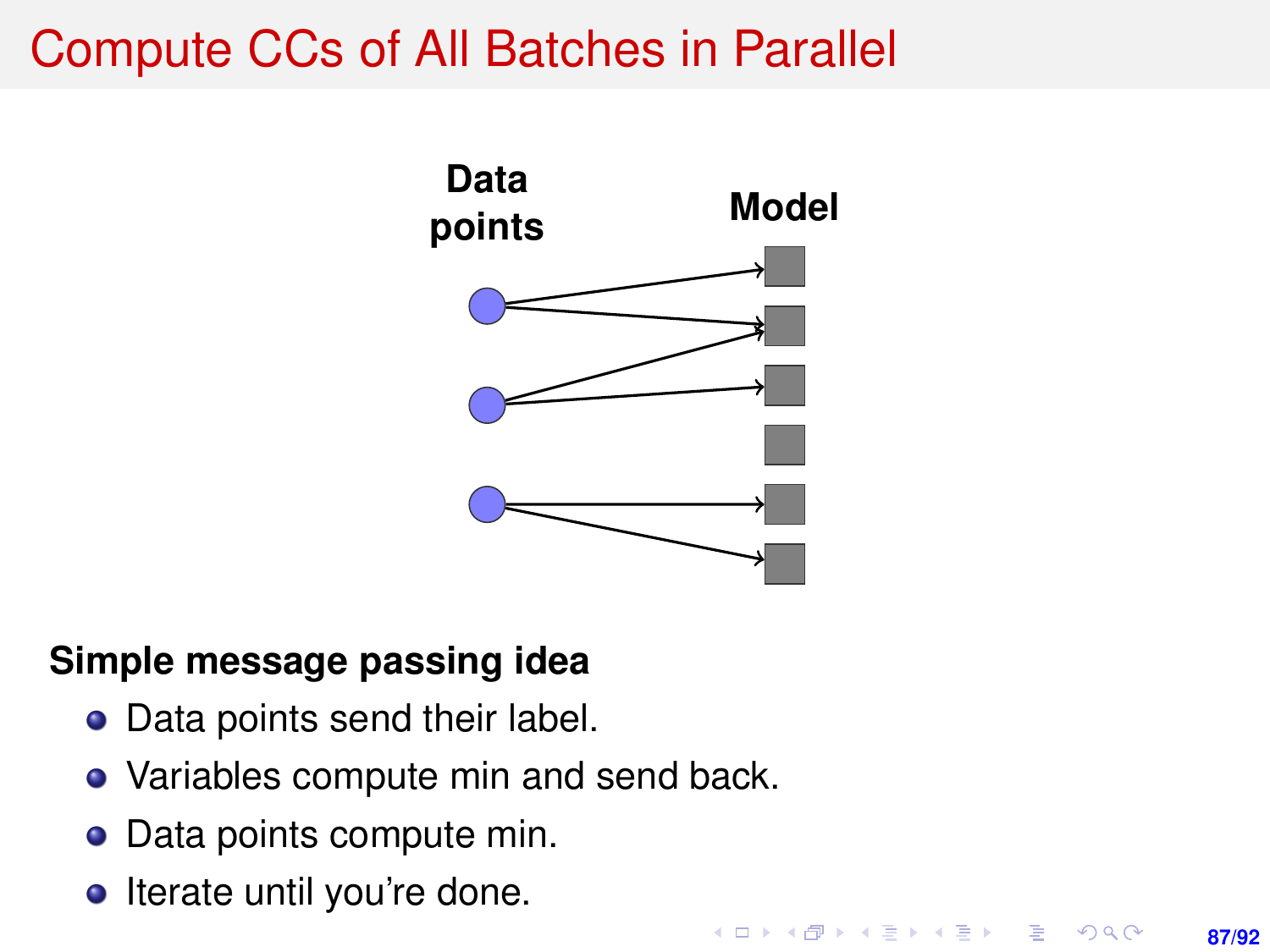# Compute CCs of All Batches in Parallel

Data points

Model

**Simple message passing idea**

- Data points send their label.
- Variables compute min and send back.
- Data points compute min.
- Iterate until you're done.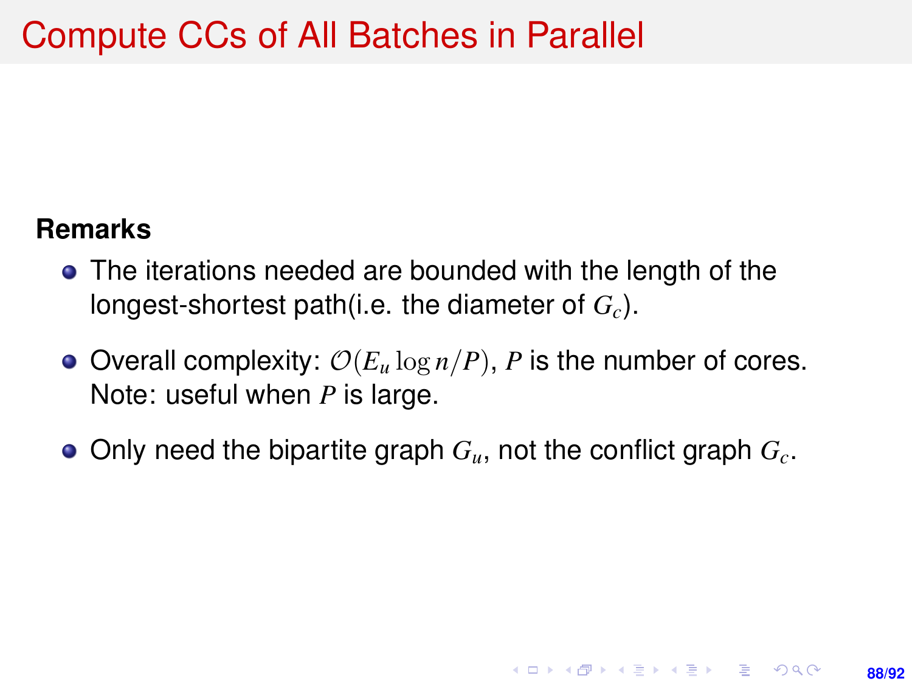# Compute CCs of All Batches in Parallel

**Remarks**

- The iterations needed are bounded with the length of the longest-shortest path(i.e. the diameter of $G_c$).
- Overall complexity: $\mathcal{O}(E_u \log n/P)$, $P$ is the number of cores. Note: useful when $P$ is large.
- Only need the bipartite graph $G_u$, not the conflict graph $G_c$.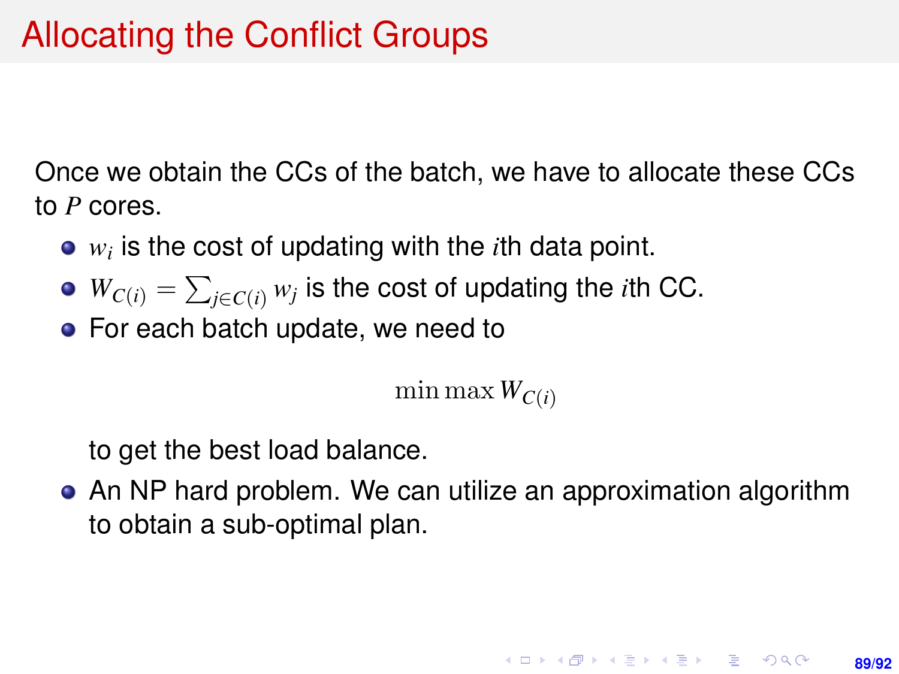# Allocating the Conflict Groups

Once we obtain the CCs of the batch, we have to allocate these CCs to $P$ cores.

- $w_i$ is the cost of updating with the $i$th data point.
- $W_{C(i)} = \sum_{j \in C(i)} w_j$ is the cost of updating the $i$th CC.
- For each batch update, we need to

$$\min \max W_{C(i)}$$

  to get the best load balance.
- An NP hard problem. We can utilize an approximation algorithm to obtain a sub-optimal plan.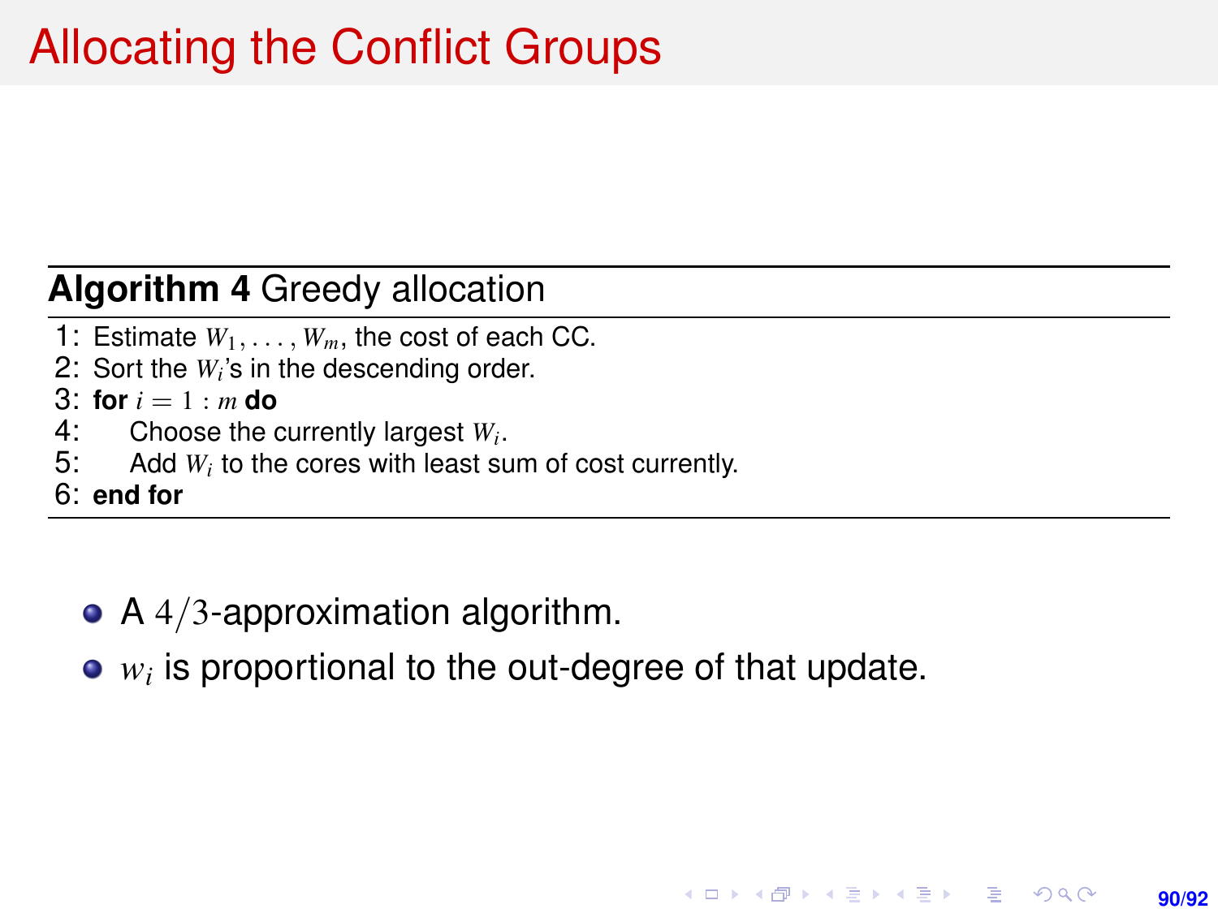# Allocating the Conflict Groups

**Algorithm 4** Greedy allocation

1: Estimate $W_1, \ldots, W_m$, the cost of each CC.
2: Sort the $W_i$'s in the descending order.
3: **for** $i = 1 : m$ **do**
4: Choose the currently largest $W_i$.
5: Add $W_i$ to the cores with least sum of cost currently.
6: **end for**

- A $4/3$-approximation algorithm.
- $w_i$ is proportional to the out-degree of that update.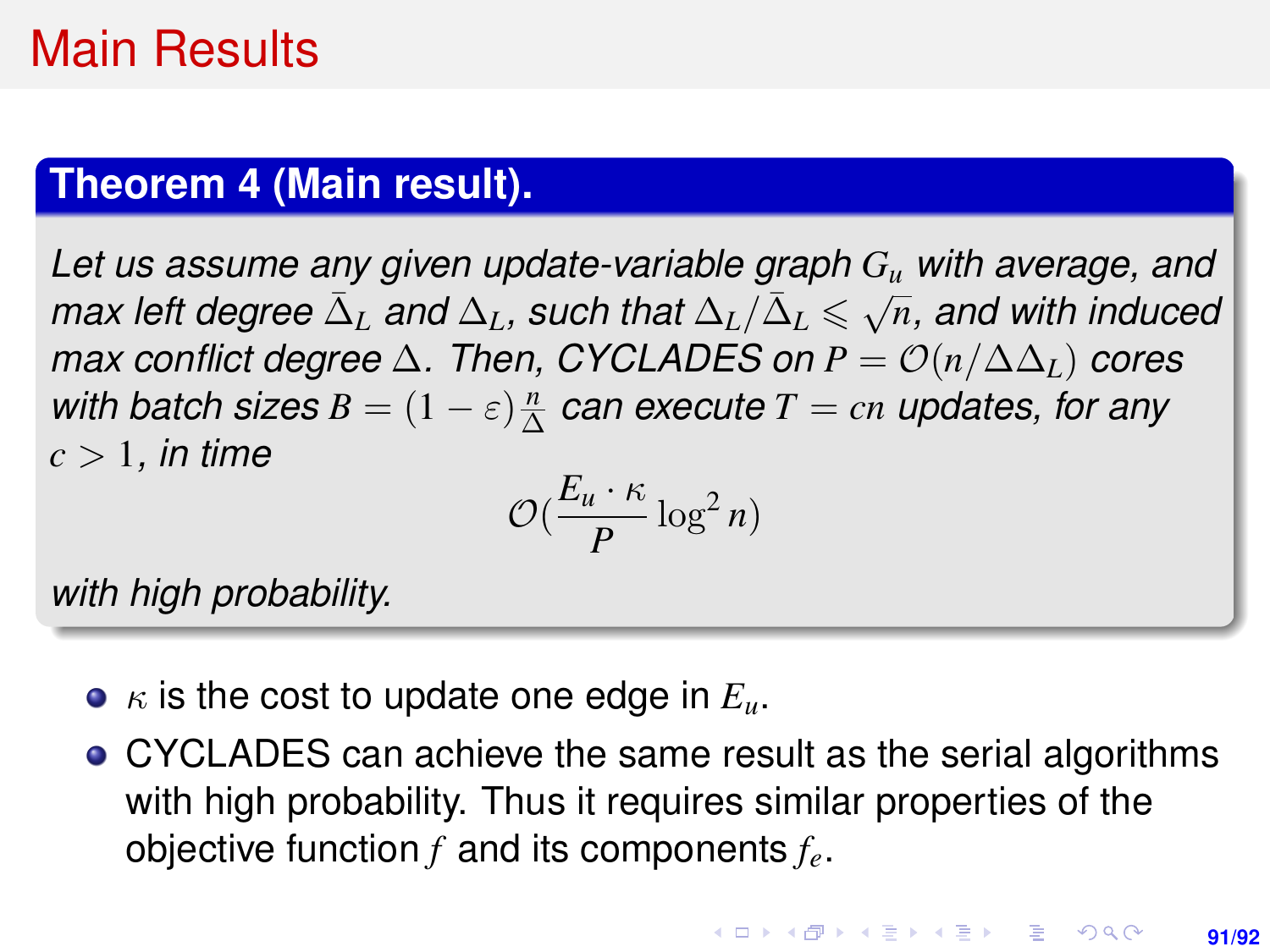# Main Results

**Theorem 4 (Main result).**

*Let us assume any given update-variable graph $G_u$ with average, and max left degree $\bar{\Delta}_L$ and $\Delta_L$, such that $\Delta_L/\bar{\Delta}_L \leqslant \sqrt{n}$, and with induced max conflict degree $\Delta$. Then, CYCLADES on $P = \mathcal{O}(n/\Delta\Delta_L)$ cores with batch sizes $B = (1-\varepsilon)\frac{n}{\Delta}$ can execute $T = cn$ updates, for any $c > 1$, in time*

$$\mathcal{O}\left(\frac{E_u \cdot \kappa}{P} \log^2 n\right)$$

*with high probability.*

- $\kappa$ is the cost to update one edge in $E_u$.
- CYCLADES can achieve the same result as the serial algorithms with high probability. Thus it requires similar properties of the objective function $f$ and its components $f_e$.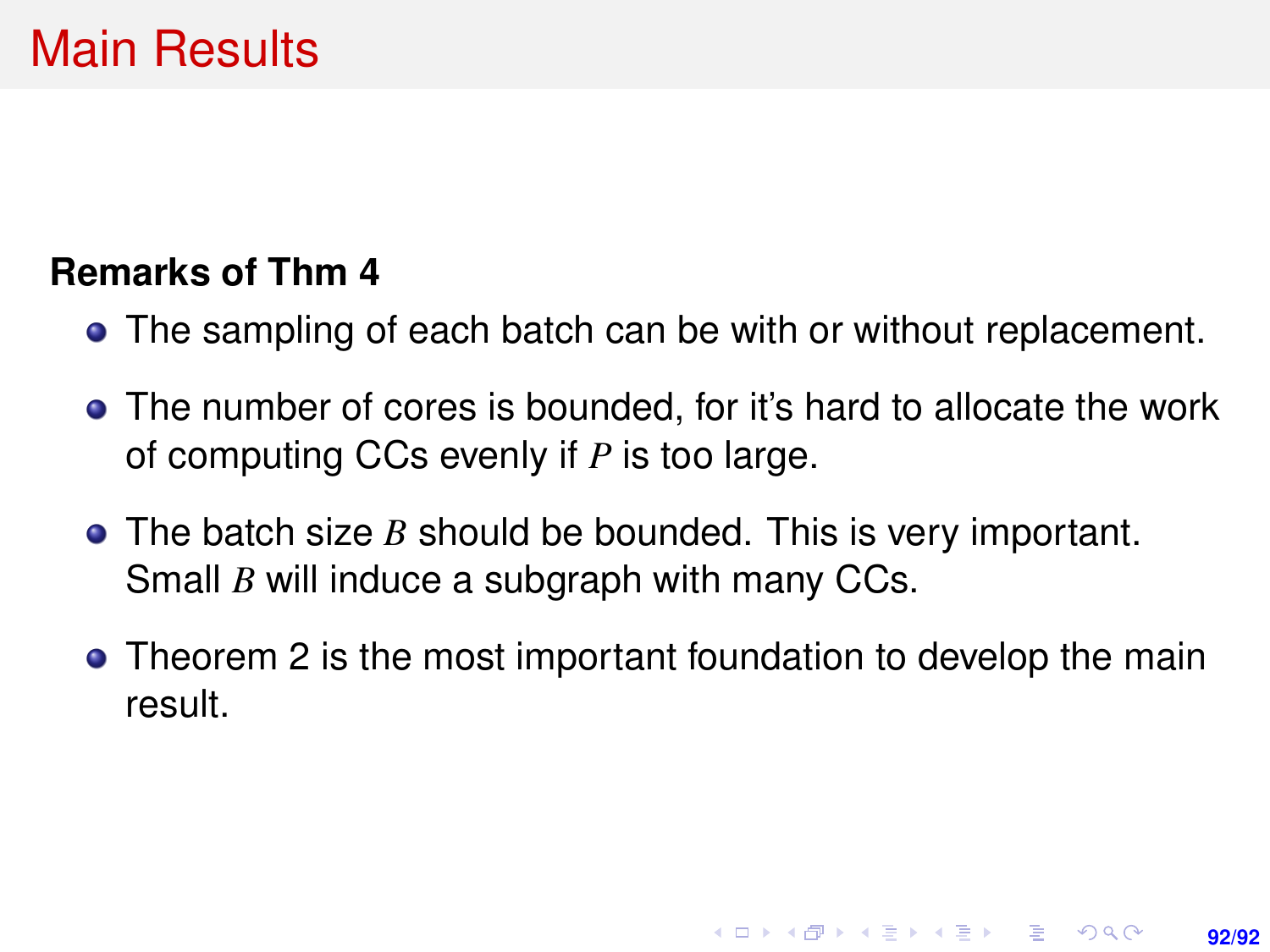# Main Results

**Remarks of Thm 4**

- The sampling of each batch can be with or without replacement.
- The number of cores is bounded, for it's hard to allocate the work of computing CCs evenly if $P$ is too large.
- The batch size $B$ should be bounded. This is very important. Small $B$ will induce a subgraph with many CCs.
- Theorem 2 is the most important foundation to develop the main result.